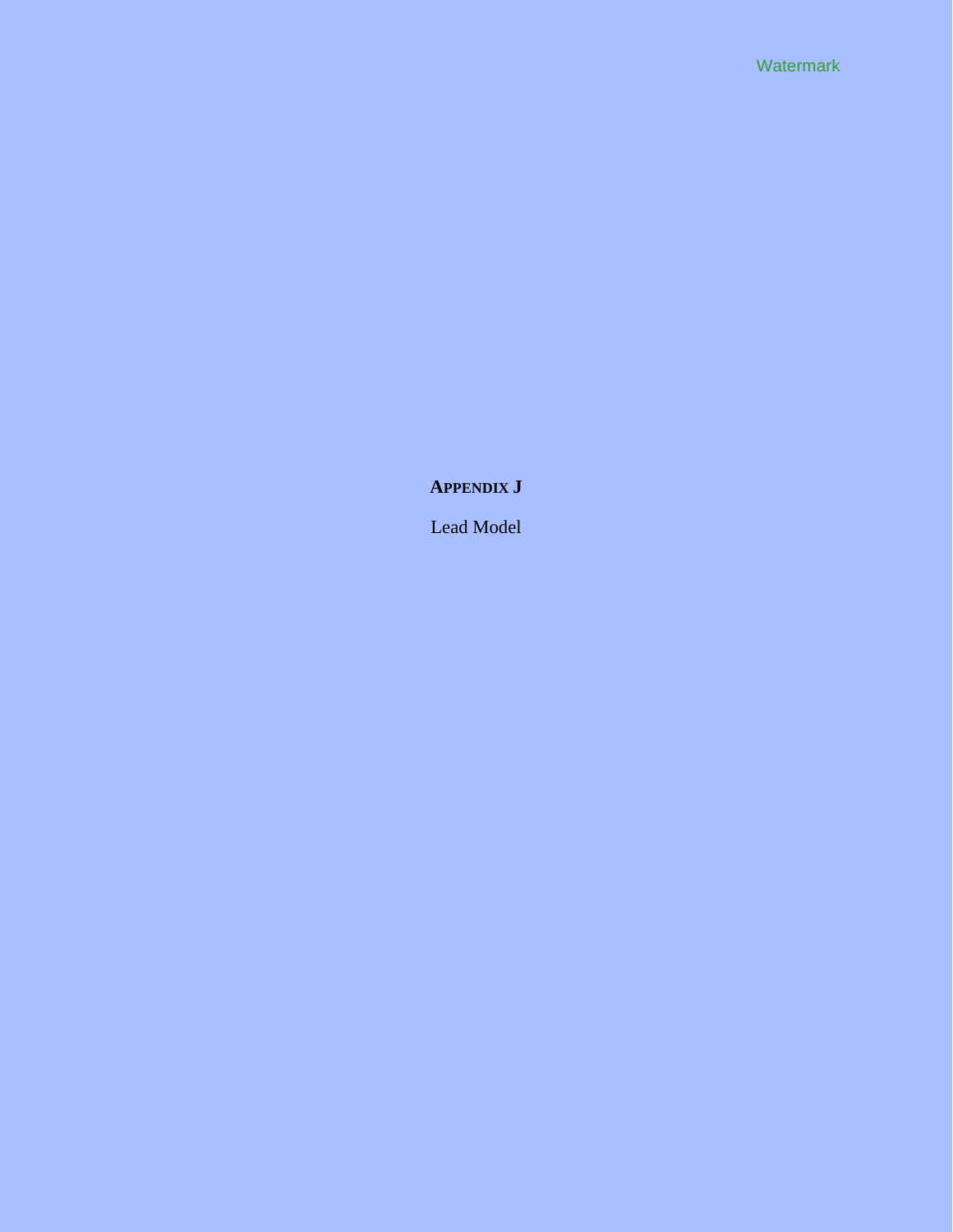# APPENDIX J

Lead Model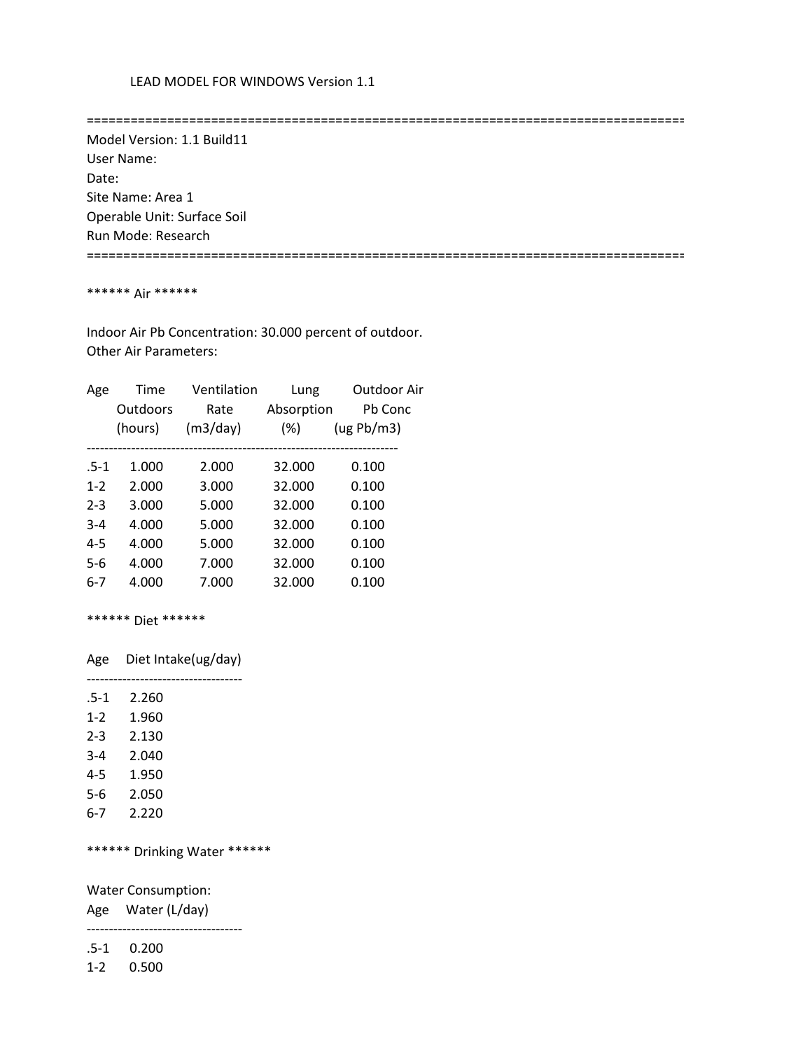LEAD MODEL FOR WINDOWS Version 1.1

==================================================================================

Model Version: 1.1 Build11
User Name:
Date:
Site Name: Area 1
Operable Unit: Surface Soil
Run Mode: Research

==================================================================================

****** Air ******

Indoor Air Pb Concentration: 30.000 percent of outdoor.
Other Air Parameters:

| Age | Time Outdoors (hours) | Ventilation Rate (m3/day) | Lung Absorption (%) | Outdoor Air Pb Conc (ug Pb/m3) |
|---|---|---|---|---|
| .5-1 | 1.000 | 2.000 | 32.000 | 0.100 |
| 1-2 | 2.000 | 3.000 | 32.000 | 0.100 |
| 2-3 | 3.000 | 5.000 | 32.000 | 0.100 |
| 3-4 | 4.000 | 5.000 | 32.000 | 0.100 |
| 4-5 | 4.000 | 5.000 | 32.000 | 0.100 |
| 5-6 | 4.000 | 7.000 | 32.000 | 0.100 |
| 6-7 | 4.000 | 7.000 | 32.000 | 0.100 |

****** Diet ******

| Age | Diet Intake(ug/day) |
|---|---|
| .5-1 | 2.260 |
| 1-2 | 1.960 |
| 2-3 | 2.130 |
| 3-4 | 2.040 |
| 4-5 | 1.950 |
| 5-6 | 2.050 |
| 6-7 | 2.220 |

****** Drinking Water ******

Water Consumption:

| Age | Water (L/day) |
|---|---|
| .5-1 | 0.200 |
| 1-2 | 0.500 |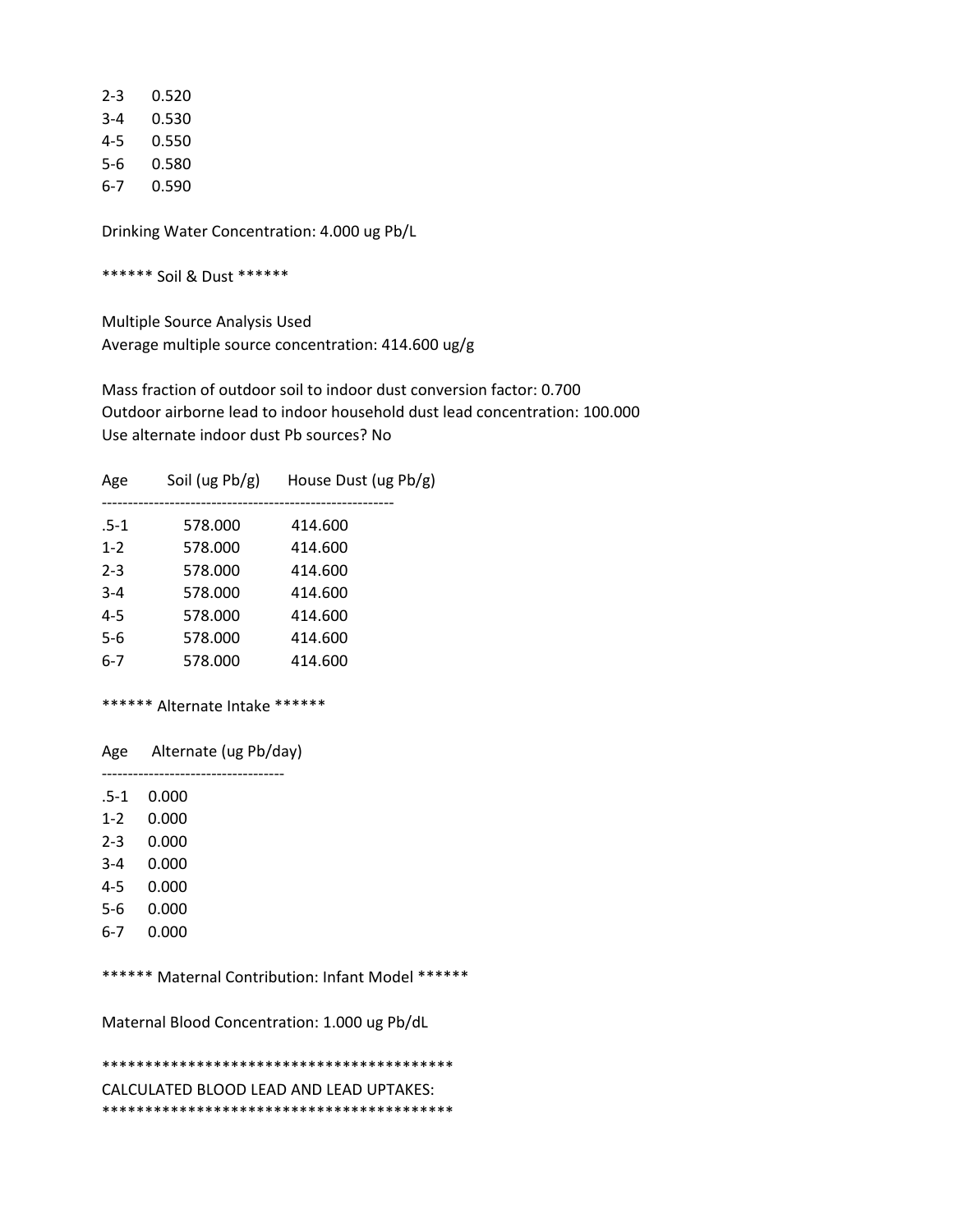| | |
|---|---|
| 2-3 | 0.520 |
| 3-4 | 0.530 |
| 4-5 | 0.550 |
| 5-6 | 0.580 |
| 6-7 | 0.590 |

Drinking Water Concentration: 4.000 ug Pb/L

****** Soil & Dust ******

Multiple Source Analysis Used
Average multiple source concentration: 414.600 ug/g

Mass fraction of outdoor soil to indoor dust conversion factor: 0.700
Outdoor airborne lead to indoor household dust lead concentration: 100.000
Use alternate indoor dust Pb sources? No

| Age | Soil (ug Pb/g) | House Dust (ug Pb/g) |
|---|---|---|
| .5-1 | 578.000 | 414.600 |
| 1-2 | 578.000 | 414.600 |
| 2-3 | 578.000 | 414.600 |
| 3-4 | 578.000 | 414.600 |
| 4-5 | 578.000 | 414.600 |
| 5-6 | 578.000 | 414.600 |
| 6-7 | 578.000 | 414.600 |

****** Alternate Intake ******

| Age | Alternate (ug Pb/day) |
|---|---|
| .5-1 | 0.000 |
| 1-2 | 0.000 |
| 2-3 | 0.000 |
| 3-4 | 0.000 |
| 4-5 | 0.000 |
| 5-6 | 0.000 |
| 6-7 | 0.000 |

****** Maternal Contribution: Infant Model ******

Maternal Blood Concentration: 1.000 ug Pb/dL

*****************************************

CALCULATED BLOOD LEAD AND LEAD UPTAKES:

*****************************************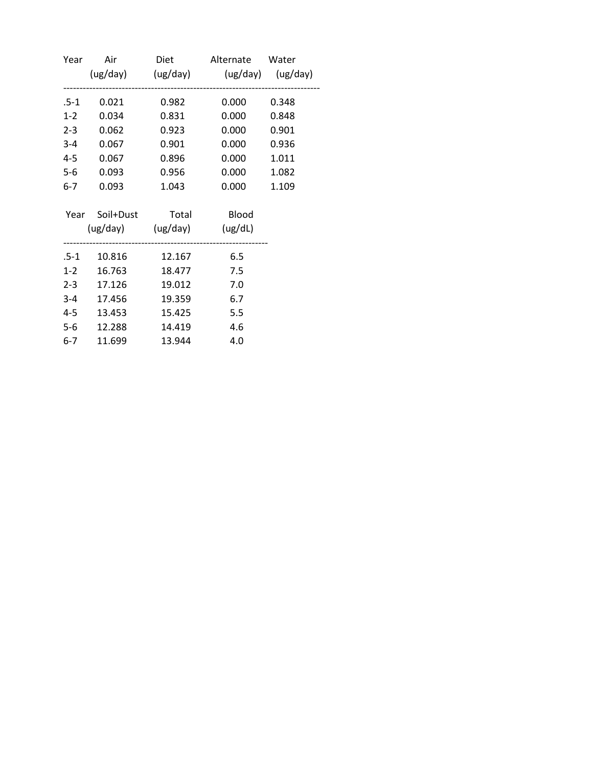| Year | Air (ug/day) | Diet (ug/day) | Alternate (ug/day) | Water (ug/day) |
|---|---|---|---|---|
| .5-1 | 0.021 | 0.982 | 0.000 | 0.348 |
| 1-2 | 0.034 | 0.831 | 0.000 | 0.848 |
| 2-3 | 0.062 | 0.923 | 0.000 | 0.901 |
| 3-4 | 0.067 | 0.901 | 0.000 | 0.936 |
| 4-5 | 0.067 | 0.896 | 0.000 | 1.011 |
| 5-6 | 0.093 | 0.956 | 0.000 | 1.082 |
| 6-7 | 0.093 | 1.043 | 0.000 | 1.109 |

| Year | Soil+Dust (ug/day) | Total (ug/day) | Blood (ug/dL) |
|---|---|---|---|
| .5-1 | 10.816 | 12.167 | 6.5 |
| 1-2 | 16.763 | 18.477 | 7.5 |
| 2-3 | 17.126 | 19.012 | 7.0 |
| 3-4 | 17.456 | 19.359 | 6.7 |
| 4-5 | 13.453 | 15.425 | 5.5 |
| 5-6 | 12.288 | 14.419 | 4.6 |
| 6-7 | 11.699 | 13.944 | 4.0 |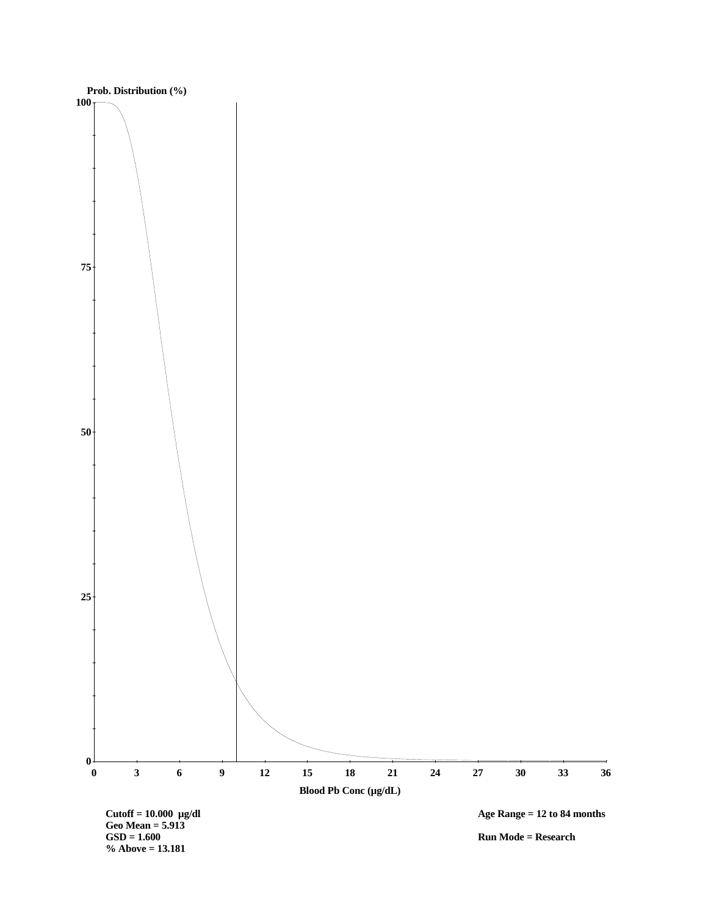Prob. Distribution (%)

Blood Pb Conc (μg/dL)

**Cutoff = 10.000 μg/dl**
**Geo Mean = 5.913**
**GSD = 1.600**
**% Above = 13.181**

**Age Range = 12 to 84 months**

**Run Mode = Research**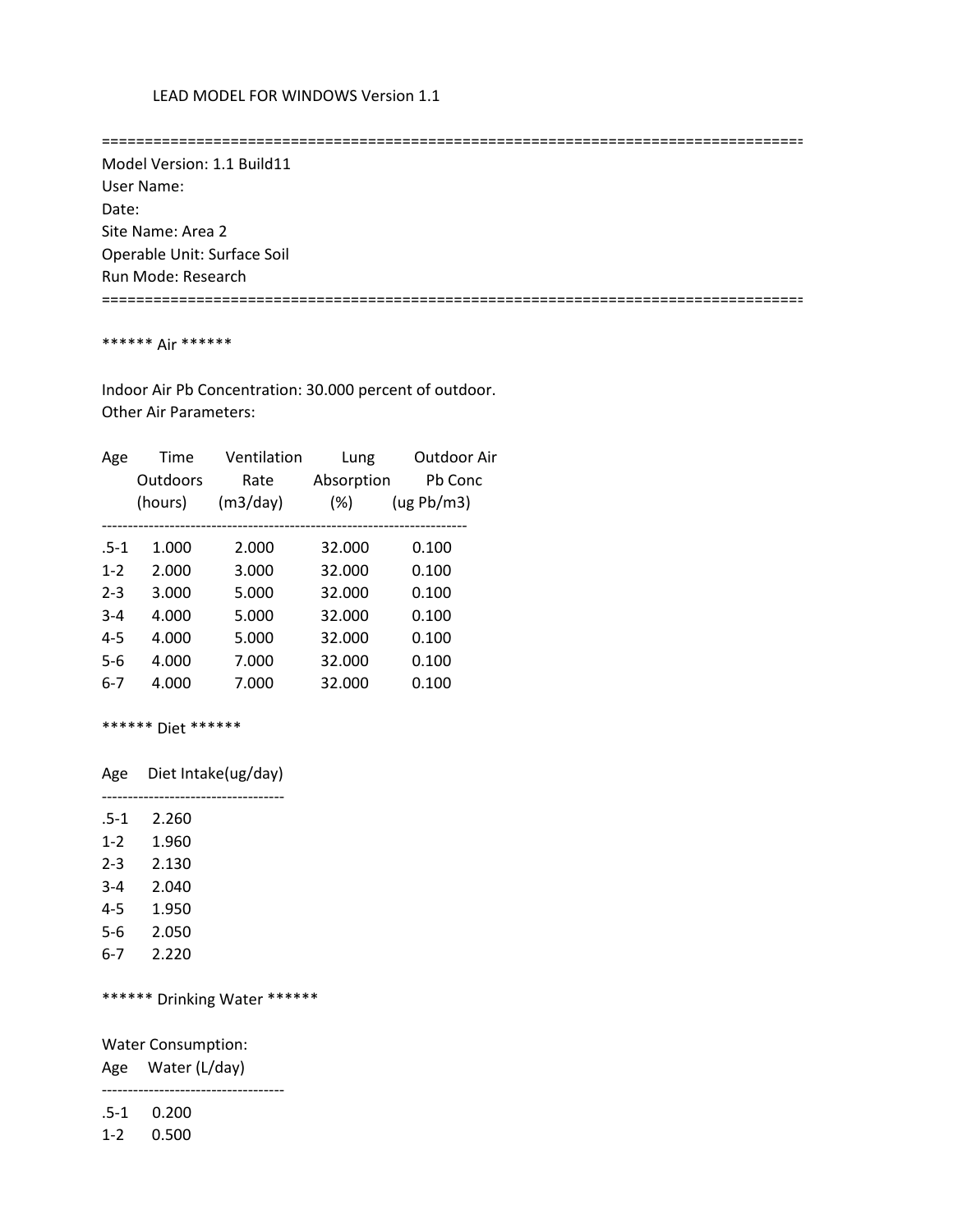LEAD MODEL FOR WINDOWS Version 1.1

==================================================================================

Model Version: 1.1 Build11
User Name:
Date:
Site Name: Area 2
Operable Unit: Surface Soil
Run Mode: Research

==================================================================================

****** Air ******

Indoor Air Pb Concentration: 30.000 percent of outdoor.
Other Air Parameters:

| Age | Time Outdoors (hours) | Ventilation Rate (m3/day) | Lung Absorption (%) | Outdoor Air Pb Conc (ug Pb/m3) |
|---|---|---|---|---|
| .5-1 | 1.000 | 2.000 | 32.000 | 0.100 |
| 1-2 | 2.000 | 3.000 | 32.000 | 0.100 |
| 2-3 | 3.000 | 5.000 | 32.000 | 0.100 |
| 3-4 | 4.000 | 5.000 | 32.000 | 0.100 |
| 4-5 | 4.000 | 5.000 | 32.000 | 0.100 |
| 5-6 | 4.000 | 7.000 | 32.000 | 0.100 |
| 6-7 | 4.000 | 7.000 | 32.000 | 0.100 |

****** Diet ******

| Age | Diet Intake(ug/day) |
|---|---|
| .5-1 | 2.260 |
| 1-2 | 1.960 |
| 2-3 | 2.130 |
| 3-4 | 2.040 |
| 4-5 | 1.950 |
| 5-6 | 2.050 |
| 6-7 | 2.220 |

****** Drinking Water ******

Water Consumption:

| Age | Water (L/day) |
|---|---|
| .5-1 | 0.200 |
| 1-2 | 0.500 |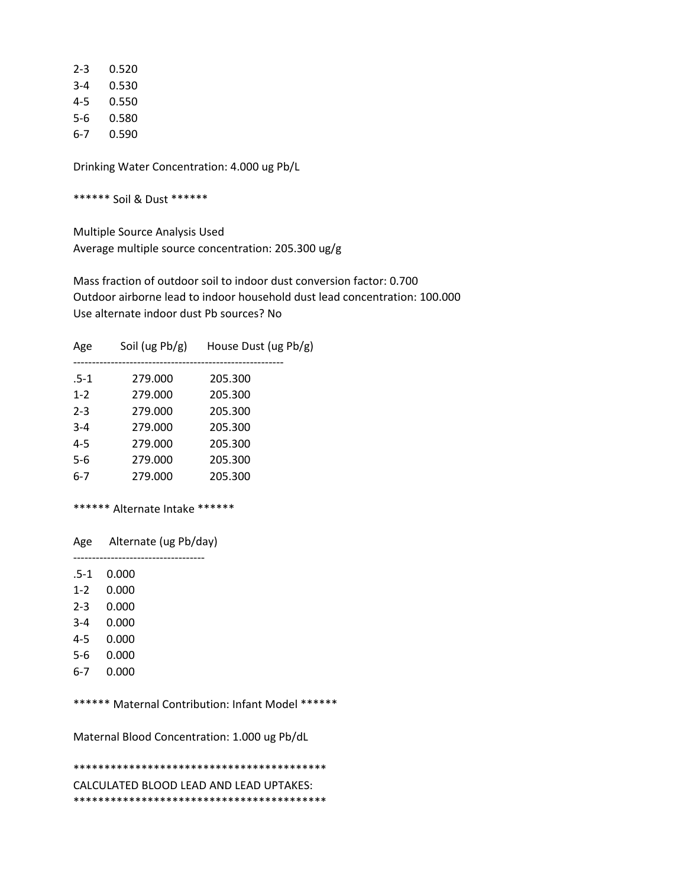| | |
|---|---|
| 2-3 | 0.520 |
| 3-4 | 0.530 |
| 4-5 | 0.550 |
| 5-6 | 0.580 |
| 6-7 | 0.590 |

Drinking Water Concentration: 4.000 ug Pb/L

****** Soil & Dust ******

Multiple Source Analysis Used
Average multiple source concentration: 205.300 ug/g

Mass fraction of outdoor soil to indoor dust conversion factor: 0.700
Outdoor airborne lead to indoor household dust lead concentration: 100.000
Use alternate indoor dust Pb sources? No

| Age | Soil (ug Pb/g) | House Dust (ug Pb/g) |
|---|---|---|
| .5-1 | 279.000 | 205.300 |
| 1-2 | 279.000 | 205.300 |
| 2-3 | 279.000 | 205.300 |
| 3-4 | 279.000 | 205.300 |
| 4-5 | 279.000 | 205.300 |
| 5-6 | 279.000 | 205.300 |
| 6-7 | 279.000 | 205.300 |

****** Alternate Intake ******

| Age | Alternate (ug Pb/day) |
|---|---|
| .5-1 | 0.000 |
| 1-2 | 0.000 |
| 2-3 | 0.000 |
| 3-4 | 0.000 |
| 4-5 | 0.000 |
| 5-6 | 0.000 |
| 6-7 | 0.000 |

****** Maternal Contribution: Infant Model ******

Maternal Blood Concentration: 1.000 ug Pb/dL

******************************************
CALCULATED BLOOD LEAD AND LEAD UPTAKES:
******************************************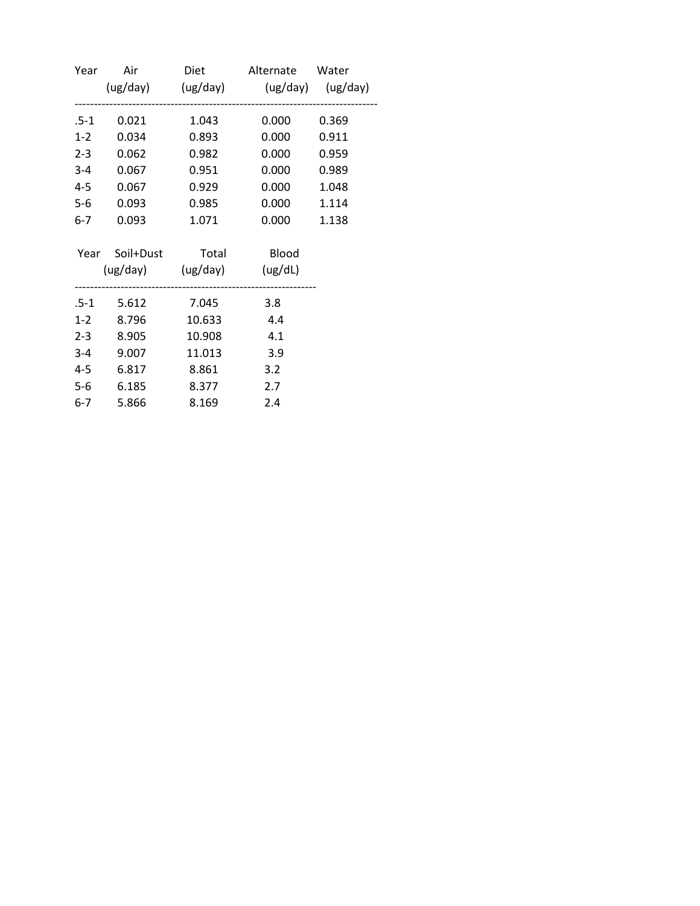| Year | Air (ug/day) | Diet (ug/day) | Alternate (ug/day) | Water (ug/day) |
|---|---|---|---|---|
| .5-1 | 0.021 | 1.043 | 0.000 | 0.369 |
| 1-2 | 0.034 | 0.893 | 0.000 | 0.911 |
| 2-3 | 0.062 | 0.982 | 0.000 | 0.959 |
| 3-4 | 0.067 | 0.951 | 0.000 | 0.989 |
| 4-5 | 0.067 | 0.929 | 0.000 | 1.048 |
| 5-6 | 0.093 | 0.985 | 0.000 | 1.114 |
| 6-7 | 0.093 | 1.071 | 0.000 | 1.138 |

| Year | Soil+Dust (ug/day) | Total (ug/day) | Blood (ug/dL) |
|---|---|---|---|
| .5-1 | 5.612 | 7.045 | 3.8 |
| 1-2 | 8.796 | 10.633 | 4.4 |
| 2-3 | 8.905 | 10.908 | 4.1 |
| 3-4 | 9.007 | 11.013 | 3.9 |
| 4-5 | 6.817 | 8.861 | 3.2 |
| 5-6 | 6.185 | 8.377 | 2.7 |
| 6-7 | 5.866 | 8.169 | 2.4 |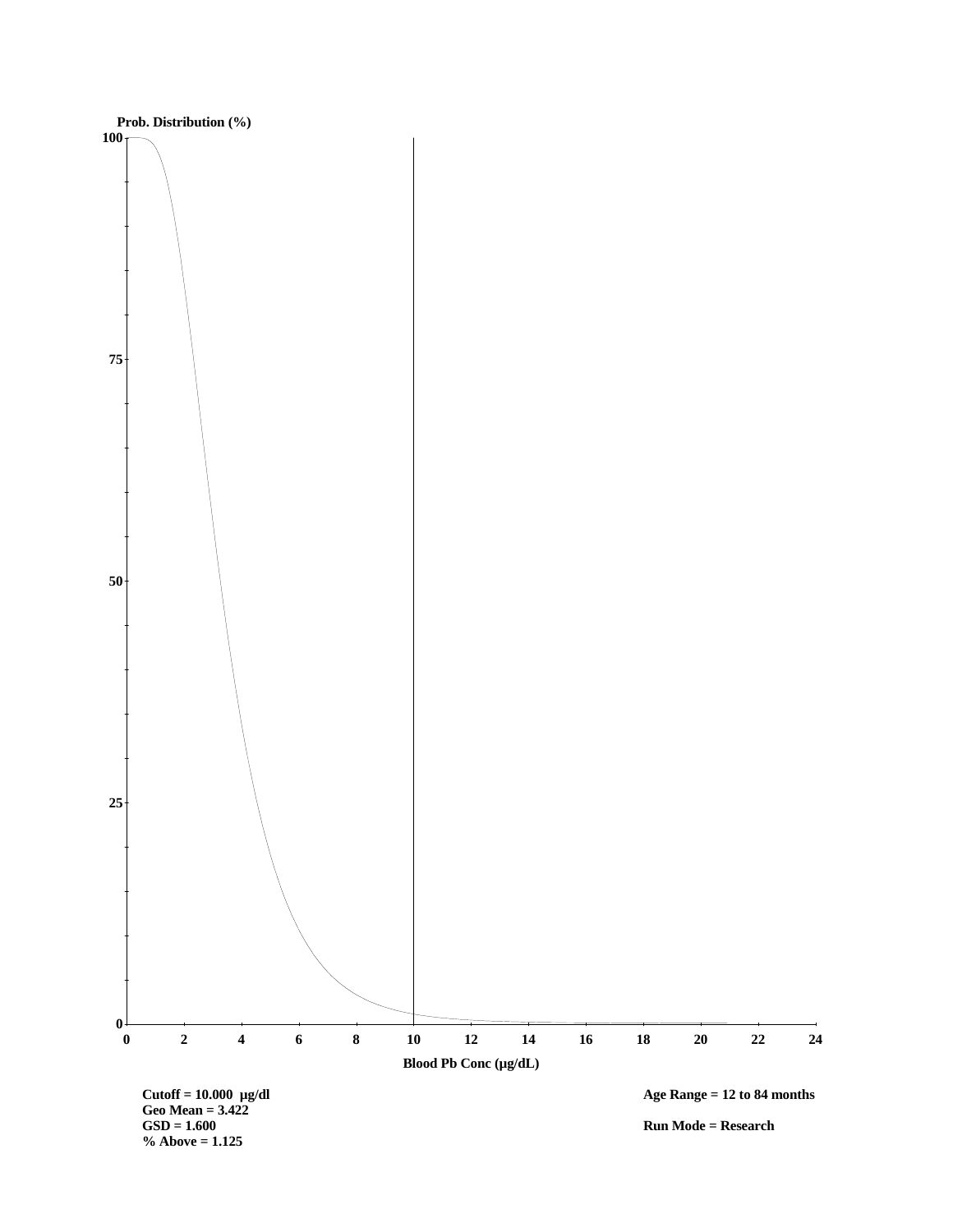Prob. Distribution (%)

Blood Pb Conc (µg/dL)

**Cutoff = 10.000 µg/dl**
**Geo Mean = 3.422**
**GSD = 1.600**
**% Above = 1.125**

**Age Range = 12 to 84 months**

**Run Mode = Research**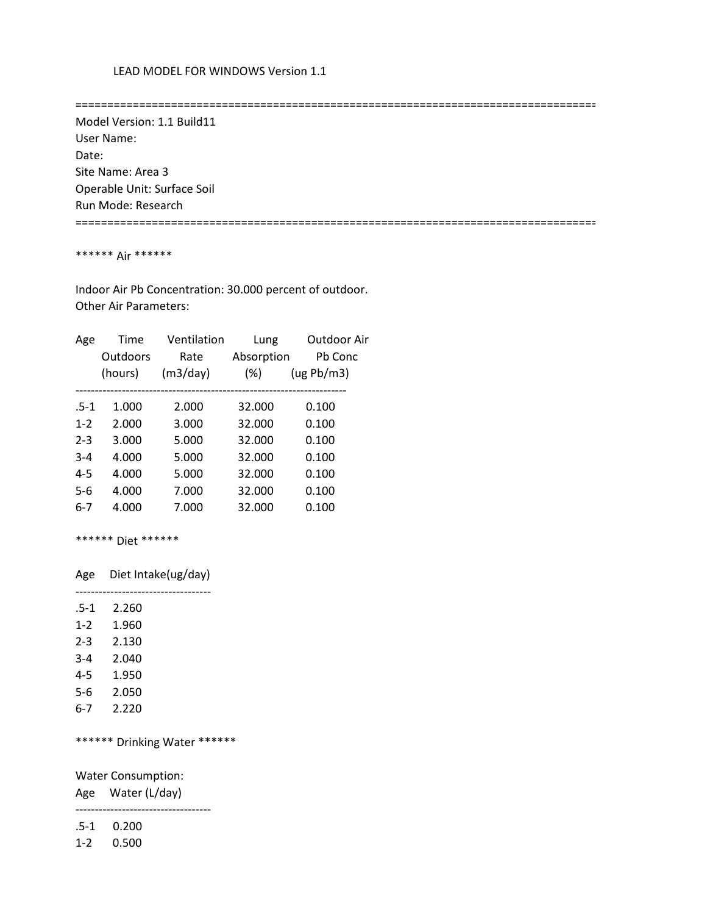LEAD MODEL FOR WINDOWS Version 1.1

==================================================================================

Model Version: 1.1 Build11
User Name:
Date:
Site Name: Area 3
Operable Unit: Surface Soil
Run Mode: Research

==================================================================================

****** Air ******

Indoor Air Pb Concentration: 30.000 percent of outdoor.
Other Air Parameters:

| Age | Time Outdoors (hours) | Ventilation Rate (m3/day) | Lung Absorption (%) | Outdoor Air Pb Conc (ug Pb/m3) |
|---|---|---|---|---|
| .5-1 | 1.000 | 2.000 | 32.000 | 0.100 |
| 1-2 | 2.000 | 3.000 | 32.000 | 0.100 |
| 2-3 | 3.000 | 5.000 | 32.000 | 0.100 |
| 3-4 | 4.000 | 5.000 | 32.000 | 0.100 |
| 4-5 | 4.000 | 5.000 | 32.000 | 0.100 |
| 5-6 | 4.000 | 7.000 | 32.000 | 0.100 |
| 6-7 | 4.000 | 7.000 | 32.000 | 0.100 |

****** Diet ******

| Age | Diet Intake(ug/day) |
|---|---|
| .5-1 | 2.260 |
| 1-2 | 1.960 |
| 2-3 | 2.130 |
| 3-4 | 2.040 |
| 4-5 | 1.950 |
| 5-6 | 2.050 |
| 6-7 | 2.220 |

****** Drinking Water ******

Water Consumption:

| Age | Water (L/day) |
|---|---|
| .5-1 | 0.200 |
| 1-2 | 0.500 |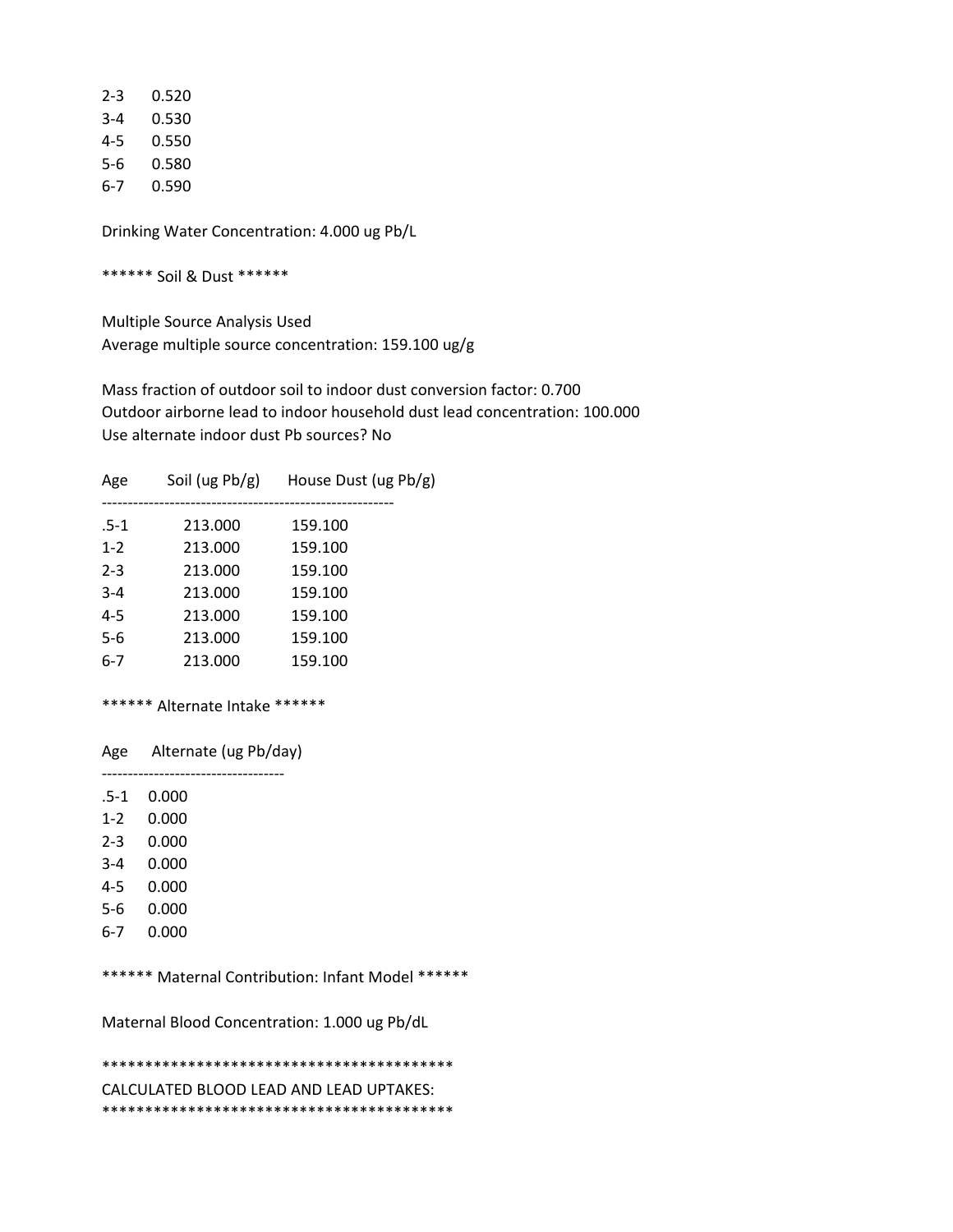| | |
|---|---|
| 2-3 | 0.520 |
| 3-4 | 0.530 |
| 4-5 | 0.550 |
| 5-6 | 0.580 |
| 6-7 | 0.590 |

Drinking Water Concentration: 4.000 ug Pb/L

****** Soil & Dust ******

Multiple Source Analysis Used
Average multiple source concentration: 159.100 ug/g

Mass fraction of outdoor soil to indoor dust conversion factor: 0.700
Outdoor airborne lead to indoor household dust lead concentration: 100.000
Use alternate indoor dust Pb sources? No

| Age | Soil (ug Pb/g) | House Dust (ug Pb/g) |
|---|---|---|
| .5-1 | 213.000 | 159.100 |
| 1-2 | 213.000 | 159.100 |
| 2-3 | 213.000 | 159.100 |
| 3-4 | 213.000 | 159.100 |
| 4-5 | 213.000 | 159.100 |
| 5-6 | 213.000 | 159.100 |
| 6-7 | 213.000 | 159.100 |

****** Alternate Intake ******

| Age | Alternate (ug Pb/day) |
|---|---|
| .5-1 | 0.000 |
| 1-2 | 0.000 |
| 2-3 | 0.000 |
| 3-4 | 0.000 |
| 4-5 | 0.000 |
| 5-6 | 0.000 |
| 6-7 | 0.000 |

****** Maternal Contribution: Infant Model ******

Maternal Blood Concentration: 1.000 ug Pb/dL

*****************************************
CALCULATED BLOOD LEAD AND LEAD UPTAKES:
*****************************************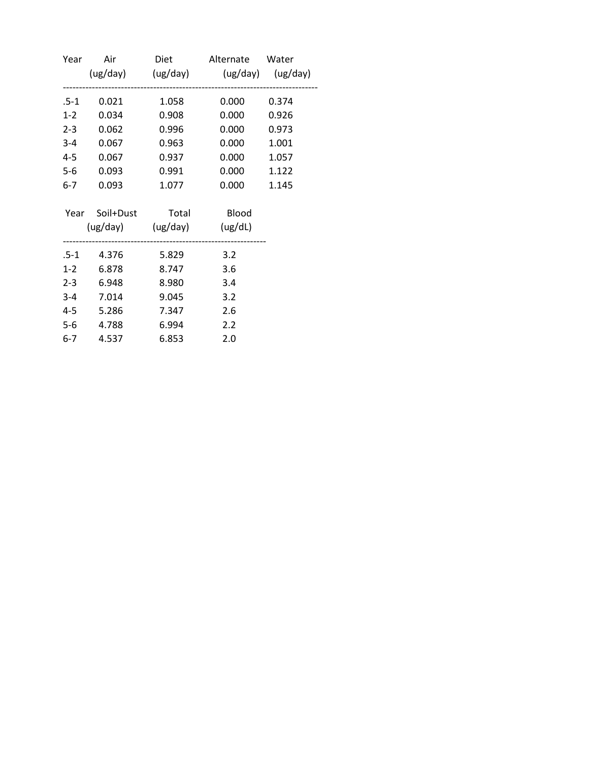| Year | Air (ug/day) | Diet (ug/day) | Alternate (ug/day) | Water (ug/day) |
|---|---|---|---|---|
| .5-1 | 0.021 | 1.058 | 0.000 | 0.374 |
| 1-2 | 0.034 | 0.908 | 0.000 | 0.926 |
| 2-3 | 0.062 | 0.996 | 0.000 | 0.973 |
| 3-4 | 0.067 | 0.963 | 0.000 | 1.001 |
| 4-5 | 0.067 | 0.937 | 0.000 | 1.057 |
| 5-6 | 0.093 | 0.991 | 0.000 | 1.122 |
| 6-7 | 0.093 | 1.077 | 0.000 | 1.145 |

| Year | Soil+Dust (ug/day) | Total (ug/day) | Blood (ug/dL) |
|---|---|---|---|
| .5-1 | 4.376 | 5.829 | 3.2 |
| 1-2 | 6.878 | 8.747 | 3.6 |
| 2-3 | 6.948 | 8.980 | 3.4 |
| 3-4 | 7.014 | 9.045 | 3.2 |
| 4-5 | 5.286 | 7.347 | 2.6 |
| 5-6 | 4.788 | 6.994 | 2.2 |
| 6-7 | 4.537 | 6.853 | 2.0 |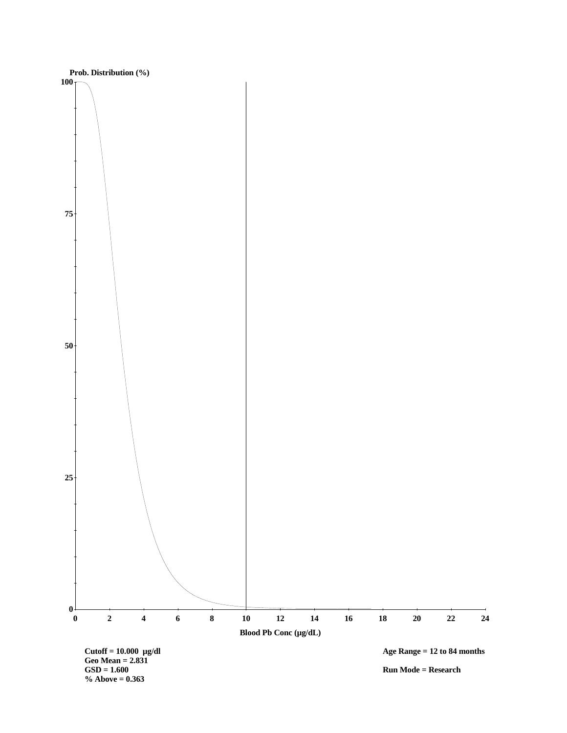Prob. Distribution (%)

Blood Pb Conc (µg/dL)

**Cutoff = 10.000 µg/dl**
**Geo Mean = 2.831**
**GSD = 1.600**
**% Above = 0.363**

**Age Range = 12 to 84 months**

**Run Mode = Research**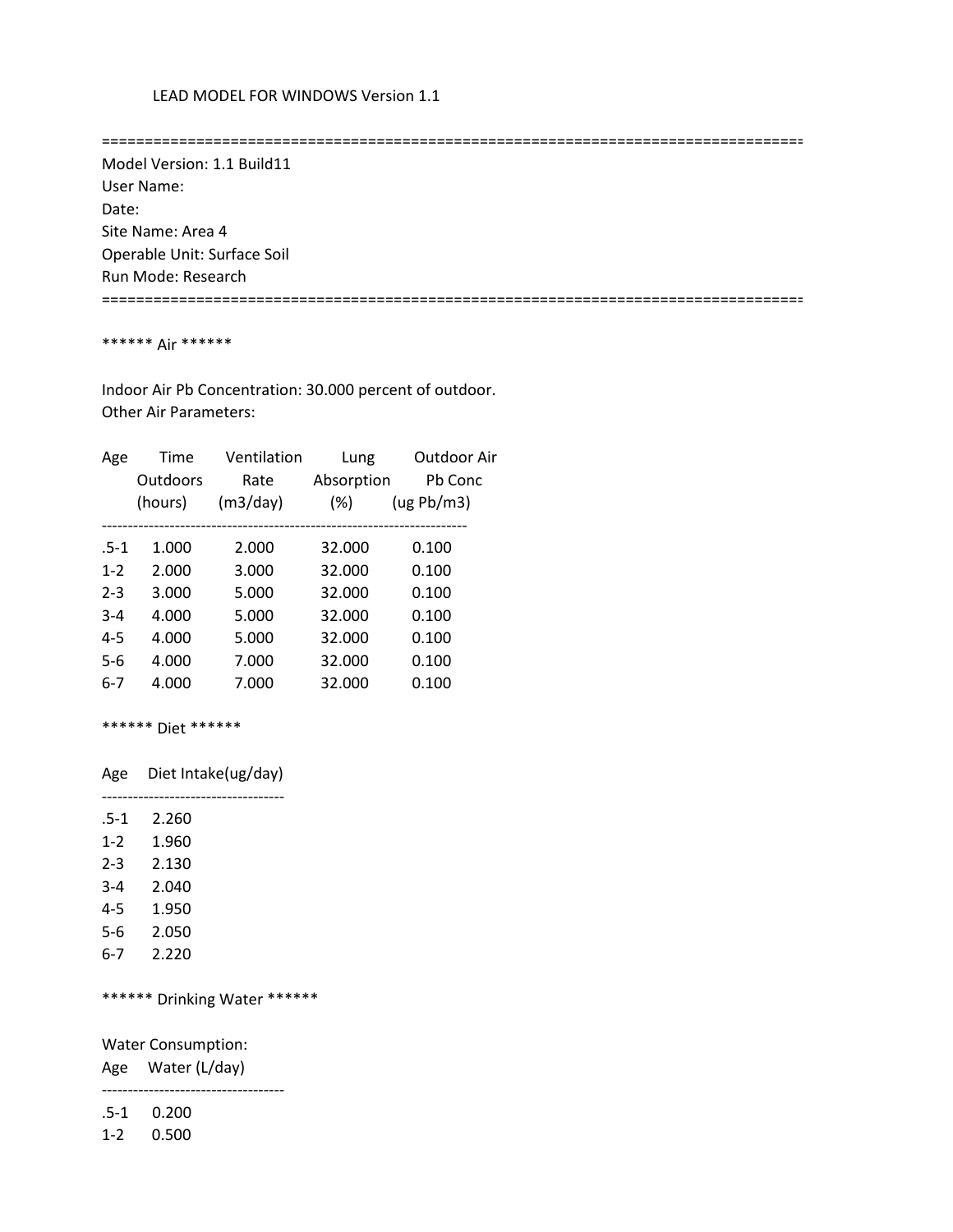LEAD MODEL FOR WINDOWS Version 1.1

==================================================================================

Model Version: 1.1 Build11
User Name:
Date:
Site Name: Area 4
Operable Unit: Surface Soil
Run Mode: Research

==================================================================================

****** Air ******

Indoor Air Pb Concentration: 30.000 percent of outdoor.
Other Air Parameters:

| Age | Time Outdoors (hours) | Ventilation Rate (m3/day) | Lung Absorption (%) | Outdoor Air Pb Conc (ug Pb/m3) |
|---|---|---|---|---|
| .5-1 | 1.000 | 2.000 | 32.000 | 0.100 |
| 1-2 | 2.000 | 3.000 | 32.000 | 0.100 |
| 2-3 | 3.000 | 5.000 | 32.000 | 0.100 |
| 3-4 | 4.000 | 5.000 | 32.000 | 0.100 |
| 4-5 | 4.000 | 5.000 | 32.000 | 0.100 |
| 5-6 | 4.000 | 7.000 | 32.000 | 0.100 |
| 6-7 | 4.000 | 7.000 | 32.000 | 0.100 |

****** Diet ******

| Age | Diet Intake(ug/day) |
|---|---|
| .5-1 | 2.260 |
| 1-2 | 1.960 |
| 2-3 | 2.130 |
| 3-4 | 2.040 |
| 4-5 | 1.950 |
| 5-6 | 2.050 |
| 6-7 | 2.220 |

****** Drinking Water ******

Water Consumption:

| Age | Water (L/day) |
|---|---|
| .5-1 | 0.200 |
| 1-2 | 0.500 |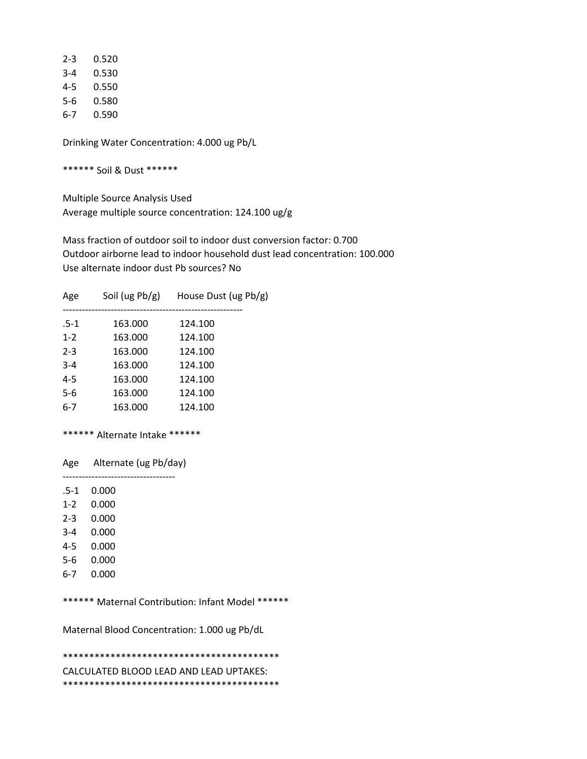| | |
|---|---|
| 2-3 | 0.520 |
| 3-4 | 0.530 |
| 4-5 | 0.550 |
| 5-6 | 0.580 |
| 6-7 | 0.590 |

Drinking Water Concentration: 4.000 ug Pb/L

****** Soil & Dust ******

Multiple Source Analysis Used
Average multiple source concentration: 124.100 ug/g

Mass fraction of outdoor soil to indoor dust conversion factor: 0.700
Outdoor airborne lead to indoor household dust lead concentration: 100.000
Use alternate indoor dust Pb sources? No

| Age | Soil (ug Pb/g) | House Dust (ug Pb/g) |
|---|---|---|
| .5-1 | 163.000 | 124.100 |
| 1-2 | 163.000 | 124.100 |
| 2-3 | 163.000 | 124.100 |
| 3-4 | 163.000 | 124.100 |
| 4-5 | 163.000 | 124.100 |
| 5-6 | 163.000 | 124.100 |
| 6-7 | 163.000 | 124.100 |

****** Alternate Intake ******

| Age | Alternate (ug Pb/day) |
|---|---|
| .5-1 | 0.000 |
| 1-2 | 0.000 |
| 2-3 | 0.000 |
| 3-4 | 0.000 |
| 4-5 | 0.000 |
| 5-6 | 0.000 |
| 6-7 | 0.000 |

****** Maternal Contribution: Infant Model ******

Maternal Blood Concentration: 1.000 ug Pb/dL

*****************************************
CALCULATED BLOOD LEAD AND LEAD UPTAKES:
*****************************************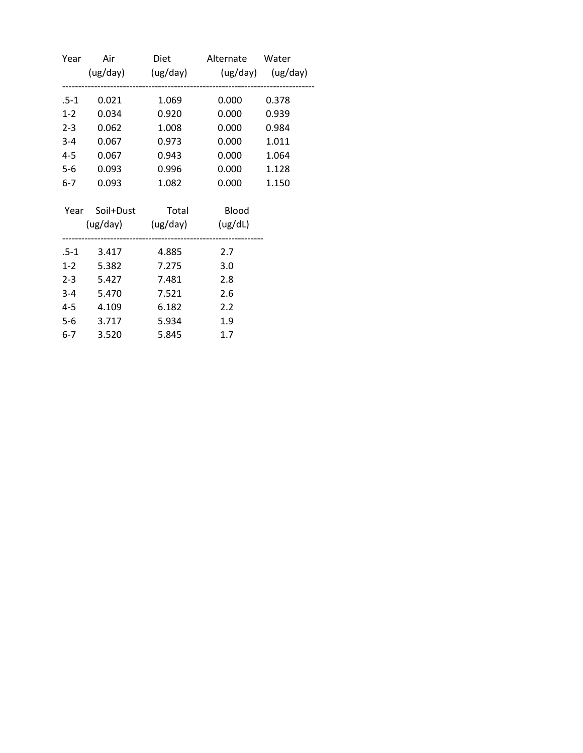| Year | Air (ug/day) | Diet (ug/day) | Alternate (ug/day) | Water (ug/day) |
|---|---|---|---|---|
| .5-1 | 0.021 | 1.069 | 0.000 | 0.378 |
| 1-2 | 0.034 | 0.920 | 0.000 | 0.939 |
| 2-3 | 0.062 | 1.008 | 0.000 | 0.984 |
| 3-4 | 0.067 | 0.973 | 0.000 | 1.011 |
| 4-5 | 0.067 | 0.943 | 0.000 | 1.064 |
| 5-6 | 0.093 | 0.996 | 0.000 | 1.128 |
| 6-7 | 0.093 | 1.082 | 0.000 | 1.150 |

| Year | Soil+Dust (ug/day) | Total (ug/day) | Blood (ug/dL) |
|---|---|---|---|
| .5-1 | 3.417 | 4.885 | 2.7 |
| 1-2 | 5.382 | 7.275 | 3.0 |
| 2-3 | 5.427 | 7.481 | 2.8 |
| 3-4 | 5.470 | 7.521 | 2.6 |
| 4-5 | 4.109 | 6.182 | 2.2 |
| 5-6 | 3.717 | 5.934 | 1.9 |
| 6-7 | 3.520 | 5.845 | 1.7 |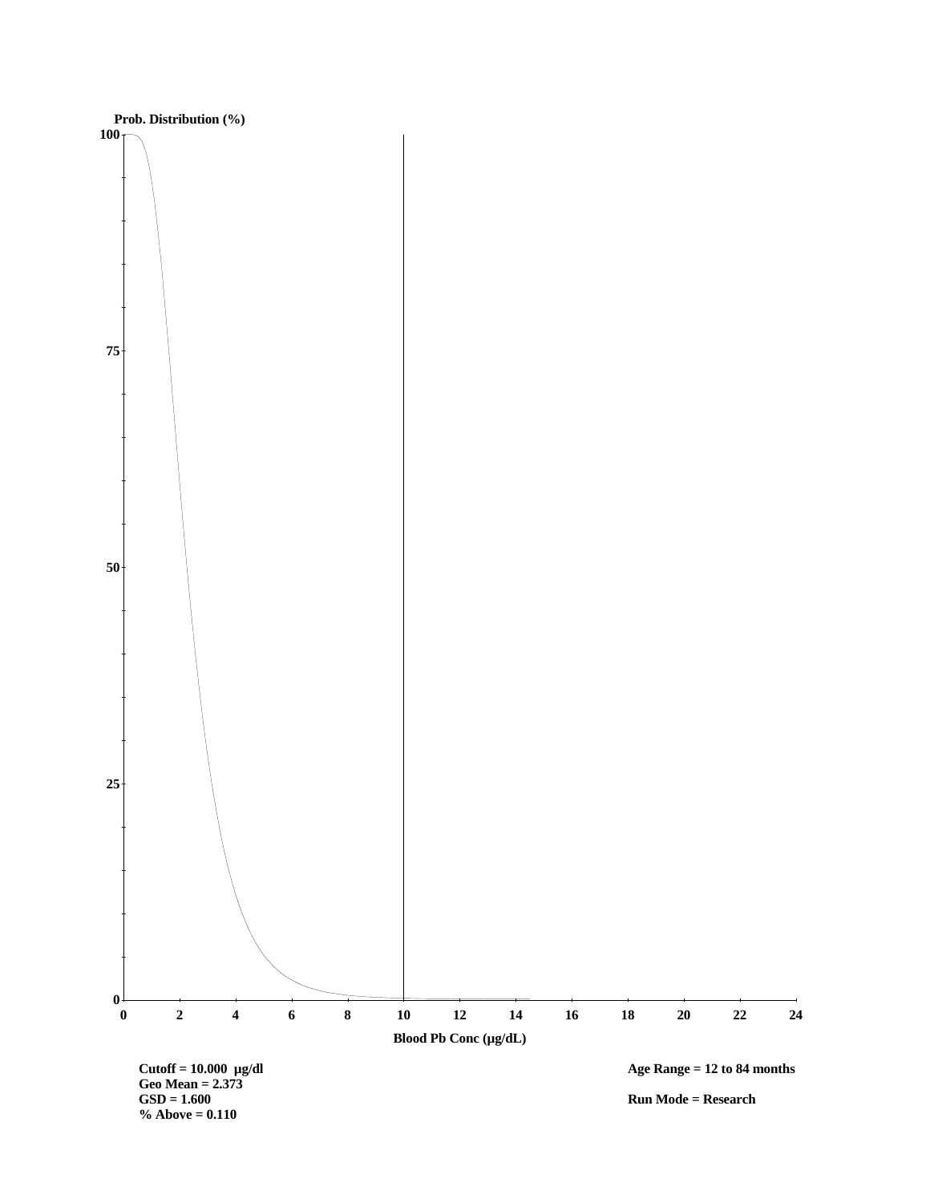Prob. Distribution (%)

Blood Pb Conc (µg/dL)

Cutoff = 10.000 µg/dl
Geo Mean = 2.373
GSD = 1.600
% Above = 0.110

Age Range = 12 to 84 months

Run Mode = Research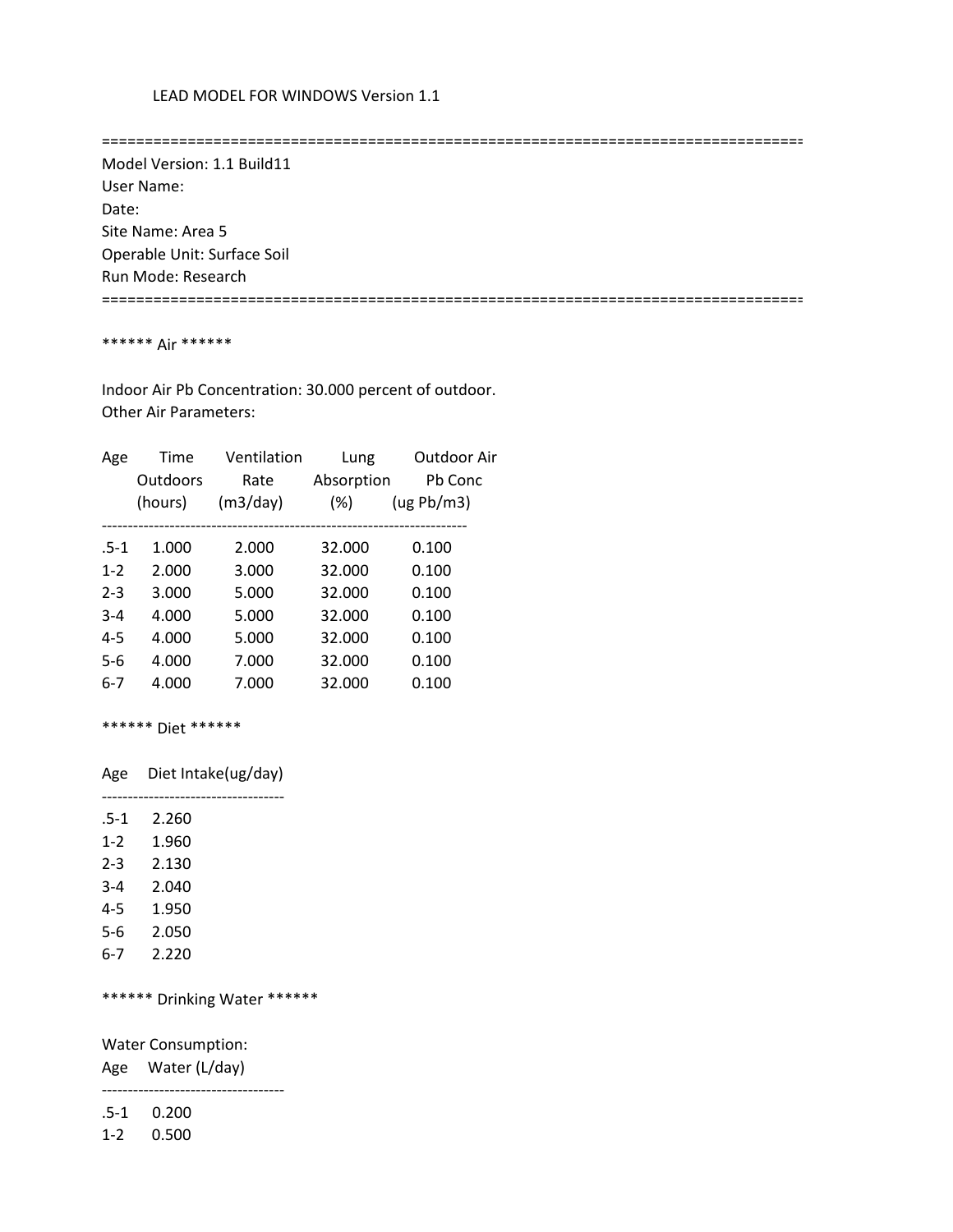LEAD MODEL FOR WINDOWS Version 1.1

==================================================================================

Model Version: 1.1 Build11
User Name:
Date:
Site Name: Area 5
Operable Unit: Surface Soil
Run Mode: Research

==================================================================================

****** Air ******

Indoor Air Pb Concentration: 30.000 percent of outdoor.
Other Air Parameters:

| Age | Time Outdoors (hours) | Ventilation Rate (m3/day) | Lung Absorption (%) | Outdoor Air Pb Conc (ug Pb/m3) |
|---|---|---|---|---|
| .5-1 | 1.000 | 2.000 | 32.000 | 0.100 |
| 1-2 | 2.000 | 3.000 | 32.000 | 0.100 |
| 2-3 | 3.000 | 5.000 | 32.000 | 0.100 |
| 3-4 | 4.000 | 5.000 | 32.000 | 0.100 |
| 4-5 | 4.000 | 5.000 | 32.000 | 0.100 |
| 5-6 | 4.000 | 7.000 | 32.000 | 0.100 |
| 6-7 | 4.000 | 7.000 | 32.000 | 0.100 |

****** Diet ******

| Age | Diet Intake(ug/day) |
|---|---|
| .5-1 | 2.260 |
| 1-2 | 1.960 |
| 2-3 | 2.130 |
| 3-4 | 2.040 |
| 4-5 | 1.950 |
| 5-6 | 2.050 |
| 6-7 | 2.220 |

****** Drinking Water ******

Water Consumption:

| Age | Water (L/day) |
|---|---|
| .5-1 | 0.200 |
| 1-2 | 0.500 |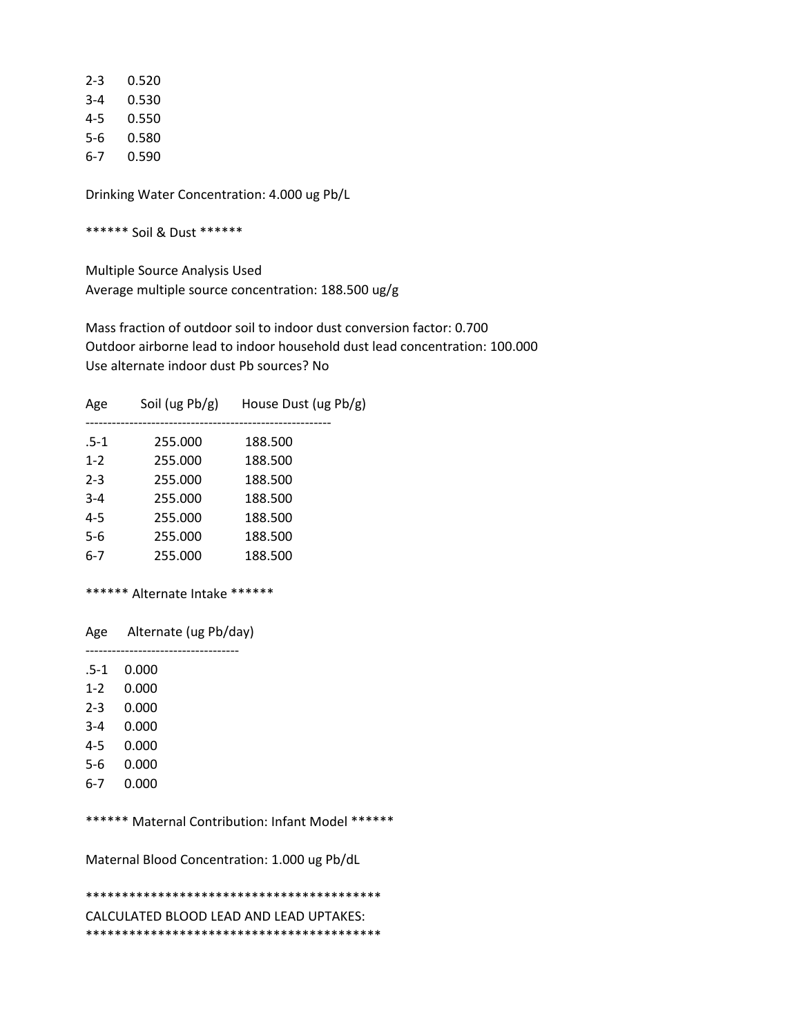| | |
|---|---|
| 2-3 | 0.520 |
| 3-4 | 0.530 |
| 4-5 | 0.550 |
| 5-6 | 0.580 |
| 6-7 | 0.590 |

Drinking Water Concentration: 4.000 ug Pb/L

****** Soil & Dust ******

Multiple Source Analysis Used
Average multiple source concentration: 188.500 ug/g

Mass fraction of outdoor soil to indoor dust conversion factor: 0.700
Outdoor airborne lead to indoor household dust lead concentration: 100.000
Use alternate indoor dust Pb sources? No

| Age | Soil (ug Pb/g) | House Dust (ug Pb/g) |
|---|---|---|
| .5-1 | 255.000 | 188.500 |
| 1-2 | 255.000 | 188.500 |
| 2-3 | 255.000 | 188.500 |
| 3-4 | 255.000 | 188.500 |
| 4-5 | 255.000 | 188.500 |
| 5-6 | 255.000 | 188.500 |
| 6-7 | 255.000 | 188.500 |

****** Alternate Intake ******

| Age | Alternate (ug Pb/day) |
|---|---|
| .5-1 | 0.000 |
| 1-2 | 0.000 |
| 2-3 | 0.000 |
| 3-4 | 0.000 |
| 4-5 | 0.000 |
| 5-6 | 0.000 |
| 6-7 | 0.000 |

****** Maternal Contribution: Infant Model ******

Maternal Blood Concentration: 1.000 ug Pb/dL

*****************************************

CALCULATED BLOOD LEAD AND LEAD UPTAKES:

*****************************************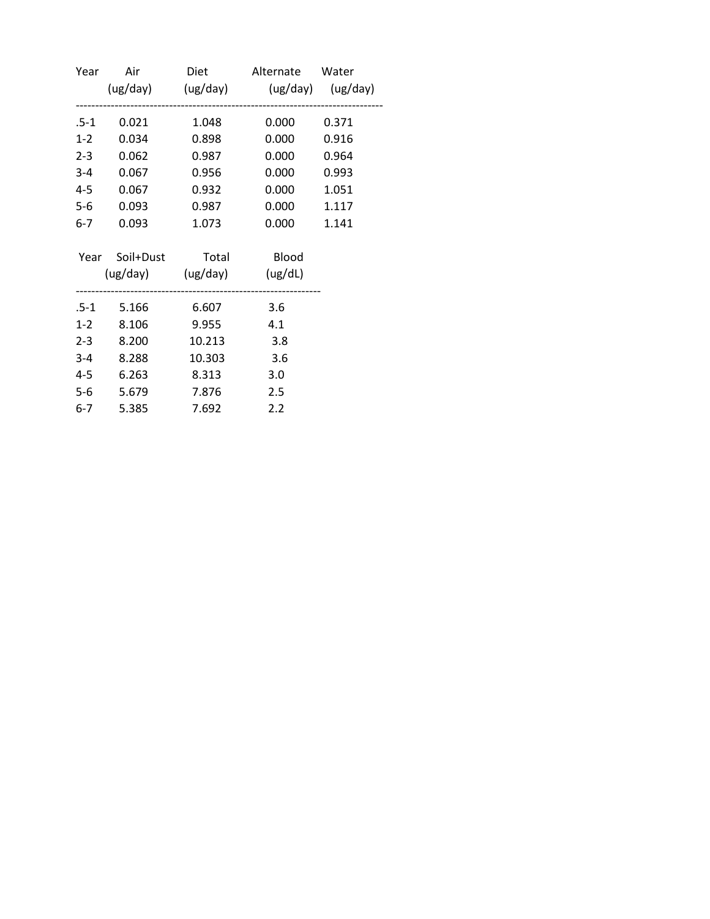| Year | Air (ug/day) | Diet (ug/day) | Alternate (ug/day) | Water (ug/day) |
|---|---|---|---|---|
| .5-1 | 0.021 | 1.048 | 0.000 | 0.371 |
| 1-2 | 0.034 | 0.898 | 0.000 | 0.916 |
| 2-3 | 0.062 | 0.987 | 0.000 | 0.964 |
| 3-4 | 0.067 | 0.956 | 0.000 | 0.993 |
| 4-5 | 0.067 | 0.932 | 0.000 | 1.051 |
| 5-6 | 0.093 | 0.987 | 0.000 | 1.117 |
| 6-7 | 0.093 | 1.073 | 0.000 | 1.141 |

| Year | Soil+Dust (ug/day) | Total (ug/day) | Blood (ug/dL) |
|---|---|---|---|
| .5-1 | 5.166 | 6.607 | 3.6 |
| 1-2 | 8.106 | 9.955 | 4.1 |
| 2-3 | 8.200 | 10.213 | 3.8 |
| 3-4 | 8.288 | 10.303 | 3.6 |
| 4-5 | 6.263 | 8.313 | 3.0 |
| 5-6 | 5.679 | 7.876 | 2.5 |
| 6-7 | 5.385 | 7.692 | 2.2 |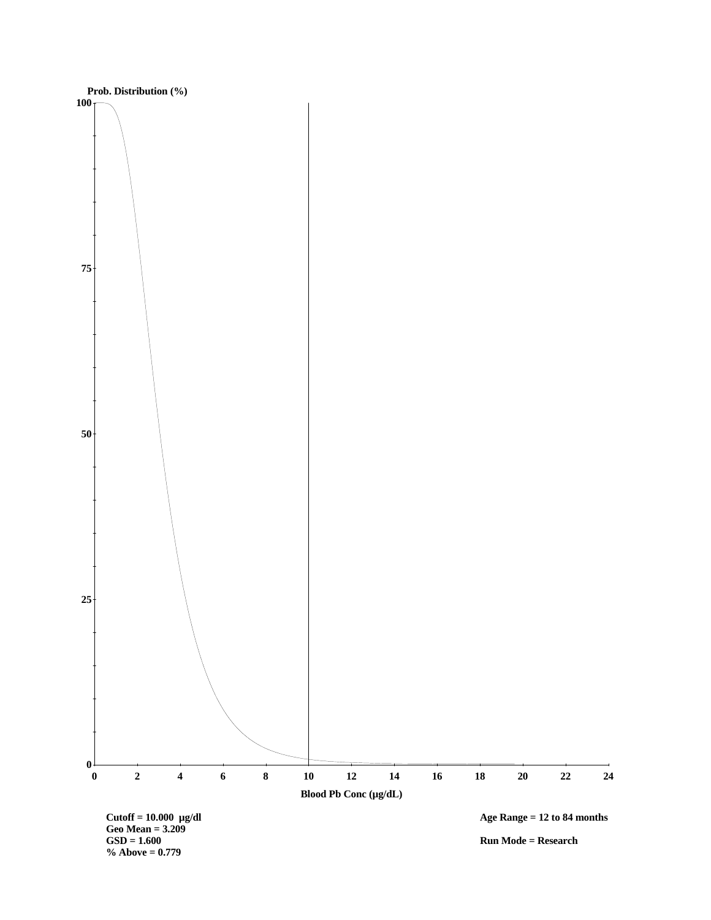Prob. Distribution (%)

Blood Pb Conc (μg/dL)

**Cutoff = 10.000 μg/dl**
**Geo Mean = 3.209**
**GSD = 1.600**
**% Above = 0.779**

**Age Range = 12 to 84 months**

**Run Mode = Research**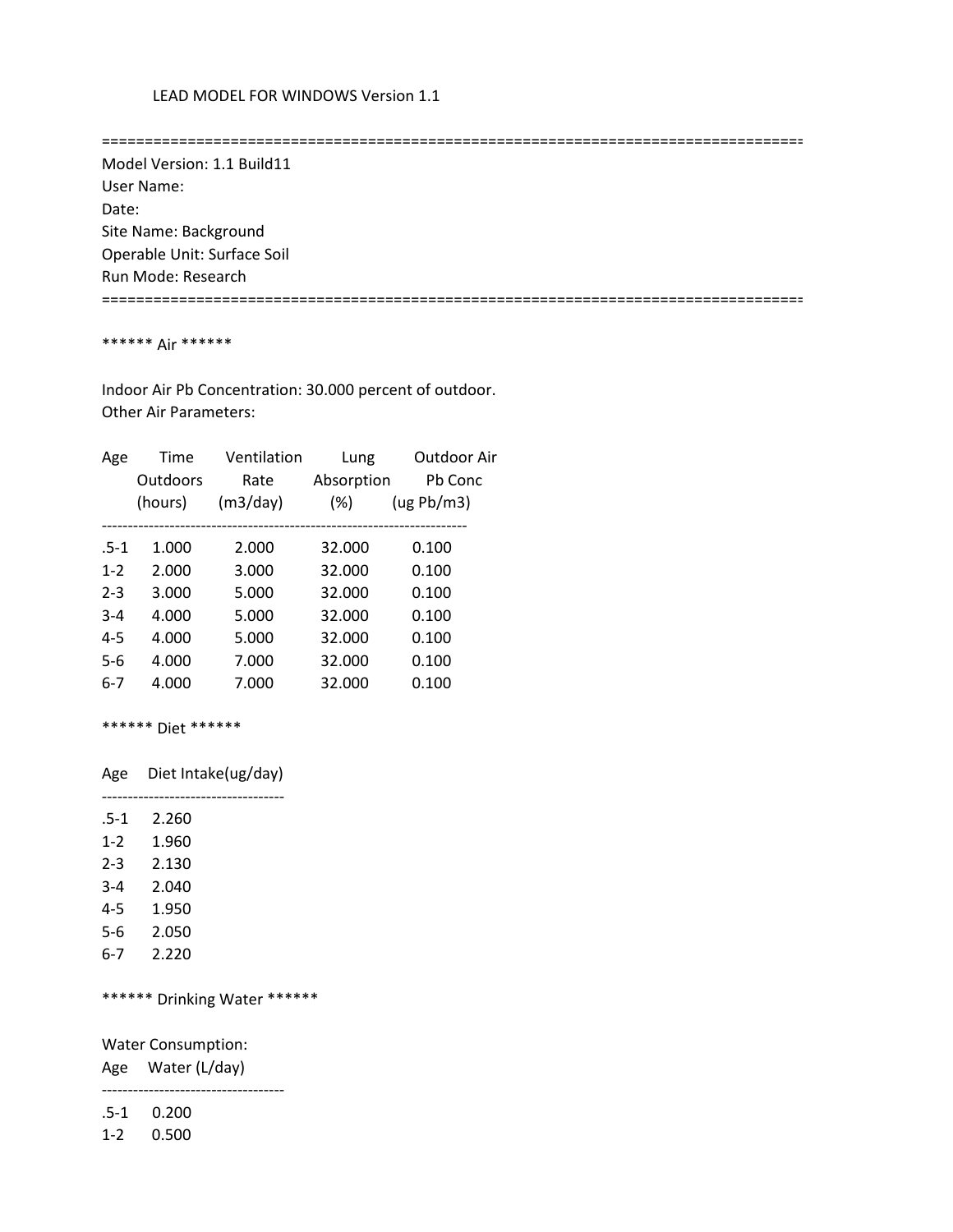LEAD MODEL FOR WINDOWS Version 1.1

==================================================================================

Model Version: 1.1 Build11
User Name:
Date:
Site Name: Background
Operable Unit: Surface Soil
Run Mode: Research

==================================================================================

****** Air ******

Indoor Air Pb Concentration: 30.000 percent of outdoor.
Other Air Parameters:

| Age | Time Outdoors (hours) | Ventilation Rate (m3/day) | Lung Absorption (%) | Outdoor Air Pb Conc (ug Pb/m3) |
|---|---|---|---|---|
| .5-1 | 1.000 | 2.000 | 32.000 | 0.100 |
| 1-2 | 2.000 | 3.000 | 32.000 | 0.100 |
| 2-3 | 3.000 | 5.000 | 32.000 | 0.100 |
| 3-4 | 4.000 | 5.000 | 32.000 | 0.100 |
| 4-5 | 4.000 | 5.000 | 32.000 | 0.100 |
| 5-6 | 4.000 | 7.000 | 32.000 | 0.100 |
| 6-7 | 4.000 | 7.000 | 32.000 | 0.100 |

****** Diet ******

| Age | Diet Intake(ug/day) |
|---|---|
| .5-1 | 2.260 |
| 1-2 | 1.960 |
| 2-3 | 2.130 |
| 3-4 | 2.040 |
| 4-5 | 1.950 |
| 5-6 | 2.050 |
| 6-7 | 2.220 |

****** Drinking Water ******

Water Consumption:

| Age | Water (L/day) |
|---|---|
| .5-1 | 0.200 |
| 1-2 | 0.500 |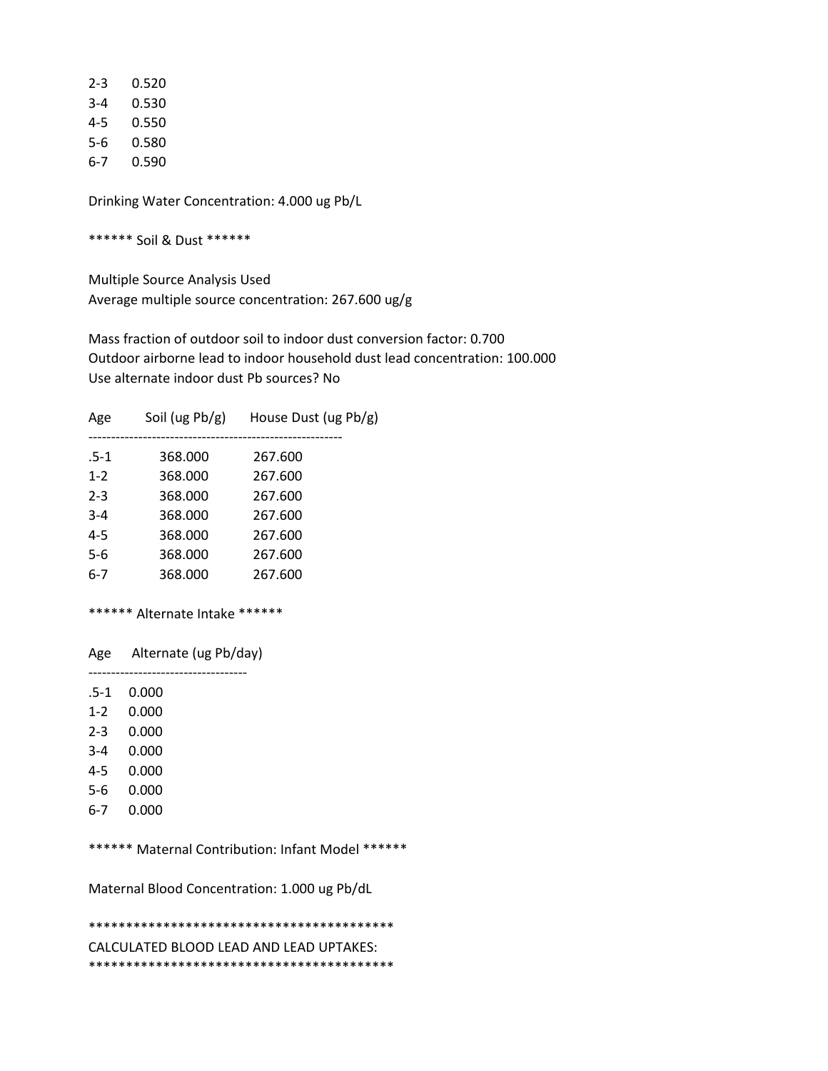| | |
|---|---|
| 2-3 | 0.520 |
| 3-4 | 0.530 |
| 4-5 | 0.550 |
| 5-6 | 0.580 |
| 6-7 | 0.590 |

Drinking Water Concentration: 4.000 ug Pb/L

****** Soil & Dust ******

Multiple Source Analysis Used
Average multiple source concentration: 267.600 ug/g

Mass fraction of outdoor soil to indoor dust conversion factor: 0.700
Outdoor airborne lead to indoor household dust lead concentration: 100.000
Use alternate indoor dust Pb sources? No

| Age | Soil (ug Pb/g) | House Dust (ug Pb/g) |
|---|---|---|
| .5-1 | 368.000 | 267.600 |
| 1-2 | 368.000 | 267.600 |
| 2-3 | 368.000 | 267.600 |
| 3-4 | 368.000 | 267.600 |
| 4-5 | 368.000 | 267.600 |
| 5-6 | 368.000 | 267.600 |
| 6-7 | 368.000 | 267.600 |

****** Alternate Intake ******

| Age | Alternate (ug Pb/day) |
|---|---|
| .5-1 | 0.000 |
| 1-2 | 0.000 |
| 2-3 | 0.000 |
| 3-4 | 0.000 |
| 4-5 | 0.000 |
| 5-6 | 0.000 |
| 6-7 | 0.000 |

****** Maternal Contribution: Infant Model ******

Maternal Blood Concentration: 1.000 ug Pb/dL

*****************************************
CALCULATED BLOOD LEAD AND LEAD UPTAKES:
*****************************************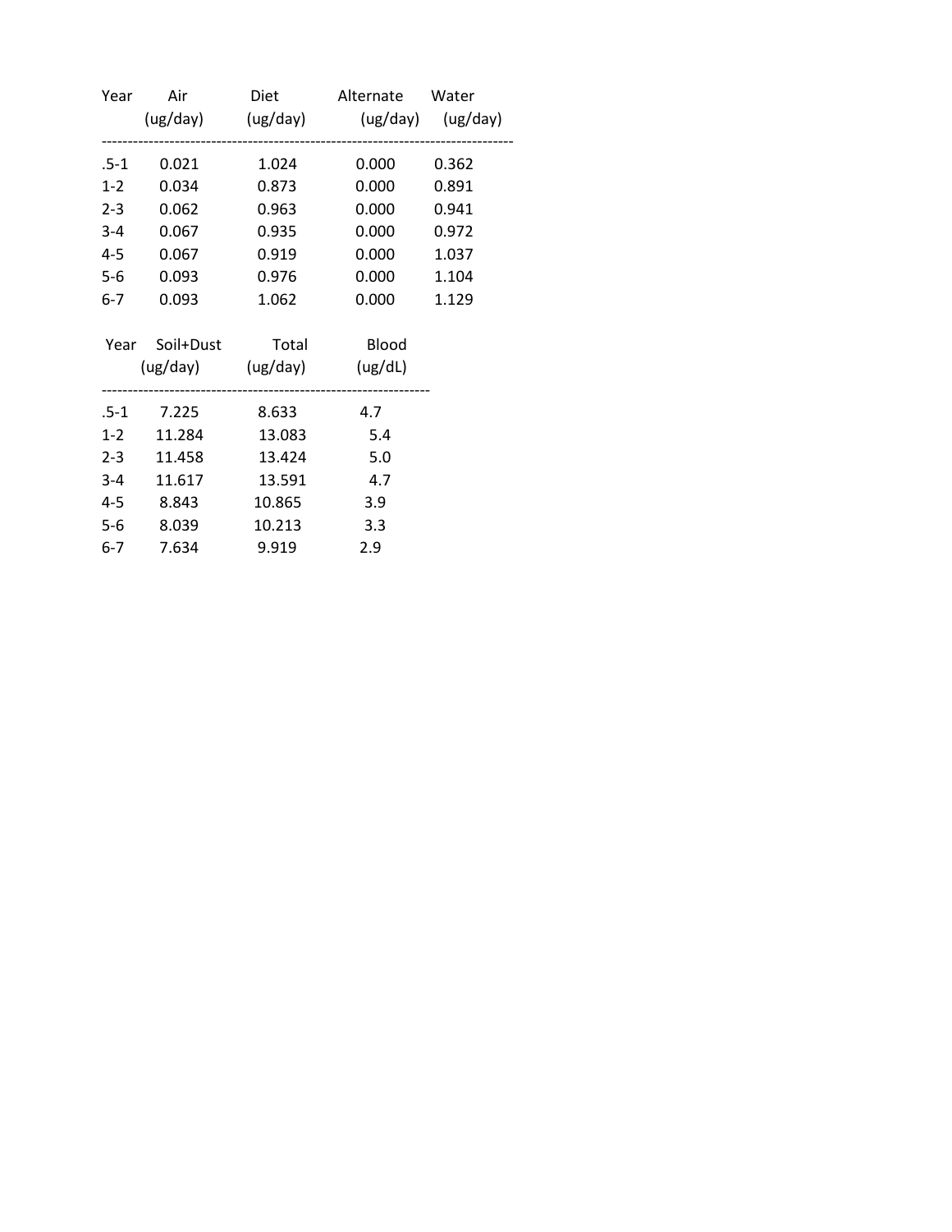| Year | Air (ug/day) | Diet (ug/day) | Alternate (ug/day) | Water (ug/day) |
|---|---|---|---|---|
| .5-1 | 0.021 | 1.024 | 0.000 | 0.362 |
| 1-2 | 0.034 | 0.873 | 0.000 | 0.891 |
| 2-3 | 0.062 | 0.963 | 0.000 | 0.941 |
| 3-4 | 0.067 | 0.935 | 0.000 | 0.972 |
| 4-5 | 0.067 | 0.919 | 0.000 | 1.037 |
| 5-6 | 0.093 | 0.976 | 0.000 | 1.104 |
| 6-7 | 0.093 | 1.062 | 0.000 | 1.129 |

| Year | Soil+Dust (ug/day) | Total (ug/day) | Blood (ug/dL) |
|---|---|---|---|
| .5-1 | 7.225 | 8.633 | 4.7 |
| 1-2 | 11.284 | 13.083 | 5.4 |
| 2-3 | 11.458 | 13.424 | 5.0 |
| 3-4 | 11.617 | 13.591 | 4.7 |
| 4-5 | 8.843 | 10.865 | 3.9 |
| 5-6 | 8.039 | 10.213 | 3.3 |
| 6-7 | 7.634 | 9.919 | 2.9 |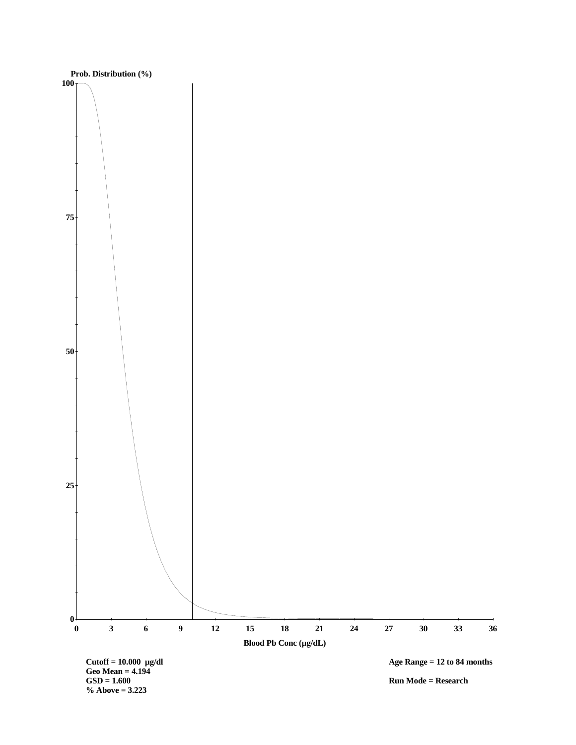Prob. Distribution (%)

Blood Pb Conc (µg/dL)

Cutoff = 10.000 µg/dl
Geo Mean = 4.194
GSD = 1.600
% Above = 3.223

Age Range = 12 to 84 months

Run Mode = Research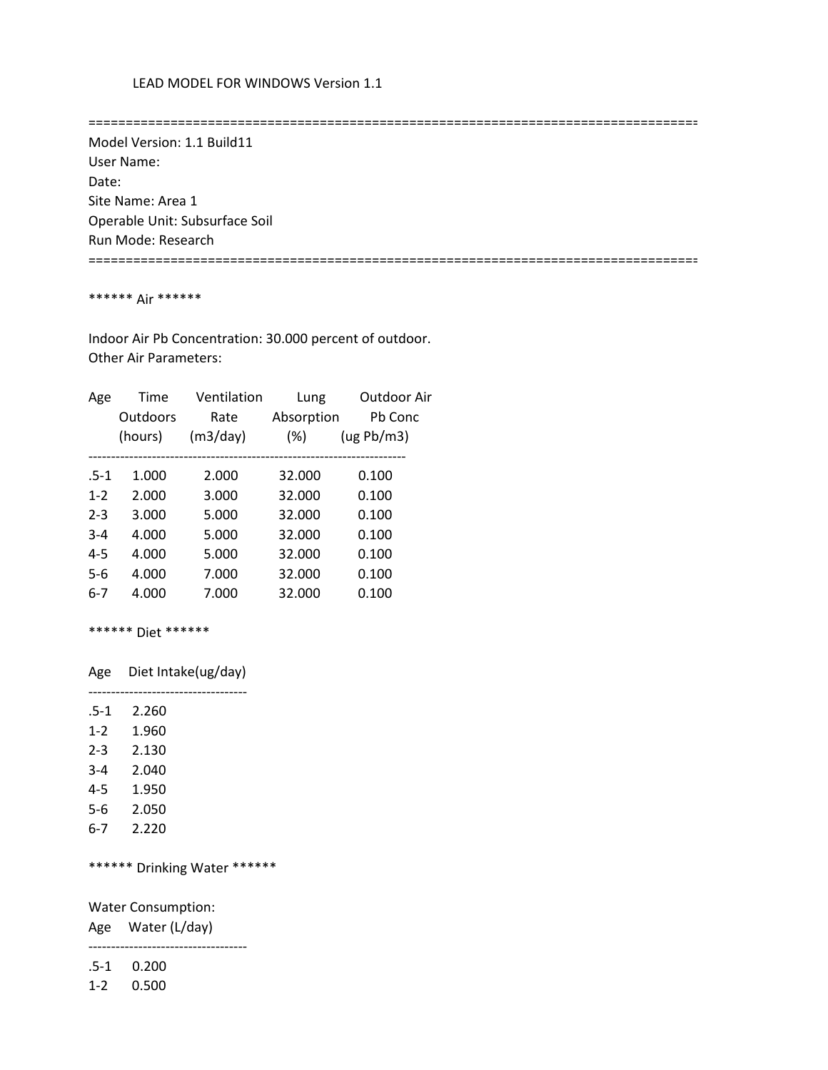LEAD MODEL FOR WINDOWS Version 1.1

==================================================================================

Model Version: 1.1 Build11
User Name:
Date:
Site Name: Area 1
Operable Unit: Subsurface Soil
Run Mode: Research

==================================================================================

****** Air ******

Indoor Air Pb Concentration: 30.000 percent of outdoor.
Other Air Parameters:

| Age | Time Outdoors (hours) | Ventilation Rate (m3/day) | Lung Absorption (%) | Outdoor Air Pb Conc (ug Pb/m3) |
|---|---|---|---|---|
| .5-1 | 1.000 | 2.000 | 32.000 | 0.100 |
| 1-2 | 2.000 | 3.000 | 32.000 | 0.100 |
| 2-3 | 3.000 | 5.000 | 32.000 | 0.100 |
| 3-4 | 4.000 | 5.000 | 32.000 | 0.100 |
| 4-5 | 4.000 | 5.000 | 32.000 | 0.100 |
| 5-6 | 4.000 | 7.000 | 32.000 | 0.100 |
| 6-7 | 4.000 | 7.000 | 32.000 | 0.100 |

****** Diet ******

| Age | Diet Intake(ug/day) |
|---|---|
| .5-1 | 2.260 |
| 1-2 | 1.960 |
| 2-3 | 2.130 |
| 3-4 | 2.040 |
| 4-5 | 1.950 |
| 5-6 | 2.050 |
| 6-7 | 2.220 |

****** Drinking Water ******

Water Consumption:

| Age | Water (L/day) |
|---|---|
| .5-1 | 0.200 |
| 1-2 | 0.500 |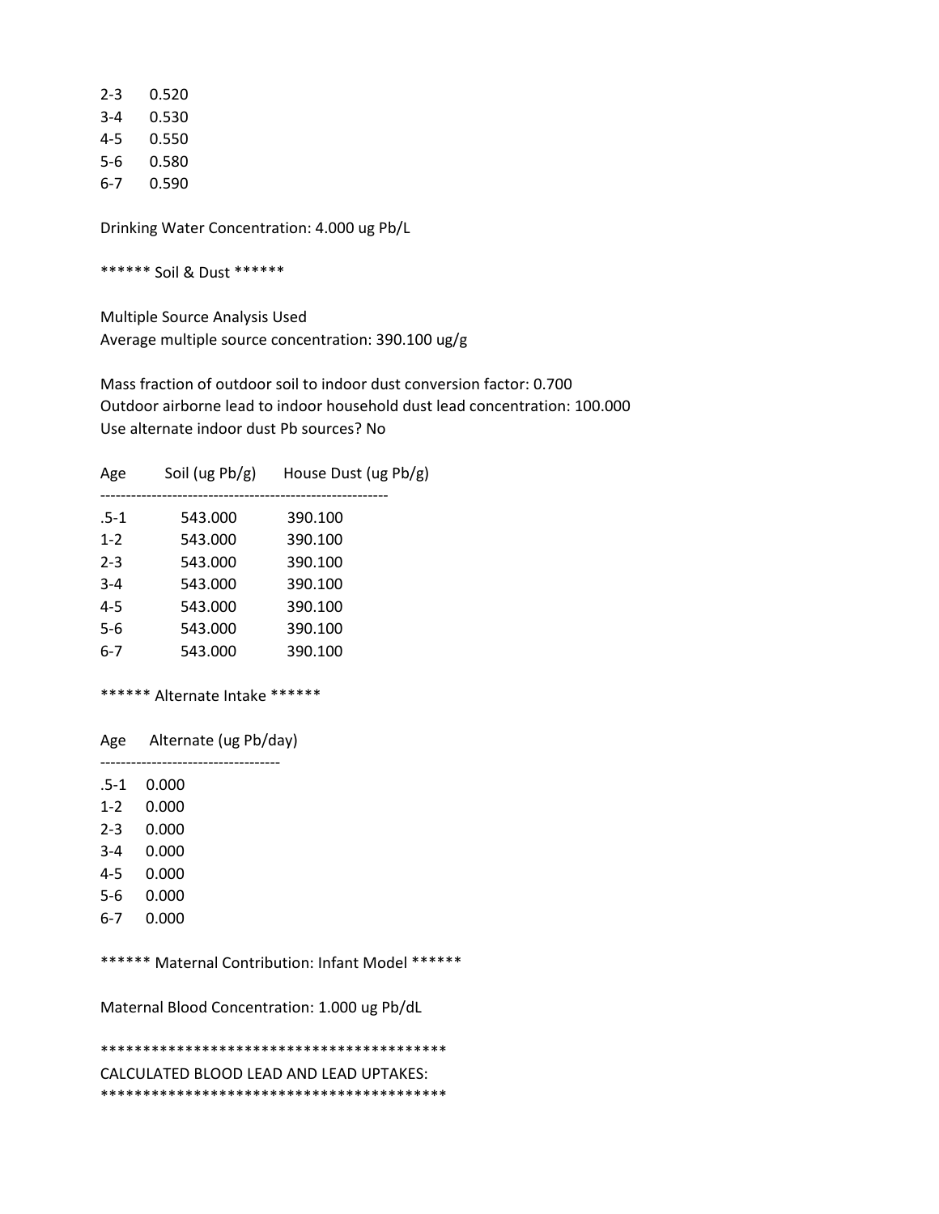| | |
|---|---|
| 2-3 | 0.520 |
| 3-4 | 0.530 |
| 4-5 | 0.550 |
| 5-6 | 0.580 |
| 6-7 | 0.590 |

Drinking Water Concentration: 4.000 ug Pb/L

****** Soil & Dust ******

Multiple Source Analysis Used
Average multiple source concentration: 390.100 ug/g

Mass fraction of outdoor soil to indoor dust conversion factor: 0.700
Outdoor airborne lead to indoor household dust lead concentration: 100.000
Use alternate indoor dust Pb sources? No

| Age | Soil (ug Pb/g) | House Dust (ug Pb/g) |
|---|---|---|
| .5-1 | 543.000 | 390.100 |
| 1-2 | 543.000 | 390.100 |
| 2-3 | 543.000 | 390.100 |
| 3-4 | 543.000 | 390.100 |
| 4-5 | 543.000 | 390.100 |
| 5-6 | 543.000 | 390.100 |
| 6-7 | 543.000 | 390.100 |

****** Alternate Intake ******

| Age | Alternate (ug Pb/day) |
|---|---|
| .5-1 | 0.000 |
| 1-2 | 0.000 |
| 2-3 | 0.000 |
| 3-4 | 0.000 |
| 4-5 | 0.000 |
| 5-6 | 0.000 |
| 6-7 | 0.000 |

****** Maternal Contribution: Infant Model ******

Maternal Blood Concentration: 1.000 ug Pb/dL

*****************************************
CALCULATED BLOOD LEAD AND LEAD UPTAKES:
*****************************************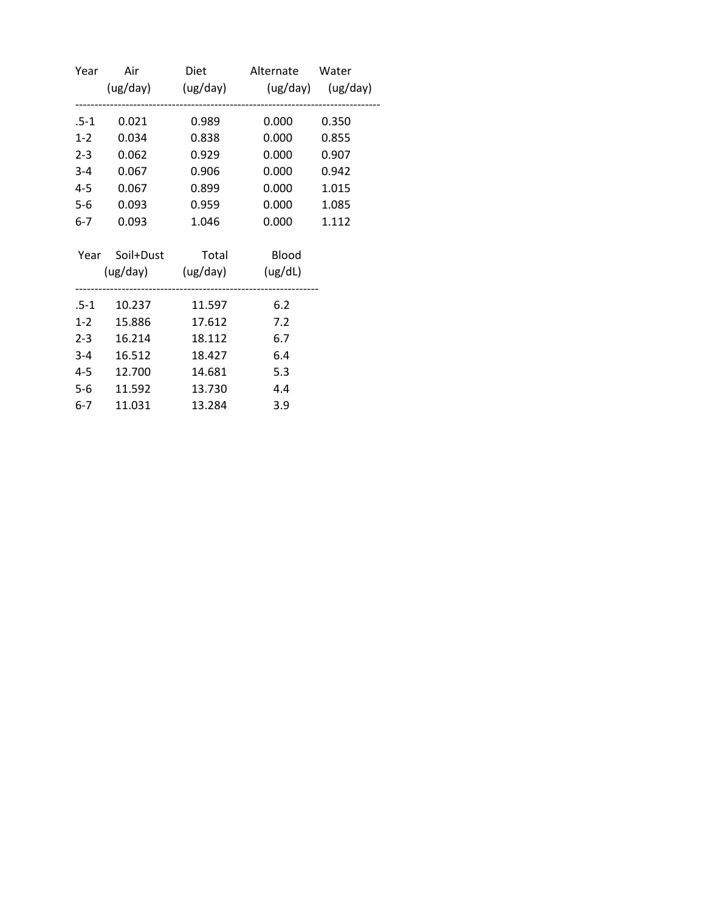| Year | Air (ug/day) | Diet (ug/day) | Alternate (ug/day) | Water (ug/day) |
|---|---|---|---|---|
| .5-1 | 0.021 | 0.989 | 0.000 | 0.350 |
| 1-2 | 0.034 | 0.838 | 0.000 | 0.855 |
| 2-3 | 0.062 | 0.929 | 0.000 | 0.907 |
| 3-4 | 0.067 | 0.906 | 0.000 | 0.942 |
| 4-5 | 0.067 | 0.899 | 0.000 | 1.015 |
| 5-6 | 0.093 | 0.959 | 0.000 | 1.085 |
| 6-7 | 0.093 | 1.046 | 0.000 | 1.112 |

| Year | Soil+Dust (ug/day) | Total (ug/day) | Blood (ug/dL) |
|---|---|---|---|
| .5-1 | 10.237 | 11.597 | 6.2 |
| 1-2 | 15.886 | 17.612 | 7.2 |
| 2-3 | 16.214 | 18.112 | 6.7 |
| 3-4 | 16.512 | 18.427 | 6.4 |
| 4-5 | 12.700 | 14.681 | 5.3 |
| 5-6 | 11.592 | 13.730 | 4.4 |
| 6-7 | 11.031 | 13.284 | 3.9 |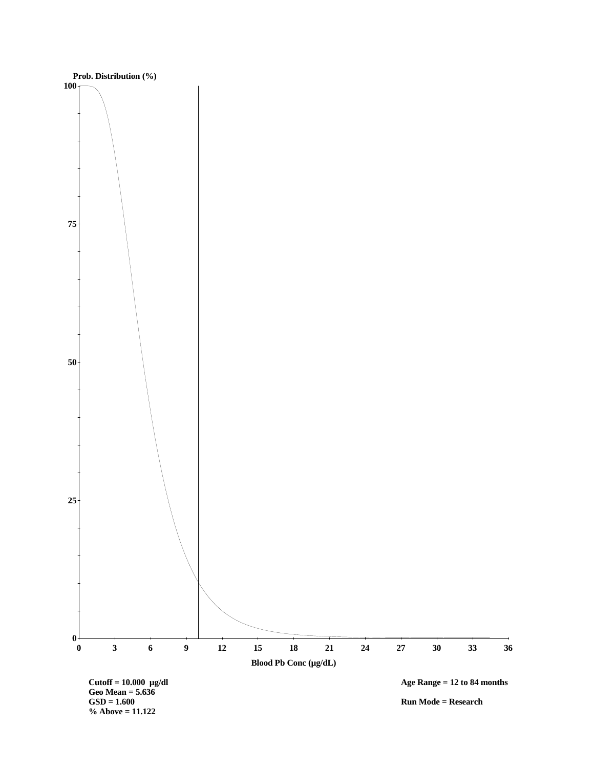Prob. Distribution (%)

Blood Pb Conc (µg/dL)

**Cutoff = 10.000 µg/dl**
**Geo Mean = 5.636**
**GSD = 1.600**
**% Above = 11.122**

**Age Range = 12 to 84 months**

**Run Mode = Research**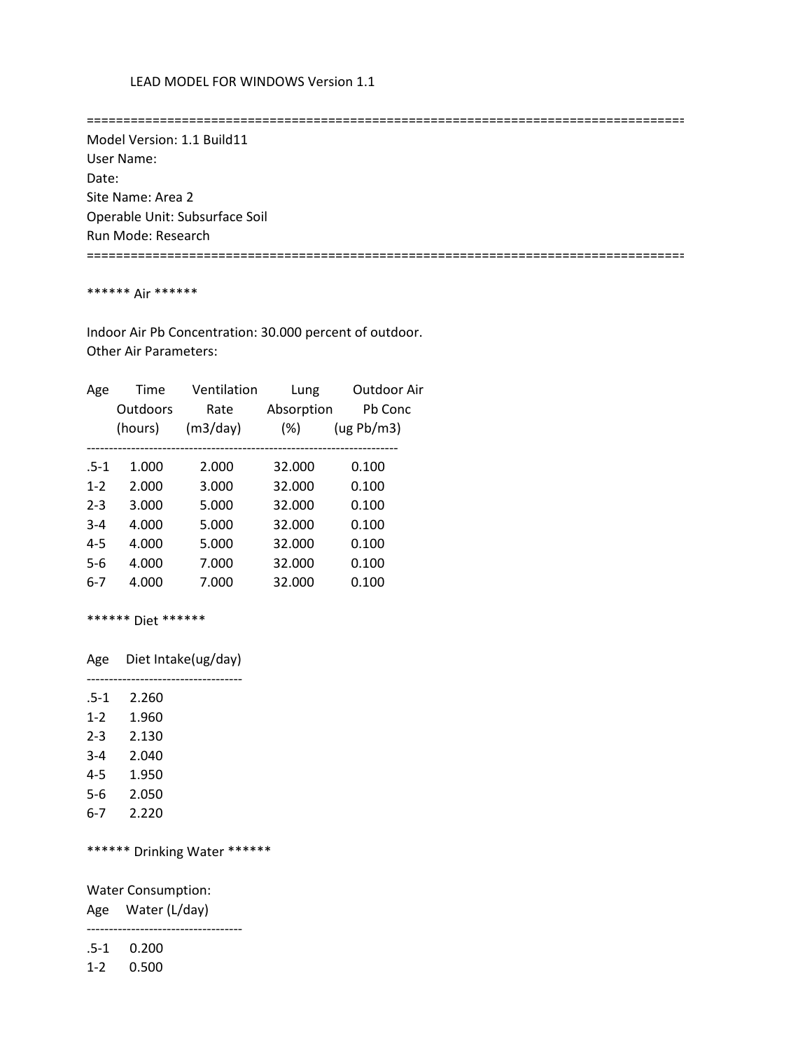LEAD MODEL FOR WINDOWS Version 1.1

==================================================================================

Model Version: 1.1 Build11
User Name:
Date:
Site Name: Area 2
Operable Unit: Subsurface Soil
Run Mode: Research

==================================================================================

****** Air ******

Indoor Air Pb Concentration: 30.000 percent of outdoor.
Other Air Parameters:

| Age | Time Outdoors (hours) | Ventilation Rate (m3/day) | Lung Absorption (%) | Outdoor Air Pb Conc (ug Pb/m3) |
|---|---|---|---|---|
| .5-1 | 1.000 | 2.000 | 32.000 | 0.100 |
| 1-2 | 2.000 | 3.000 | 32.000 | 0.100 |
| 2-3 | 3.000 | 5.000 | 32.000 | 0.100 |
| 3-4 | 4.000 | 5.000 | 32.000 | 0.100 |
| 4-5 | 4.000 | 5.000 | 32.000 | 0.100 |
| 5-6 | 4.000 | 7.000 | 32.000 | 0.100 |
| 6-7 | 4.000 | 7.000 | 32.000 | 0.100 |

****** Diet ******

| Age | Diet Intake(ug/day) |
|---|---|
| .5-1 | 2.260 |
| 1-2 | 1.960 |
| 2-3 | 2.130 |
| 3-4 | 2.040 |
| 4-5 | 1.950 |
| 5-6 | 2.050 |
| 6-7 | 2.220 |

****** Drinking Water ******

Water Consumption:

| Age | Water (L/day) |
|---|---|
| .5-1 | 0.200 |
| 1-2 | 0.500 |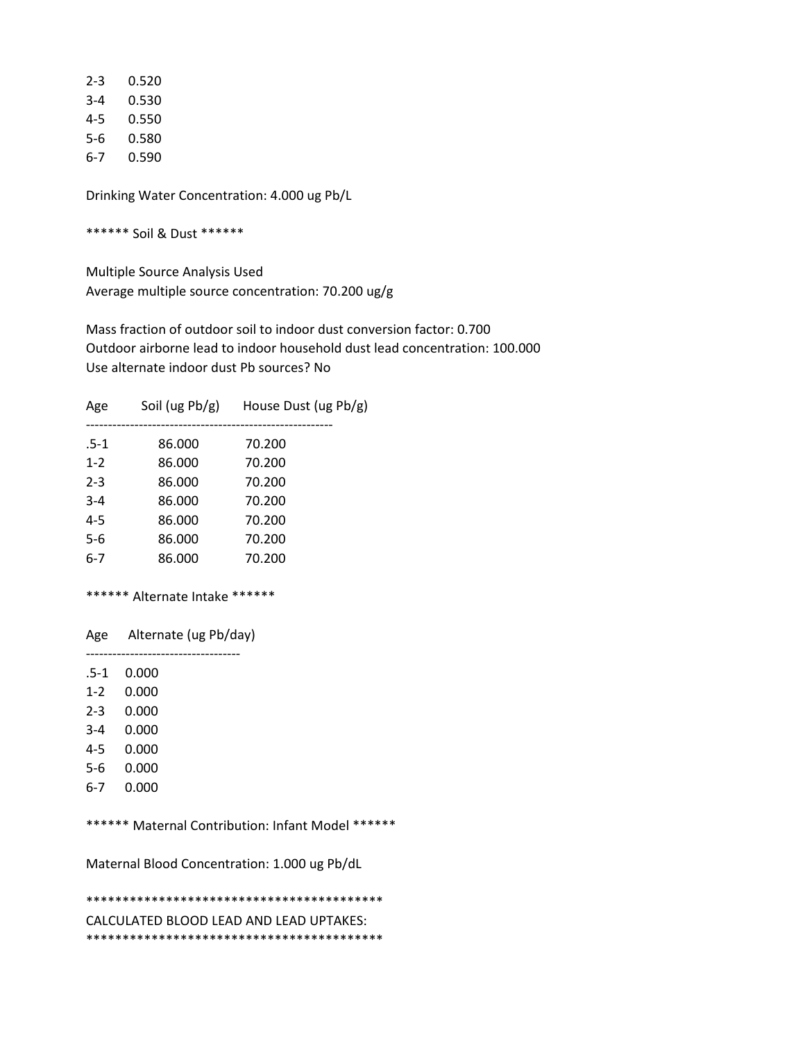| | |
|---|---|
| 2-3 | 0.520 |
| 3-4 | 0.530 |
| 4-5 | 0.550 |
| 5-6 | 0.580 |
| 6-7 | 0.590 |

Drinking Water Concentration: 4.000 ug Pb/L

****** Soil & Dust ******

Multiple Source Analysis Used
Average multiple source concentration: 70.200 ug/g

Mass fraction of outdoor soil to indoor dust conversion factor: 0.700
Outdoor airborne lead to indoor household dust lead concentration: 100.000
Use alternate indoor dust Pb sources? No

| Age | Soil (ug Pb/g) | House Dust (ug Pb/g) |
|---|---|---|
| .5-1 | 86.000 | 70.200 |
| 1-2 | 86.000 | 70.200 |
| 2-3 | 86.000 | 70.200 |
| 3-4 | 86.000 | 70.200 |
| 4-5 | 86.000 | 70.200 |
| 5-6 | 86.000 | 70.200 |
| 6-7 | 86.000 | 70.200 |

****** Alternate Intake ******

| Age | Alternate (ug Pb/day) |
|---|---|
| .5-1 | 0.000 |
| 1-2 | 0.000 |
| 2-3 | 0.000 |
| 3-4 | 0.000 |
| 4-5 | 0.000 |
| 5-6 | 0.000 |
| 6-7 | 0.000 |

****** Maternal Contribution: Infant Model ******

Maternal Blood Concentration: 1.000 ug Pb/dL

*****************************************
CALCULATED BLOOD LEAD AND LEAD UPTAKES:
*****************************************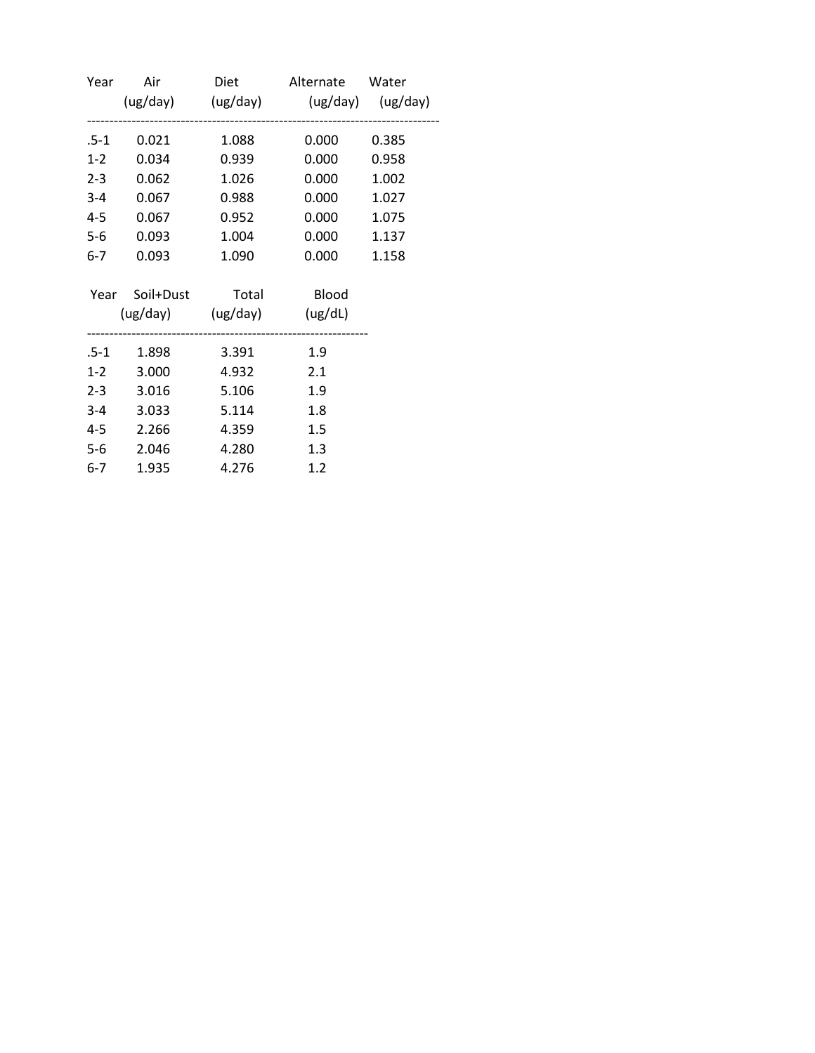| Year | Air (ug/day) | Diet (ug/day) | Alternate (ug/day) | Water (ug/day) |
|---|---|---|---|---|
| .5-1 | 0.021 | 1.088 | 0.000 | 0.385 |
| 1-2 | 0.034 | 0.939 | 0.000 | 0.958 |
| 2-3 | 0.062 | 1.026 | 0.000 | 1.002 |
| 3-4 | 0.067 | 0.988 | 0.000 | 1.027 |
| 4-5 | 0.067 | 0.952 | 0.000 | 1.075 |
| 5-6 | 0.093 | 1.004 | 0.000 | 1.137 |
| 6-7 | 0.093 | 1.090 | 0.000 | 1.158 |

| Year | Soil+Dust (ug/day) | Total (ug/day) | Blood (ug/dL) |
|---|---|---|---|
| .5-1 | 1.898 | 3.391 | 1.9 |
| 1-2 | 3.000 | 4.932 | 2.1 |
| 2-3 | 3.016 | 5.106 | 1.9 |
| 3-4 | 3.033 | 5.114 | 1.8 |
| 4-5 | 2.266 | 4.359 | 1.5 |
| 5-6 | 2.046 | 4.280 | 1.3 |
| 6-7 | 1.935 | 4.276 | 1.2 |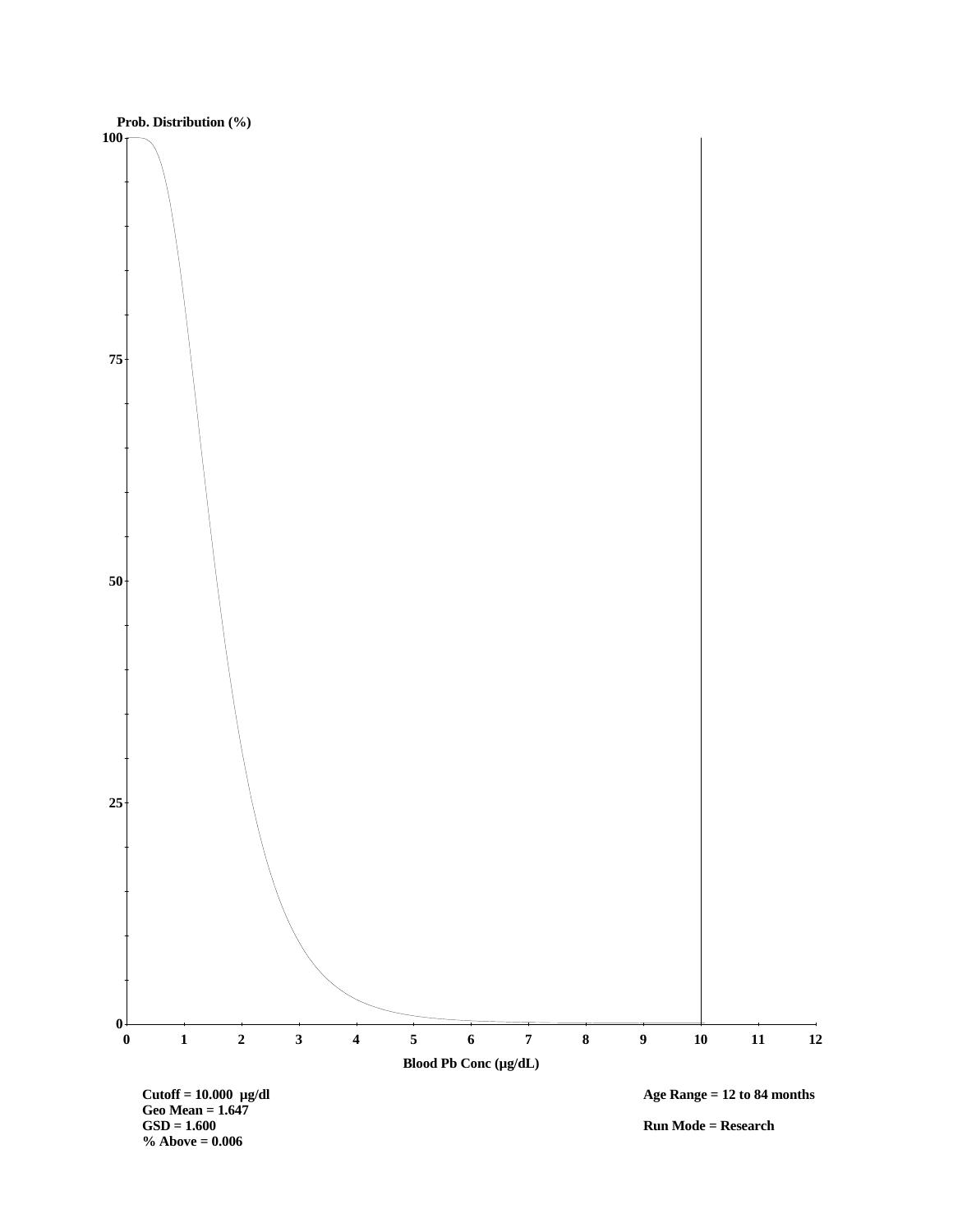Prob. Distribution (%)

Blood Pb Conc (μg/dL)

**Cutoff = 10.000 μg/dl**
**Geo Mean = 1.647**
**GSD = 1.600**
**% Above = 0.006**

**Age Range = 12 to 84 months**

**Run Mode = Research**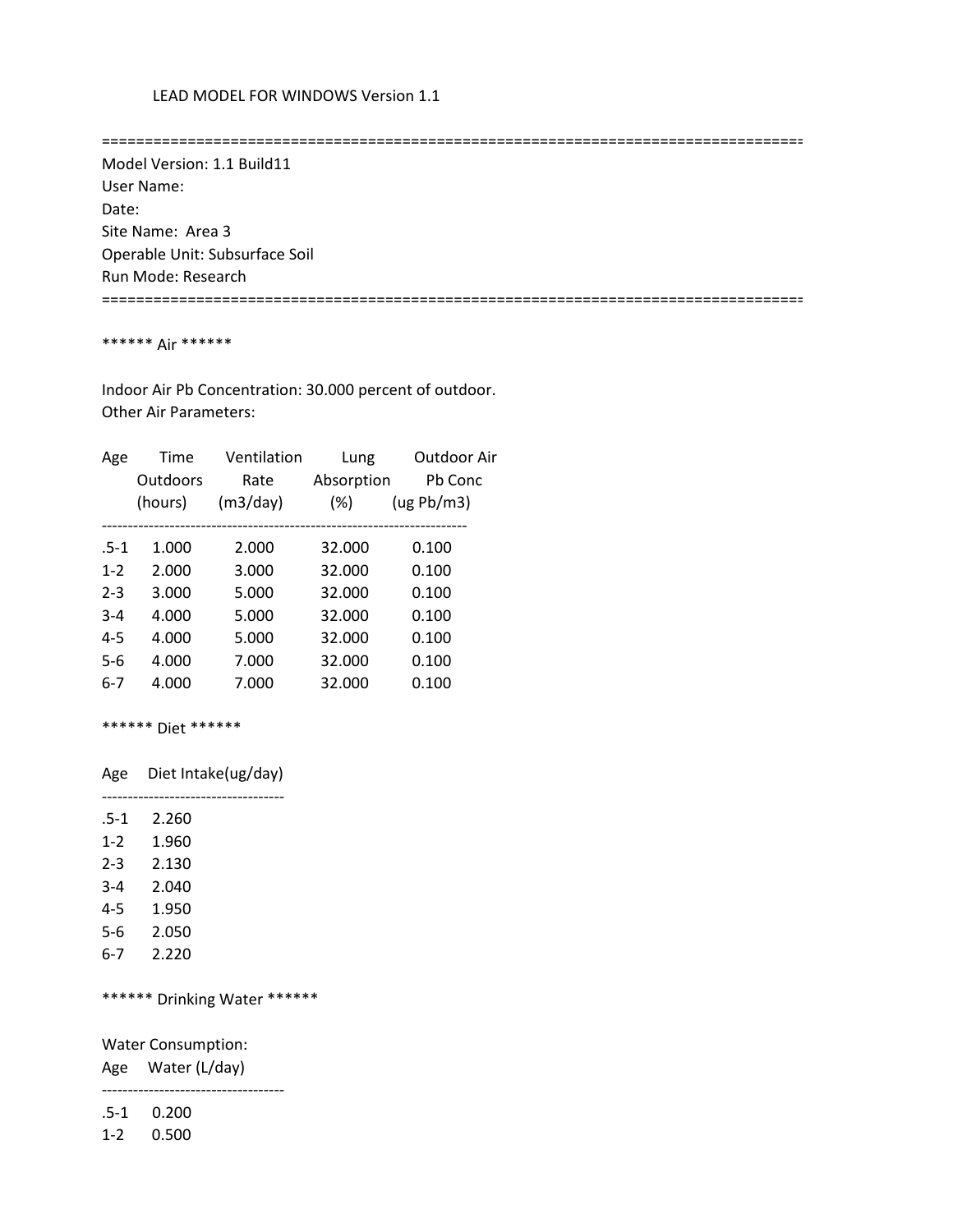LEAD MODEL FOR WINDOWS Version 1.1

==================================================================================

Model Version: 1.1 Build11
User Name:
Date:
Site Name: Area 3
Operable Unit: Subsurface Soil
Run Mode: Research

==================================================================================

****** Air ******

Indoor Air Pb Concentration: 30.000 percent of outdoor.
Other Air Parameters:

| Age | Time Outdoors (hours) | Ventilation Rate (m3/day) | Lung Absorption (%) | Outdoor Air Pb Conc (ug Pb/m3) |
|---|---|---|---|---|
| .5-1 | 1.000 | 2.000 | 32.000 | 0.100 |
| 1-2 | 2.000 | 3.000 | 32.000 | 0.100 |
| 2-3 | 3.000 | 5.000 | 32.000 | 0.100 |
| 3-4 | 4.000 | 5.000 | 32.000 | 0.100 |
| 4-5 | 4.000 | 5.000 | 32.000 | 0.100 |
| 5-6 | 4.000 | 7.000 | 32.000 | 0.100 |
| 6-7 | 4.000 | 7.000 | 32.000 | 0.100 |

****** Diet ******

| Age | Diet Intake(ug/day) |
|---|---|
| .5-1 | 2.260 |
| 1-2 | 1.960 |
| 2-3 | 2.130 |
| 3-4 | 2.040 |
| 4-5 | 1.950 |
| 5-6 | 2.050 |
| 6-7 | 2.220 |

****** Drinking Water ******

Water Consumption:

| Age | Water (L/day) |
|---|---|
| .5-1 | 0.200 |
| 1-2 | 0.500 |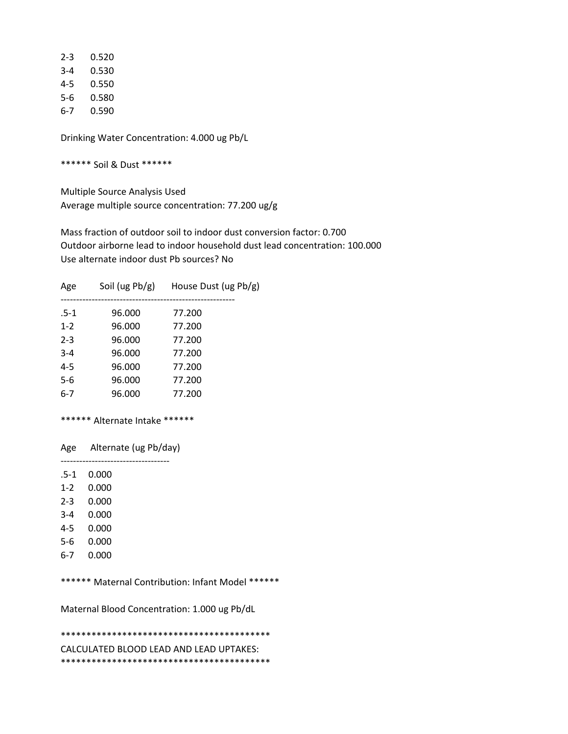| | |
|---|---|
| 2-3 | 0.520 |
| 3-4 | 0.530 |
| 4-5 | 0.550 |
| 5-6 | 0.580 |
| 6-7 | 0.590 |

Drinking Water Concentration: 4.000 ug Pb/L

****** Soil & Dust ******

Multiple Source Analysis Used
Average multiple source concentration: 77.200 ug/g

Mass fraction of outdoor soil to indoor dust conversion factor: 0.700
Outdoor airborne lead to indoor household dust lead concentration: 100.000
Use alternate indoor dust Pb sources? No

| Age | Soil (ug Pb/g) | House Dust (ug Pb/g) |
|---|---|---|
| .5-1 | 96.000 | 77.200 |
| 1-2 | 96.000 | 77.200 |
| 2-3 | 96.000 | 77.200 |
| 3-4 | 96.000 | 77.200 |
| 4-5 | 96.000 | 77.200 |
| 5-6 | 96.000 | 77.200 |
| 6-7 | 96.000 | 77.200 |

****** Alternate Intake ******

| Age | Alternate (ug Pb/day) |
|---|---|
| .5-1 | 0.000 |
| 1-2 | 0.000 |
| 2-3 | 0.000 |
| 3-4 | 0.000 |
| 4-5 | 0.000 |
| 5-6 | 0.000 |
| 6-7 | 0.000 |

****** Maternal Contribution: Infant Model ******

Maternal Blood Concentration: 1.000 ug Pb/dL

*****************************************
CALCULATED BLOOD LEAD AND LEAD UPTAKES:
*****************************************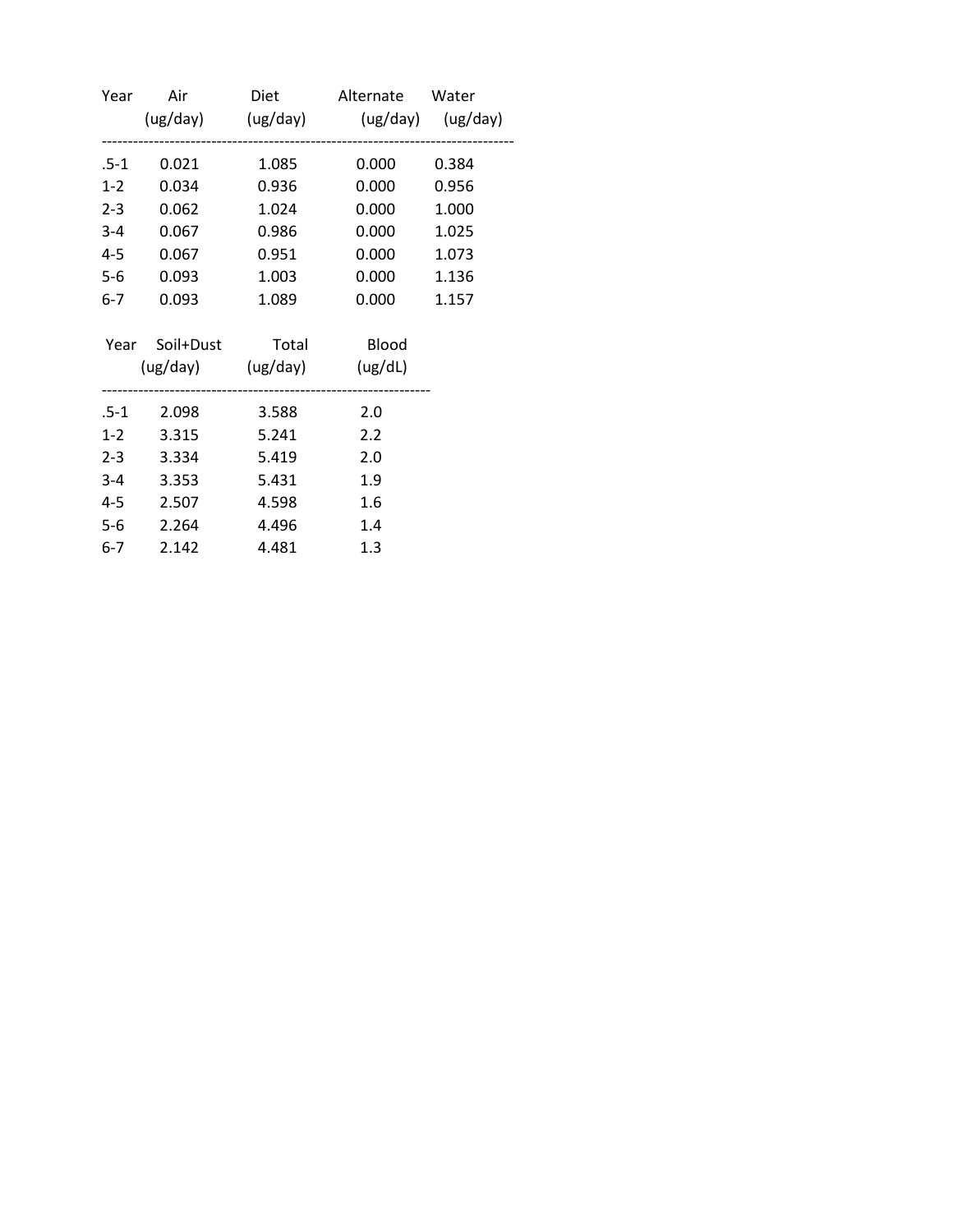| Year | Air (ug/day) | Diet (ug/day) | Alternate (ug/day) | Water (ug/day) |
|---|---|---|---|---|
| .5-1 | 0.021 | 1.085 | 0.000 | 0.384 |
| 1-2 | 0.034 | 0.936 | 0.000 | 0.956 |
| 2-3 | 0.062 | 1.024 | 0.000 | 1.000 |
| 3-4 | 0.067 | 0.986 | 0.000 | 1.025 |
| 4-5 | 0.067 | 0.951 | 0.000 | 1.073 |
| 5-6 | 0.093 | 1.003 | 0.000 | 1.136 |
| 6-7 | 0.093 | 1.089 | 0.000 | 1.157 |

| Year | Soil+Dust (ug/day) | Total (ug/day) | Blood (ug/dL) |
|---|---|---|---|
| .5-1 | 2.098 | 3.588 | 2.0 |
| 1-2 | 3.315 | 5.241 | 2.2 |
| 2-3 | 3.334 | 5.419 | 2.0 |
| 3-4 | 3.353 | 5.431 | 1.9 |
| 4-5 | 2.507 | 4.598 | 1.6 |
| 5-6 | 2.264 | 4.496 | 1.4 |
| 6-7 | 2.142 | 4.481 | 1.3 |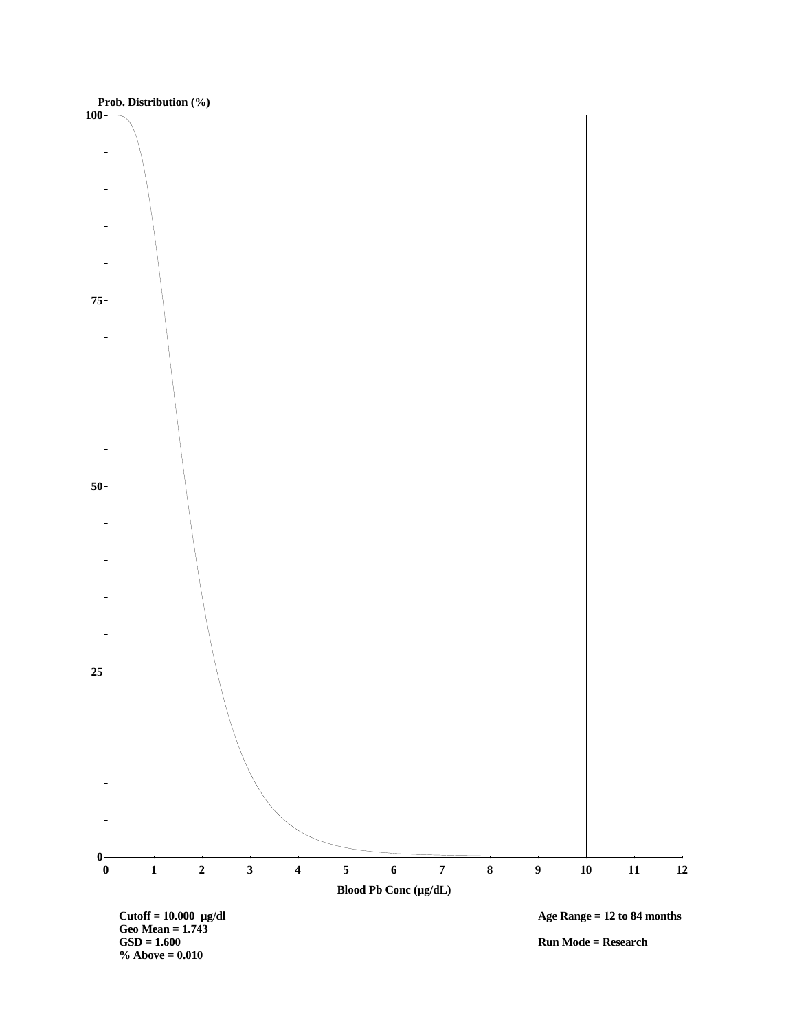Prob. Distribution (%)

Blood Pb Conc (µg/dL)

**Cutoff = 10.000 µg/dl**
**Geo Mean = 1.743**
**GSD = 1.600**
**% Above = 0.010**

**Age Range = 12 to 84 months**

**Run Mode = Research**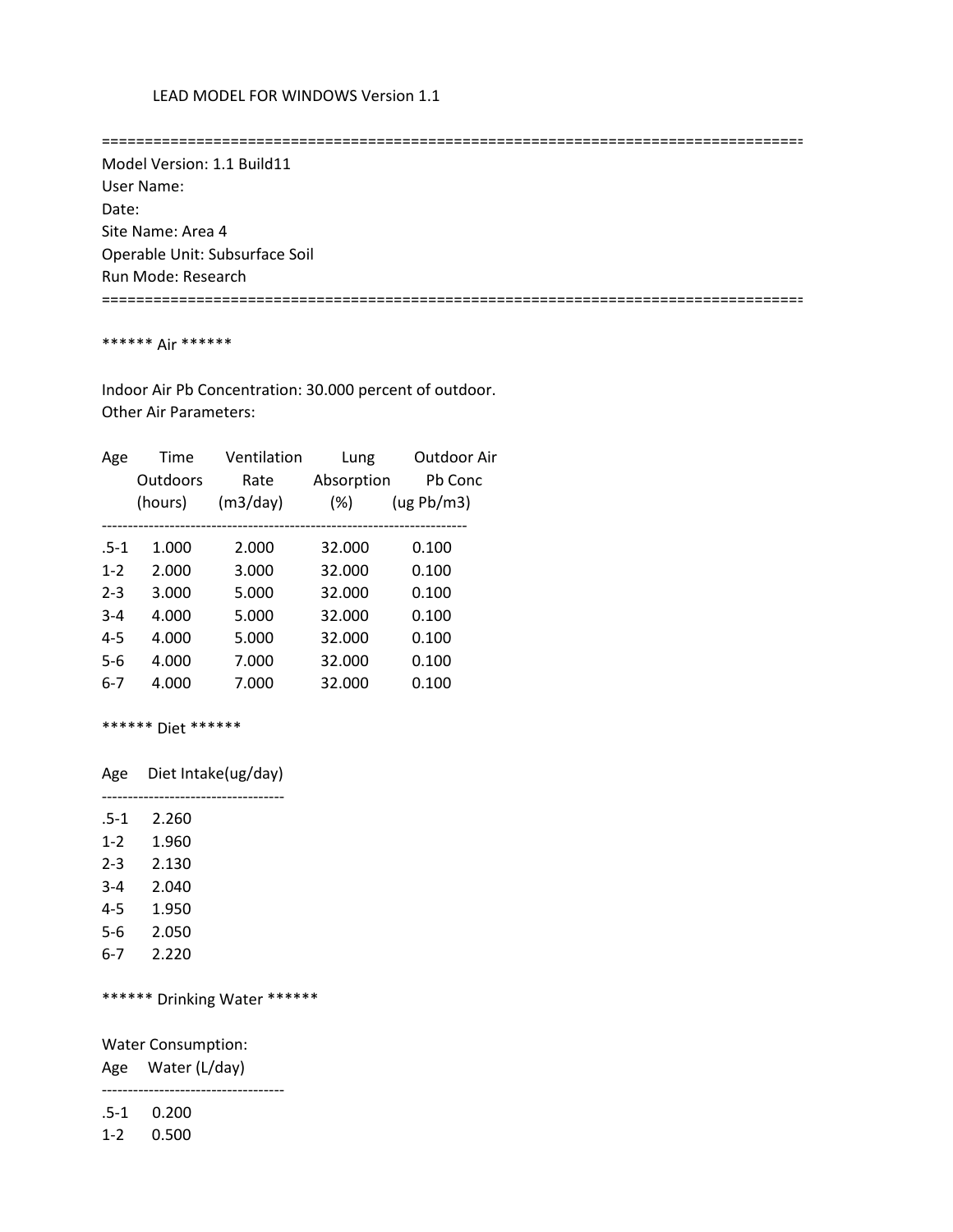LEAD MODEL FOR WINDOWS Version 1.1

==================================================================================

Model Version: 1.1 Build11
User Name:
Date:
Site Name: Area 4
Operable Unit: Subsurface Soil
Run Mode: Research

==================================================================================

****** Air ******

Indoor Air Pb Concentration: 30.000 percent of outdoor.
Other Air Parameters:

| Age | Time Outdoors (hours) | Ventilation Rate (m3/day) | Lung Absorption (%) | Outdoor Air Pb Conc (ug Pb/m3) |
|---|---|---|---|---|
| .5-1 | 1.000 | 2.000 | 32.000 | 0.100 |
| 1-2 | 2.000 | 3.000 | 32.000 | 0.100 |
| 2-3 | 3.000 | 5.000 | 32.000 | 0.100 |
| 3-4 | 4.000 | 5.000 | 32.000 | 0.100 |
| 4-5 | 4.000 | 5.000 | 32.000 | 0.100 |
| 5-6 | 4.000 | 7.000 | 32.000 | 0.100 |
| 6-7 | 4.000 | 7.000 | 32.000 | 0.100 |

****** Diet ******

| Age | Diet Intake(ug/day) |
|---|---|
| .5-1 | 2.260 |
| 1-2 | 1.960 |
| 2-3 | 2.130 |
| 3-4 | 2.040 |
| 4-5 | 1.950 |
| 5-6 | 2.050 |
| 6-7 | 2.220 |

****** Drinking Water ******

Water Consumption:

| Age | Water (L/day) |
|---|---|
| .5-1 | 0.200 |
| 1-2 | 0.500 |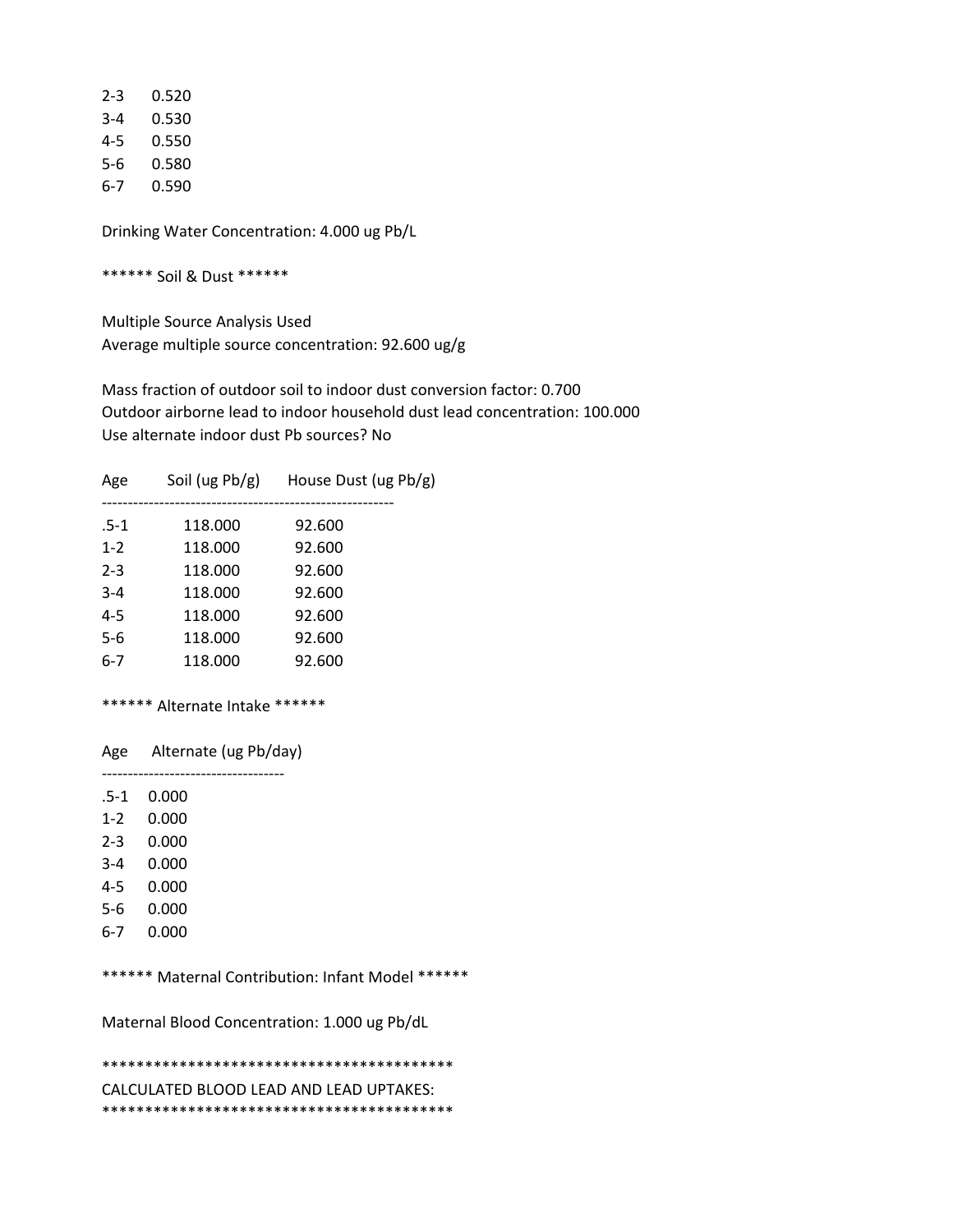| | |
|---|---|
| 2-3 | 0.520 |
| 3-4 | 0.530 |
| 4-5 | 0.550 |
| 5-6 | 0.580 |
| 6-7 | 0.590 |

Drinking Water Concentration: 4.000 ug Pb/L

****** Soil & Dust ******

Multiple Source Analysis Used
Average multiple source concentration: 92.600 ug/g

Mass fraction of outdoor soil to indoor dust conversion factor: 0.700
Outdoor airborne lead to indoor household dust lead concentration: 100.000
Use alternate indoor dust Pb sources? No

| Age | Soil (ug Pb/g) | House Dust (ug Pb/g) |
|---|---|---|
| .5-1 | 118.000 | 92.600 |
| 1-2 | 118.000 | 92.600 |
| 2-3 | 118.000 | 92.600 |
| 3-4 | 118.000 | 92.600 |
| 4-5 | 118.000 | 92.600 |
| 5-6 | 118.000 | 92.600 |
| 6-7 | 118.000 | 92.600 |

****** Alternate Intake ******

| Age | Alternate (ug Pb/day) |
|---|---|
| .5-1 | 0.000 |
| 1-2 | 0.000 |
| 2-3 | 0.000 |
| 3-4 | 0.000 |
| 4-5 | 0.000 |
| 5-6 | 0.000 |
| 6-7 | 0.000 |

****** Maternal Contribution: Infant Model ******

Maternal Blood Concentration: 1.000 ug Pb/dL

*****************************************
CALCULATED BLOOD LEAD AND LEAD UPTAKES:
*****************************************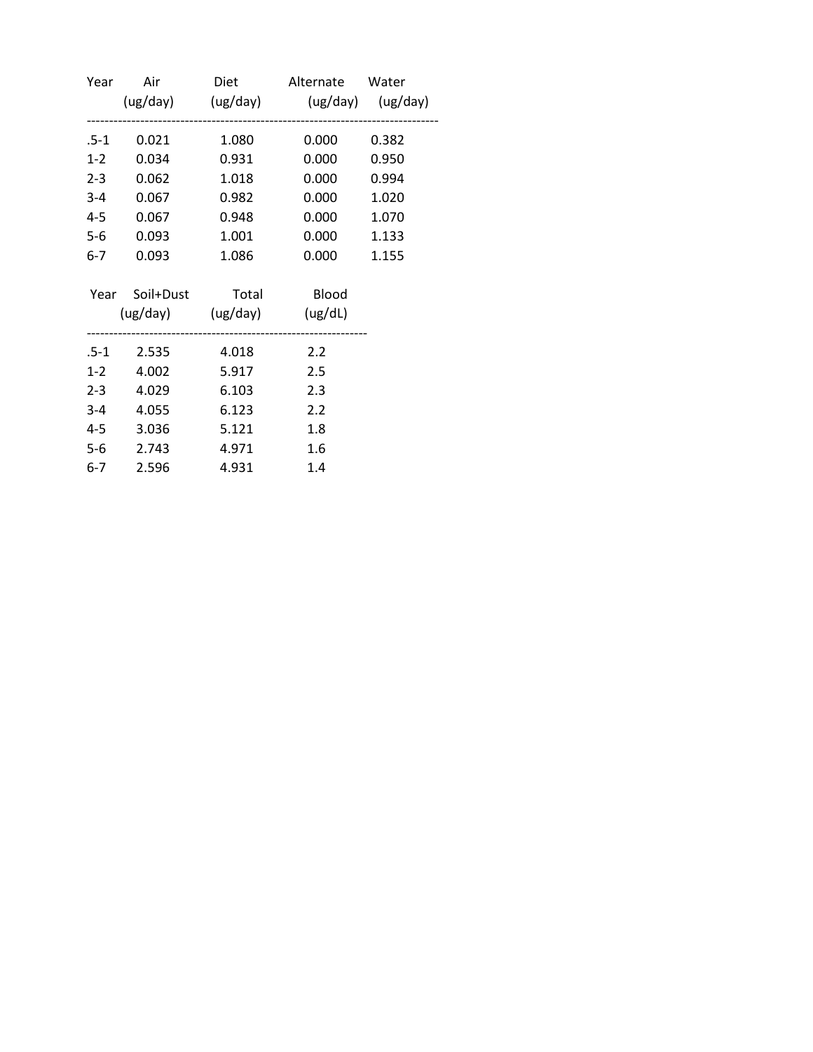| Year | Air (ug/day) | Diet (ug/day) | Alternate (ug/day) | Water (ug/day) |
|---|---|---|---|---|
| .5-1 | 0.021 | 1.080 | 0.000 | 0.382 |
| 1-2 | 0.034 | 0.931 | 0.000 | 0.950 |
| 2-3 | 0.062 | 1.018 | 0.000 | 0.994 |
| 3-4 | 0.067 | 0.982 | 0.000 | 1.020 |
| 4-5 | 0.067 | 0.948 | 0.000 | 1.070 |
| 5-6 | 0.093 | 1.001 | 0.000 | 1.133 |
| 6-7 | 0.093 | 1.086 | 0.000 | 1.155 |

| Year | Soil+Dust (ug/day) | Total (ug/day) | Blood (ug/dL) |
|---|---|---|---|
| .5-1 | 2.535 | 4.018 | 2.2 |
| 1-2 | 4.002 | 5.917 | 2.5 |
| 2-3 | 4.029 | 6.103 | 2.3 |
| 3-4 | 4.055 | 6.123 | 2.2 |
| 4-5 | 3.036 | 5.121 | 1.8 |
| 5-6 | 2.743 | 4.971 | 1.6 |
| 6-7 | 2.596 | 4.931 | 1.4 |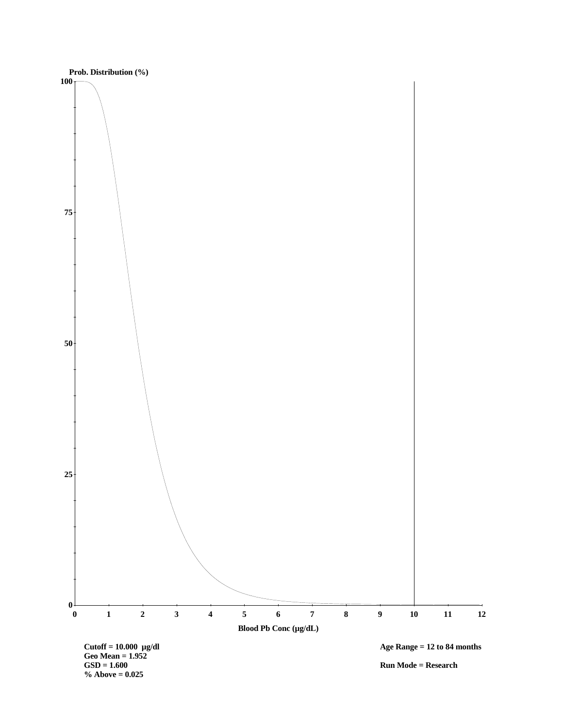Prob. Distribution (%)

Blood Pb Conc (µg/dL)

**Cutoff = 10.000 µg/dl**
**Geo Mean = 1.952**
**GSD = 1.600**
**% Above = 0.025**

**Age Range = 12 to 84 months**

**Run Mode = Research**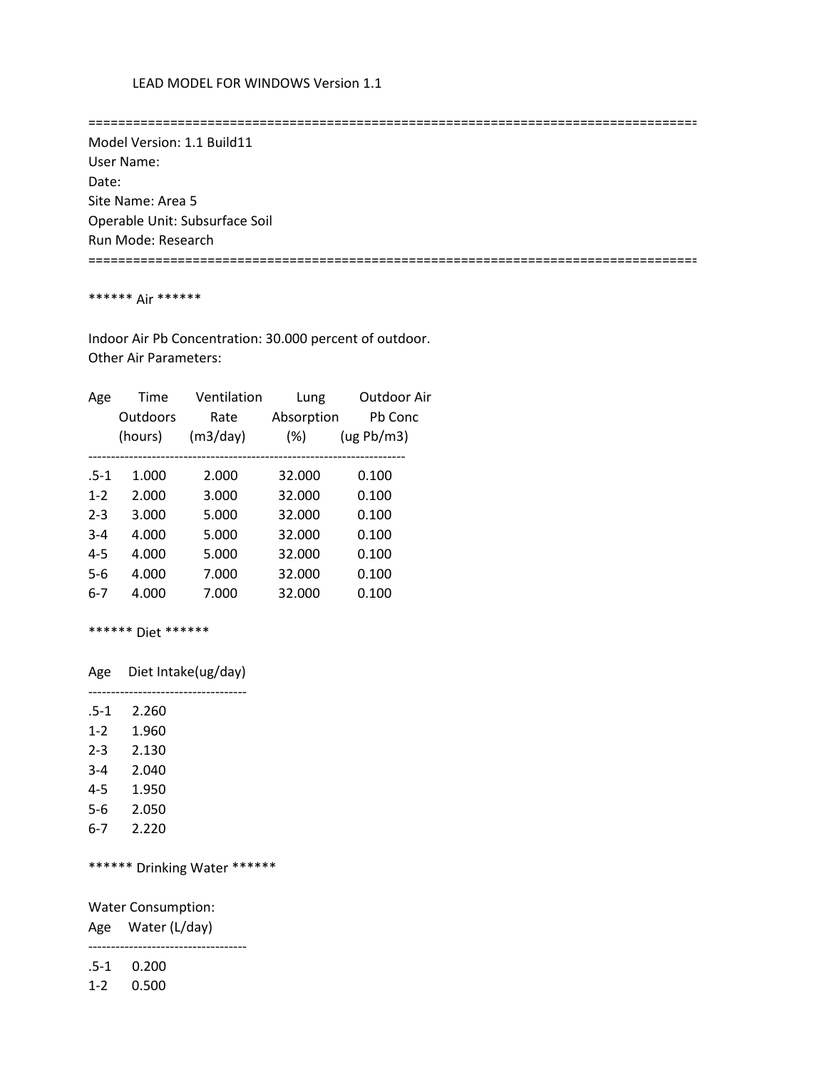LEAD MODEL FOR WINDOWS Version 1.1

==================================================================================

Model Version: 1.1 Build11
User Name:
Date:
Site Name: Area 5
Operable Unit: Subsurface Soil
Run Mode: Research

==================================================================================

****** Air ******

Indoor Air Pb Concentration: 30.000 percent of outdoor.
Other Air Parameters:

| Age | Time Outdoors (hours) | Ventilation Rate (m3/day) | Lung Absorption (%) | Outdoor Air Pb Conc (ug Pb/m3) |
|---|---|---|---|---|
| .5-1 | 1.000 | 2.000 | 32.000 | 0.100 |
| 1-2 | 2.000 | 3.000 | 32.000 | 0.100 |
| 2-3 | 3.000 | 5.000 | 32.000 | 0.100 |
| 3-4 | 4.000 | 5.000 | 32.000 | 0.100 |
| 4-5 | 4.000 | 5.000 | 32.000 | 0.100 |
| 5-6 | 4.000 | 7.000 | 32.000 | 0.100 |
| 6-7 | 4.000 | 7.000 | 32.000 | 0.100 |

****** Diet ******

| Age | Diet Intake(ug/day) |
|---|---|
| .5-1 | 2.260 |
| 1-2 | 1.960 |
| 2-3 | 2.130 |
| 3-4 | 2.040 |
| 4-5 | 1.950 |
| 5-6 | 2.050 |
| 6-7 | 2.220 |

****** Drinking Water ******

Water Consumption:

| Age | Water (L/day) |
|---|---|
| .5-1 | 0.200 |
| 1-2 | 0.500 |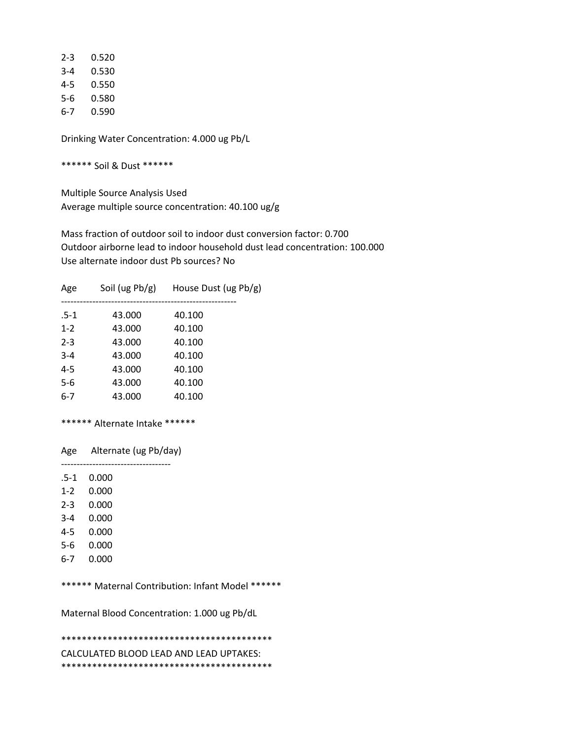| | |
|---|---|
| 2-3 | 0.520 |
| 3-4 | 0.530 |
| 4-5 | 0.550 |
| 5-6 | 0.580 |
| 6-7 | 0.590 |

Drinking Water Concentration: 4.000 ug Pb/L

****** Soil & Dust ******

Multiple Source Analysis Used
Average multiple source concentration: 40.100 ug/g

Mass fraction of outdoor soil to indoor dust conversion factor: 0.700
Outdoor airborne lead to indoor household dust lead concentration: 100.000
Use alternate indoor dust Pb sources? No

| Age | Soil (ug Pb/g) | House Dust (ug Pb/g) |
|---|---|---|
| .5-1 | 43.000 | 40.100 |
| 1-2 | 43.000 | 40.100 |
| 2-3 | 43.000 | 40.100 |
| 3-4 | 43.000 | 40.100 |
| 4-5 | 43.000 | 40.100 |
| 5-6 | 43.000 | 40.100 |
| 6-7 | 43.000 | 40.100 |

****** Alternate Intake ******

| Age | Alternate (ug Pb/day) |
|---|---|
| .5-1 | 0.000 |
| 1-2 | 0.000 |
| 2-3 | 0.000 |
| 3-4 | 0.000 |
| 4-5 | 0.000 |
| 5-6 | 0.000 |
| 6-7 | 0.000 |

****** Maternal Contribution: Infant Model ******

Maternal Blood Concentration: 1.000 ug Pb/dL

*****************************************
CALCULATED BLOOD LEAD AND LEAD UPTAKES:
*****************************************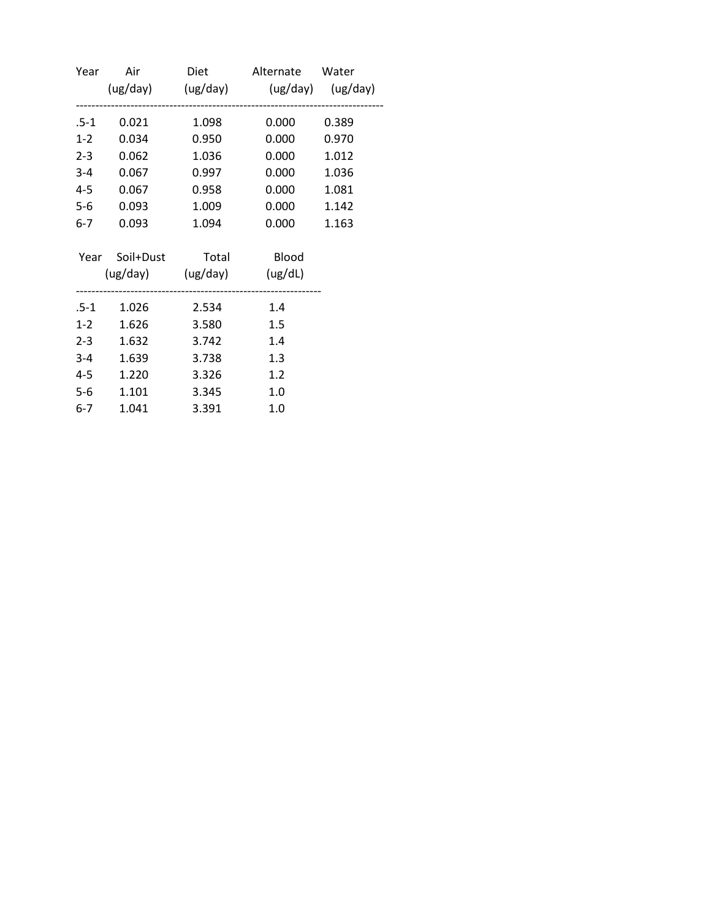| Year | Air (ug/day) | Diet (ug/day) | Alternate (ug/day) | Water (ug/day) |
|---|---|---|---|---|
| .5-1 | 0.021 | 1.098 | 0.000 | 0.389 |
| 1-2 | 0.034 | 0.950 | 0.000 | 0.970 |
| 2-3 | 0.062 | 1.036 | 0.000 | 1.012 |
| 3-4 | 0.067 | 0.997 | 0.000 | 1.036 |
| 4-5 | 0.067 | 0.958 | 0.000 | 1.081 |
| 5-6 | 0.093 | 1.009 | 0.000 | 1.142 |
| 6-7 | 0.093 | 1.094 | 0.000 | 1.163 |

| Year | Soil+Dust (ug/day) | Total (ug/day) | Blood (ug/dL) |
|---|---|---|---|
| .5-1 | 1.026 | 2.534 | 1.4 |
| 1-2 | 1.626 | 3.580 | 1.5 |
| 2-3 | 1.632 | 3.742 | 1.4 |
| 3-4 | 1.639 | 3.738 | 1.3 |
| 4-5 | 1.220 | 3.326 | 1.2 |
| 5-6 | 1.101 | 3.345 | 1.0 |
| 6-7 | 1.041 | 3.391 | 1.0 |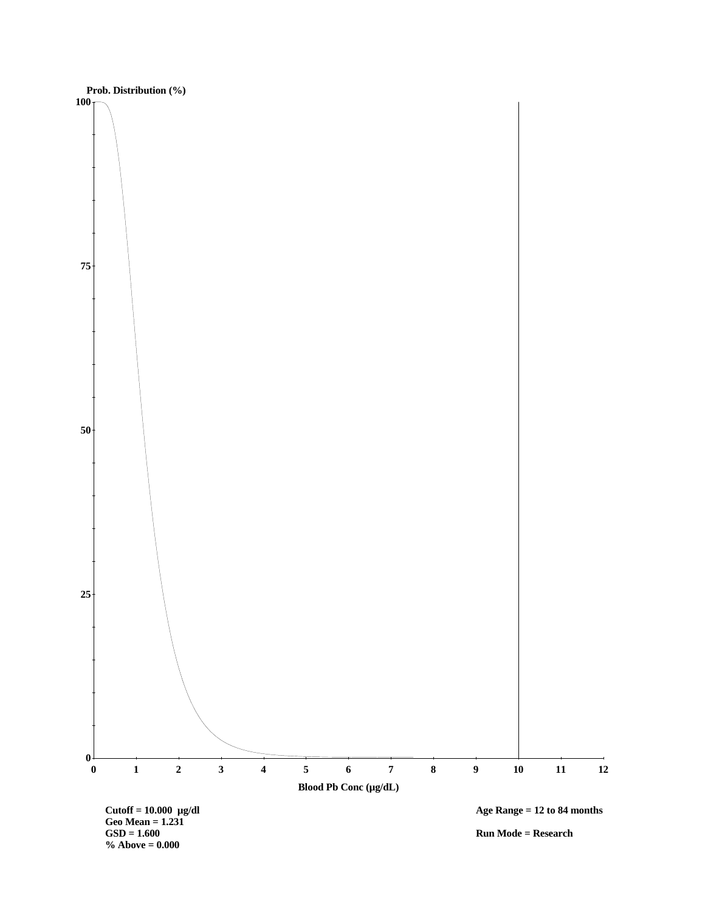Prob. Distribution (%)

Blood Pb Conc (µg/dL)

**Cutoff = 10.000 µg/dl**
**Geo Mean = 1.231**
**GSD = 1.600**
**% Above = 0.000**

**Age Range = 12 to 84 months**

**Run Mode = Research**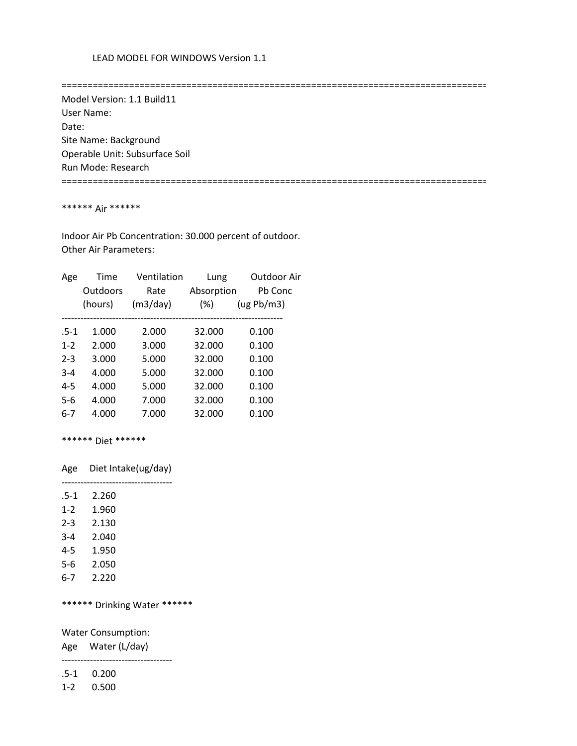LEAD MODEL FOR WINDOWS Version 1.1

==================================================================================

Model Version: 1.1 Build11
User Name:
Date:
Site Name: Background
Operable Unit: Subsurface Soil
Run Mode: Research

==================================================================================

****** Air ******

Indoor Air Pb Concentration: 30.000 percent of outdoor.
Other Air Parameters:

| Age | Time Outdoors (hours) | Ventilation Rate (m3/day) | Lung Absorption (%) | Outdoor Air Pb Conc (ug Pb/m3) |
|---|---|---|---|---|
| .5-1 | 1.000 | 2.000 | 32.000 | 0.100 |
| 1-2 | 2.000 | 3.000 | 32.000 | 0.100 |
| 2-3 | 3.000 | 5.000 | 32.000 | 0.100 |
| 3-4 | 4.000 | 5.000 | 32.000 | 0.100 |
| 4-5 | 4.000 | 5.000 | 32.000 | 0.100 |
| 5-6 | 4.000 | 7.000 | 32.000 | 0.100 |
| 6-7 | 4.000 | 7.000 | 32.000 | 0.100 |

****** Diet ******

| Age | Diet Intake(ug/day) |
|---|---|
| .5-1 | 2.260 |
| 1-2 | 1.960 |
| 2-3 | 2.130 |
| 3-4 | 2.040 |
| 4-5 | 1.950 |
| 5-6 | 2.050 |
| 6-7 | 2.220 |

****** Drinking Water ******

Water Consumption:

| Age | Water (L/day) |
|---|---|
| .5-1 | 0.200 |
| 1-2 | 0.500 |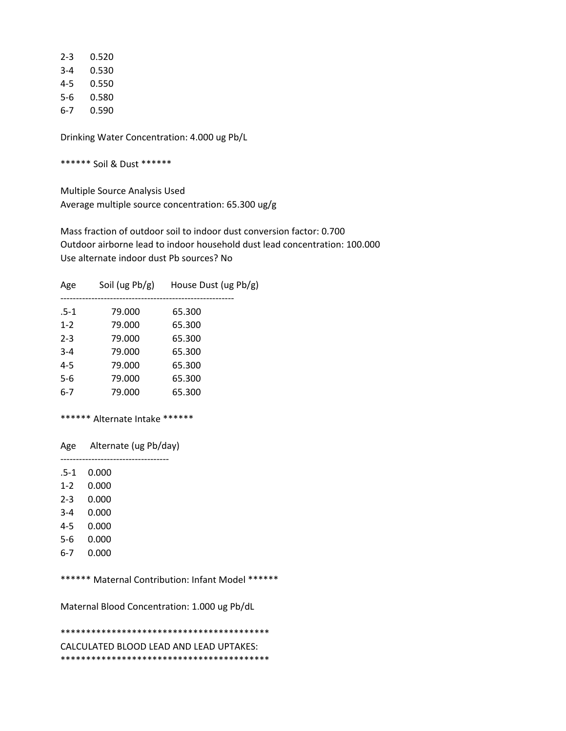| | |
|---|---|
| 2-3 | 0.520 |
| 3-4 | 0.530 |
| 4-5 | 0.550 |
| 5-6 | 0.580 |
| 6-7 | 0.590 |

Drinking Water Concentration: 4.000 ug Pb/L

****** Soil & Dust ******

Multiple Source Analysis Used
Average multiple source concentration: 65.300 ug/g

Mass fraction of outdoor soil to indoor dust conversion factor: 0.700
Outdoor airborne lead to indoor household dust lead concentration: 100.000
Use alternate indoor dust Pb sources? No

| Age | Soil (ug Pb/g) | House Dust (ug Pb/g) |
|---|---|---|
| .5-1 | 79.000 | 65.300 |
| 1-2 | 79.000 | 65.300 |
| 2-3 | 79.000 | 65.300 |
| 3-4 | 79.000 | 65.300 |
| 4-5 | 79.000 | 65.300 |
| 5-6 | 79.000 | 65.300 |
| 6-7 | 79.000 | 65.300 |

****** Alternate Intake ******

| Age | Alternate (ug Pb/day) |
|---|---|
| .5-1 | 0.000 |
| 1-2 | 0.000 |
| 2-3 | 0.000 |
| 3-4 | 0.000 |
| 4-5 | 0.000 |
| 5-6 | 0.000 |
| 6-7 | 0.000 |

****** Maternal Contribution: Infant Model ******

Maternal Blood Concentration: 1.000 ug Pb/dL

*****************************************
CALCULATED BLOOD LEAD AND LEAD UPTAKES:
*****************************************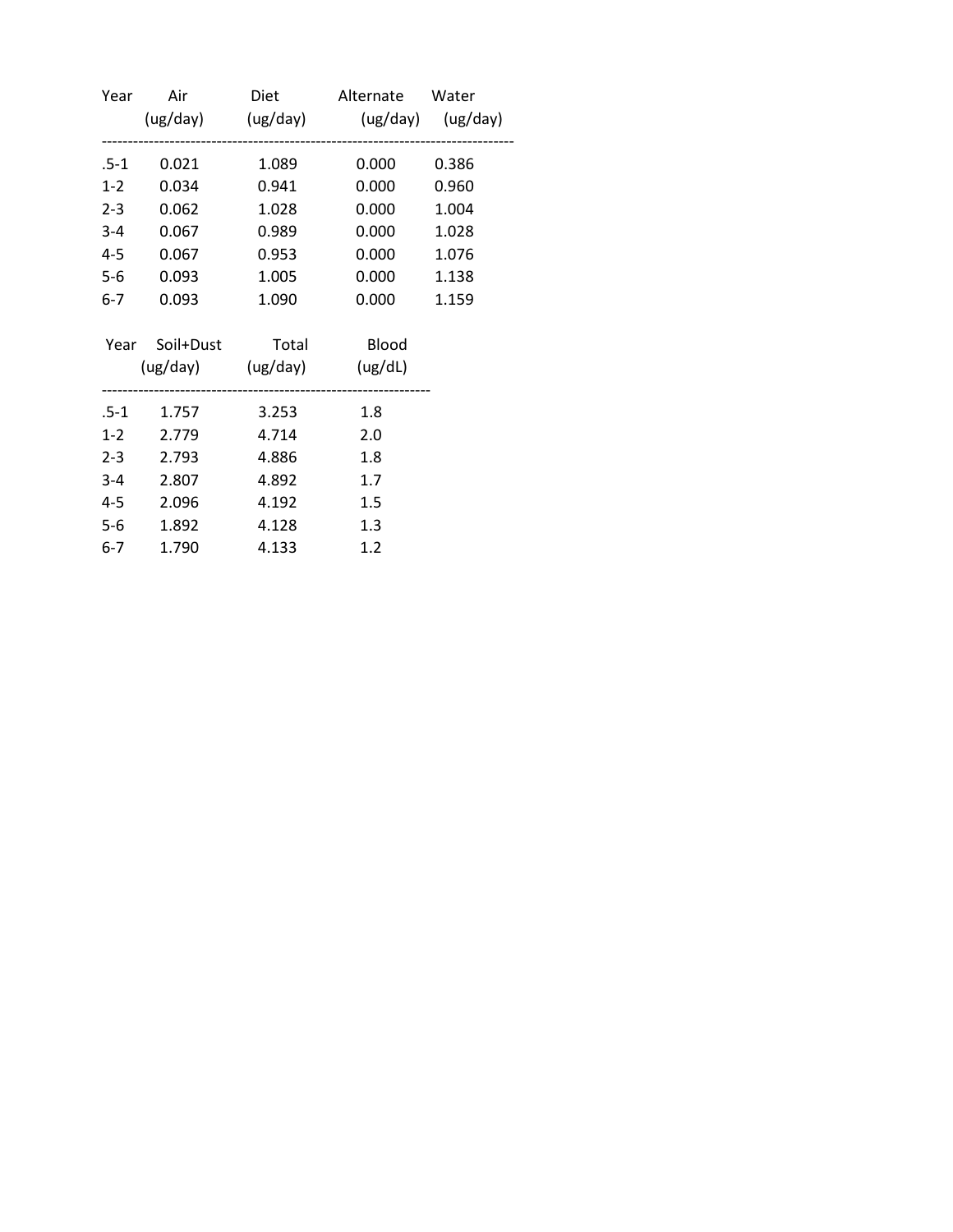| Year | Air (ug/day) | Diet (ug/day) | Alternate (ug/day) | Water (ug/day) |
|---|---|---|---|---|
| .5-1 | 0.021 | 1.089 | 0.000 | 0.386 |
| 1-2 | 0.034 | 0.941 | 0.000 | 0.960 |
| 2-3 | 0.062 | 1.028 | 0.000 | 1.004 |
| 3-4 | 0.067 | 0.989 | 0.000 | 1.028 |
| 4-5 | 0.067 | 0.953 | 0.000 | 1.076 |
| 5-6 | 0.093 | 1.005 | 0.000 | 1.138 |
| 6-7 | 0.093 | 1.090 | 0.000 | 1.159 |

| Year | Soil+Dust (ug/day) | Total (ug/day) | Blood (ug/dL) |
|---|---|---|---|
| .5-1 | 1.757 | 3.253 | 1.8 |
| 1-2 | 2.779 | 4.714 | 2.0 |
| 2-3 | 2.793 | 4.886 | 1.8 |
| 3-4 | 2.807 | 4.892 | 1.7 |
| 4-5 | 2.096 | 4.192 | 1.5 |
| 5-6 | 1.892 | 4.128 | 1.3 |
| 6-7 | 1.790 | 4.133 | 1.2 |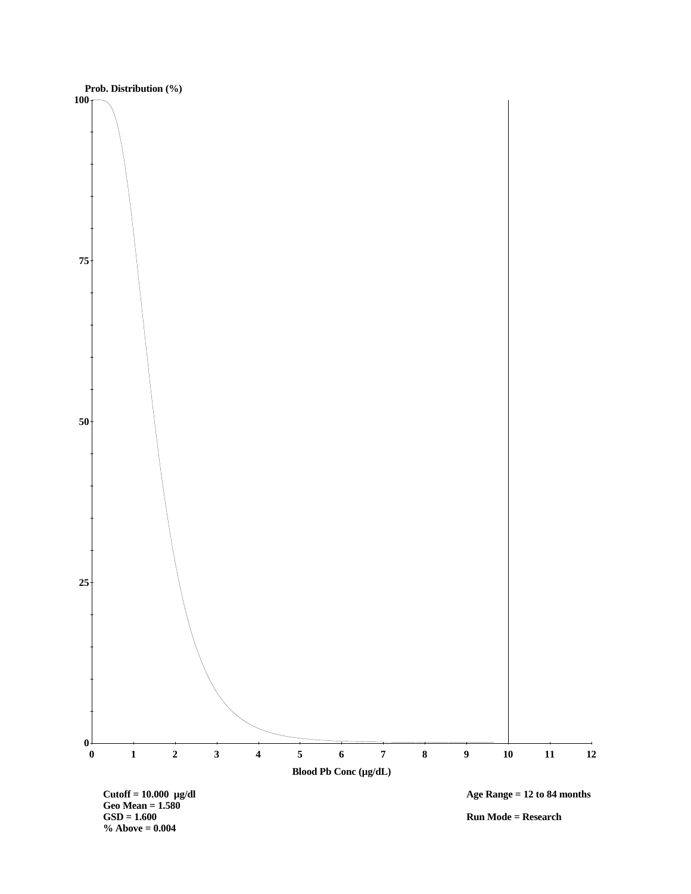Prob. Distribution (%)

Blood Pb Conc (µg/dL)

**Cutoff = 10.000 µg/dl**
**Geo Mean = 1.580**
**GSD = 1.600**
**% Above = 0.004**

**Age Range = 12 to 84 months**

**Run Mode = Research**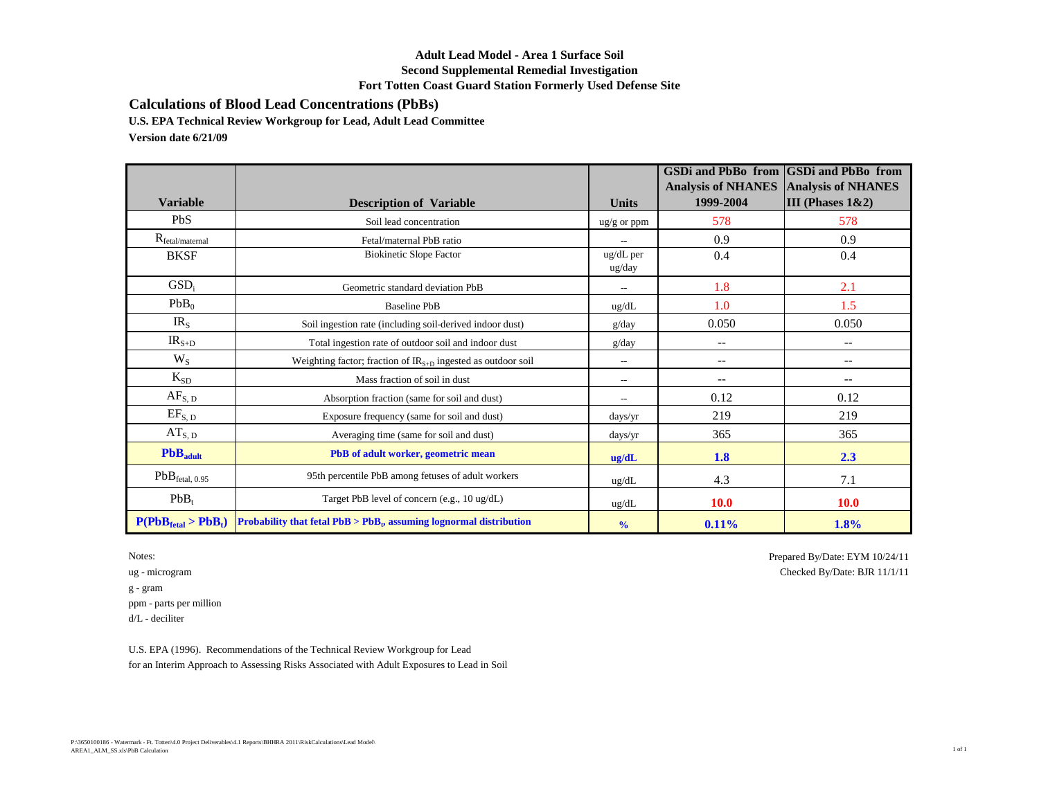# Adult Lead Model - Area 1 Surface Soil
## Second Supplemental Remedial Investigation
## Fort Totten Coast Guard Station Formerly Used Defense Site

## Calculations of Blood Lead Concentrations (PbBs)

**U.S. EPA Technical Review Workgroup for Lead, Adult Lead Committee**

**Version date 6/21/09**

| Variable | Description of Variable | Units | GSDi and PbBo from Analysis of NHANES 1999-2004 | GSDi and PbBo from Analysis of NHANES III (Phases 1&2) |
|---|---|---|---|---|
| PbS | Soil lead concentration | ug/g or ppm | 578 | 578 |
| $R_{fetal/maternal}$ | Fetal/maternal PbB ratio | -- | 0.9 | 0.9 |
| BKSF | Biokinetic Slope Factor | ug/dL per ug/day | 0.4 | 0.4 |
| $GSD_i$ | Geometric standard deviation PbB | -- | 1.8 | 2.1 |
| $PbB_0$ | Baseline PbB | ug/dL | 1.0 | 1.5 |
| $IR_S$ | Soil ingestion rate (including soil-derived indoor dust) | g/day | 0.050 | 0.050 |
| $IR_{S+D}$ | Total ingestion rate of outdoor soil and indoor dust | g/day | -- | -- |
| $W_S$ | Weighting factor; fraction of $IR_{S+D}$ ingested as outdoor soil | -- | -- | -- |
| $K_{SD}$ | Mass fraction of soil in dust | -- | -- | -- |
| $AF_{S,D}$ | Absorption fraction (same for soil and dust) | -- | 0.12 | 0.12 |
| $EF_{S,D}$ | Exposure frequency (same for soil and dust) | days/yr | 219 | 219 |
| $AT_{S,D}$ | Averaging time (same for soil and dust) | days/yr | 365 | 365 |
| **$PbB_{adult}$** | **PbB of adult worker, geometric mean** | **ug/dL** | **1.8** | **2.3** |
| $PbB_{fetal,\ 0.95}$ | 95th percentile PbB among fetuses of adult workers | ug/dL | 4.3 | 7.1 |
| $PbB_t$ | Target PbB level of concern (e.g., 10 ug/dL) | ug/dL | **10.0** | **10.0** |
| **$P(PbB_{fetal} > PbB_t)$** | **Probability that fetal PbB > $PbB_t$, assuming lognormal distribution** | **%** | **0.11%** | **1.8%** |

Notes:

ug - microgram

g - gram

ppm - parts per million

d/L - deciliter

Prepared By/Date: EYM 10/24/11

Checked By/Date: BJR 11/1/11

U.S. EPA (1996). Recommendations of the Technical Review Workgroup for Lead for an Interim Approach to Assessing Risks Associated with Adult Exposures to Lead in Soil

P:\3650100186 - Watermark - Ft. Totten\4.0 Project Deliverables\4.1 Reports\BHHRA 2011\RiskCalculations\Lead Model\AREA1_ALM_SS.xls\PbB Calculation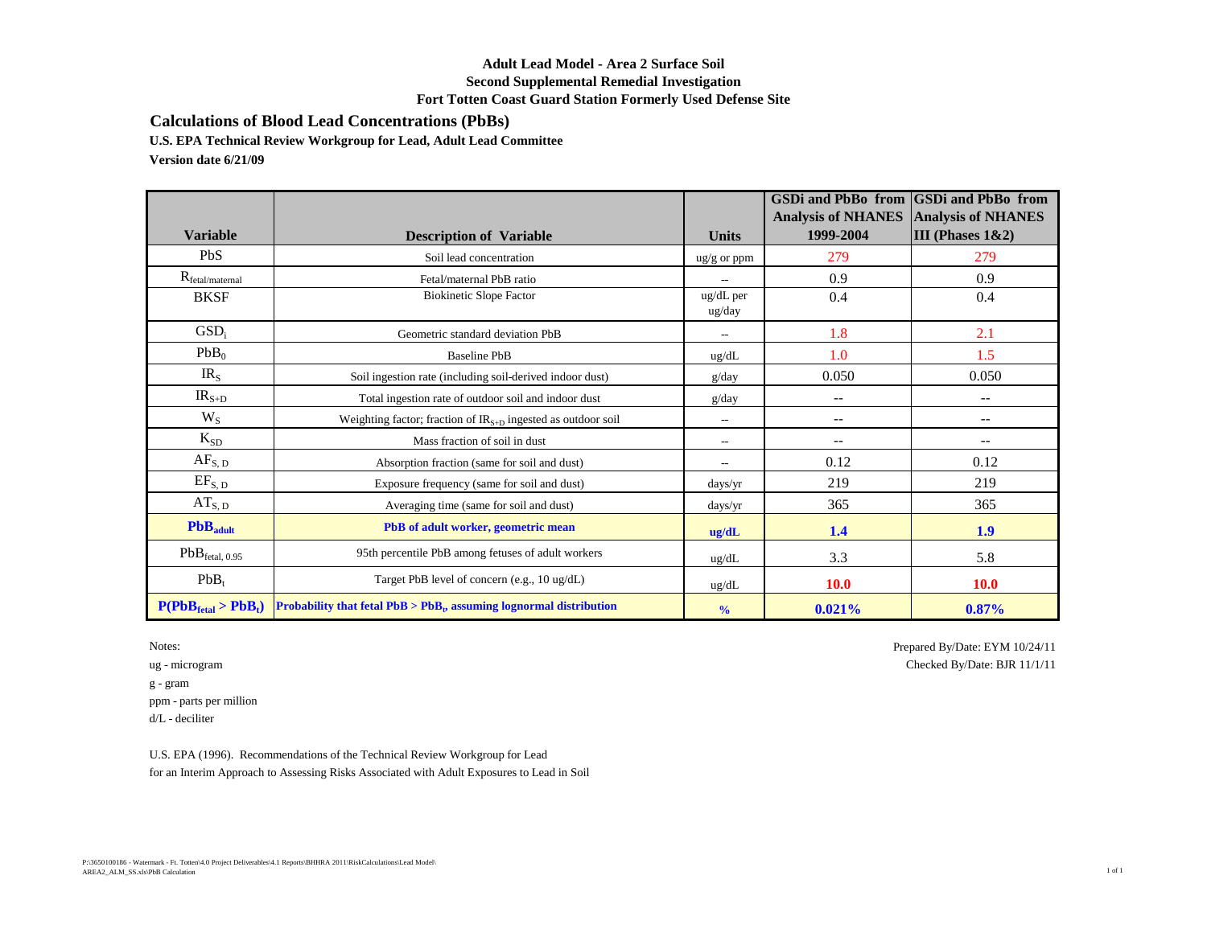**Adult Lead Model - Area 2 Surface Soil**
**Second Supplemental Remedial Investigation**
**Fort Totten Coast Guard Station Formerly Used Defense Site**

## Calculations of Blood Lead Concentrations (PbBs)

**U.S. EPA Technical Review Workgroup for Lead, Adult Lead Committee**

**Version date 6/21/09**

| Variable | Description of Variable | Units | GSDi and PbBo from Analysis of NHANES 1999-2004 | GSDi and PbBo from Analysis of NHANES III (Phases 1&2) |
|---|---|---|---|---|
| PbS | Soil lead concentration | ug/g or ppm | 279 | 279 |
| $R_{fetal/maternal}$ | Fetal/maternal PbB ratio | -- | 0.9 | 0.9 |
| BKSF | Biokinetic Slope Factor | ug/dL per ug/day | 0.4 | 0.4 |
| $GSD_i$ | Geometric standard deviation PbB | -- | 1.8 | 2.1 |
| $PbB_0$ | Baseline PbB | ug/dL | 1.0 | 1.5 |
| $IR_S$ | Soil ingestion rate (including soil-derived indoor dust) | g/day | 0.050 | 0.050 |
| $IR_{S+D}$ | Total ingestion rate of outdoor soil and indoor dust | g/day | -- | -- |
| $W_S$ | Weighting factor; fraction of $IR_{S+D}$ ingested as outdoor soil | -- | -- | -- |
| $K_{SD}$ | Mass fraction of soil in dust | -- | -- | -- |
| $AF_{S, D}$ | Absorption fraction (same for soil and dust) | -- | 0.12 | 0.12 |
| $EF_{S, D}$ | Exposure frequency (same for soil and dust) | days/yr | 219 | 219 |
| $AT_{S, D}$ | Averaging time (same for soil and dust) | days/yr | 365 | 365 |
| **$PbB_{adult}$** | **PbB of adult worker, geometric mean** | **ug/dL** | **1.4** | **1.9** |
| $PbB_{fetal, 0.95}$ | 95th percentile PbB among fetuses of adult workers | ug/dL | 3.3 | 5.8 |
| $PbB_t$ | Target PbB level of concern (e.g., 10 ug/dL) | ug/dL | **10.0** | **10.0** |
| **$P(PbB_{fetal} > PbB_t)$** | **Probability that fetal PbB > $PbB_t$, assuming lognormal distribution** | **%** | **0.021%** | **0.87%** |

Notes:

ug - microgram

g - gram

ppm - parts per million

d/L - deciliter

Prepared By/Date: EYM 10/24/11

Checked By/Date: BJR 11/1/11

U.S. EPA (1996). Recommendations of the Technical Review Workgroup for Lead for an Interim Approach to Assessing Risks Associated with Adult Exposures to Lead in Soil

P:\3650100186 - Watermark - Ft. Totten\4.0 Project Deliverables\4.1 Reports\BHHRA 2011\RiskCalculations\Lead Model\AREA2_ALM_SS.xls\PbB Calculation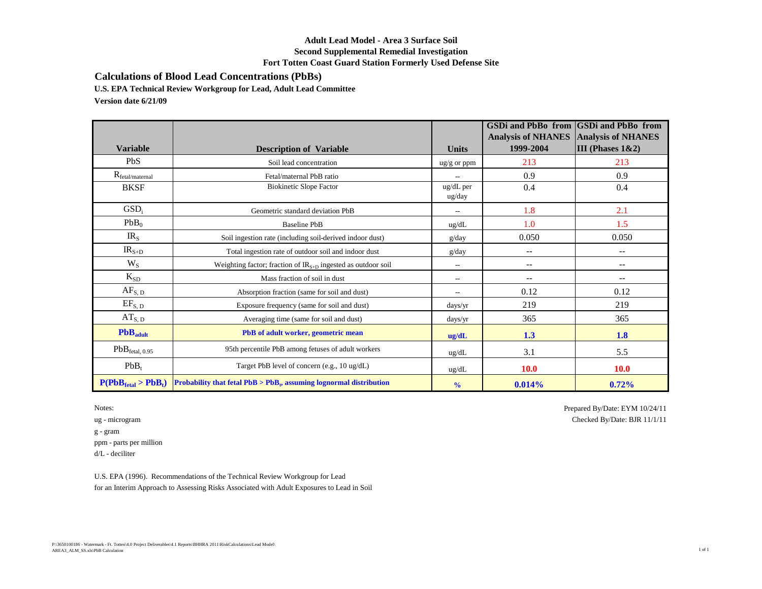**Adult Lead Model - Area 3 Surface Soil**
**Second Supplemental Remedial Investigation**
**Fort Totten Coast Guard Station Formerly Used Defense Site**

## Calculations of Blood Lead Concentrations (PbBs)

**U.S. EPA Technical Review Workgroup for Lead, Adult Lead Committee**

**Version date 6/21/09**

| Variable | Description of Variable | Units | GSDi and PbBo from Analysis of NHANES 1999-2004 | GSDi and PbBo from Analysis of NHANES III (Phases 1&2) |
|---|---|---|---|---|
| PbS | Soil lead concentration | ug/g or ppm | 213 | 213 |
| $R_{fetal/maternal}$ | Fetal/maternal PbB ratio | -- | 0.9 | 0.9 |
| BKSF | Biokinetic Slope Factor | ug/dL per ug/day | 0.4 | 0.4 |
| $GSD_i$ | Geometric standard deviation PbB | -- | 1.8 | 2.1 |
| $PbB_0$ | Baseline PbB | ug/dL | 1.0 | 1.5 |
| $IR_S$ | Soil ingestion rate (including soil-derived indoor dust) | g/day | 0.050 | 0.050 |
| $IR_{S+D}$ | Total ingestion rate of outdoor soil and indoor dust | g/day | -- | -- |
| $W_S$ | Weighting factor; fraction of $IR_{S+D}$ ingested as outdoor soil | -- | -- | -- |
| $K_{SD}$ | Mass fraction of soil in dust | -- | -- | -- |
| $AF_{S, D}$ | Absorption fraction (same for soil and dust) | -- | 0.12 | 0.12 |
| $EF_{S, D}$ | Exposure frequency (same for soil and dust) | days/yr | 219 | 219 |
| $AT_{S, D}$ | Averaging time (same for soil and dust) | days/yr | 365 | 365 |
| **$PbB_{adult}$** | **PbB of adult worker, geometric mean** | **ug/dL** | **1.3** | **1.8** |
| $PbB_{fetal, 0.95}$ | 95th percentile PbB among fetuses of adult workers | ug/dL | 3.1 | 5.5 |
| $PbB_t$ | Target PbB level of concern (e.g., 10 ug/dL) | ug/dL | **10.0** | **10.0** |
| **$P(PbB_{fetal} > PbB_t)$** | **Probability that fetal PbB > $PbB_t$, assuming lognormal distribution** | **%** | **0.014%** | **0.72%** |

Notes:
ug - microgram
g - gram
ppm - parts per million
d/L - deciliter

Prepared By/Date: EYM 10/24/11
Checked By/Date: BJR 11/1/11

U.S. EPA (1996). Recommendations of the Technical Review Workgroup for Lead for an Interim Approach to Assessing Risks Associated with Adult Exposures to Lead in Soil

P:\3650100186 - Watermark - Ft. Totten\4.0 Project Deliverables\4.1 Reports\BHHRA 2011\RiskCalculations\Lead Model\AREA3_ALM_SS.xls\PbB Calculation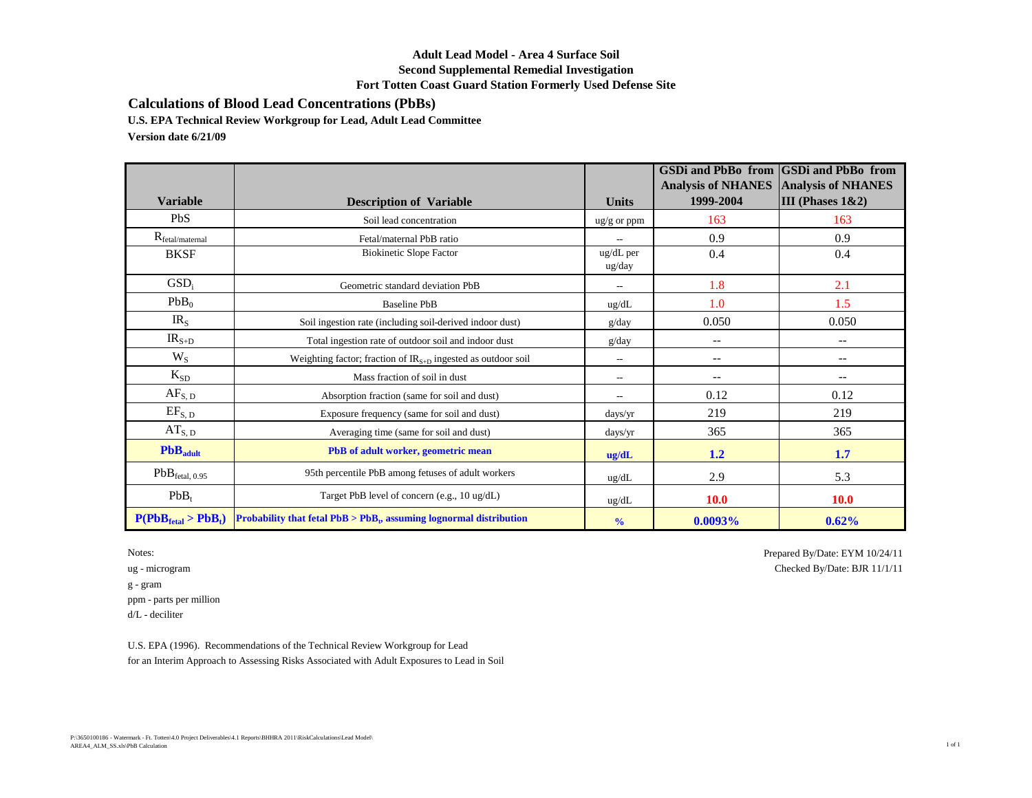**Adult Lead Model - Area 4 Surface Soil**
**Second Supplemental Remedial Investigation**
**Fort Totten Coast Guard Station Formerly Used Defense Site**

## Calculations of Blood Lead Concentrations (PbBs)

**U.S. EPA Technical Review Workgroup for Lead, Adult Lead Committee**

**Version date 6/21/09**

| Variable | Description of Variable | Units | GSDi and PbBo from Analysis of NHANES 1999-2004 | GSDi and PbBo from Analysis of NHANES III (Phases 1&2) |
|---|---|---|---|---|
| PbS | Soil lead concentration | ug/g or ppm | 163 | 163 |
| $R_{fetal/maternal}$ | Fetal/maternal PbB ratio | -- | 0.9 | 0.9 |
| BKSF | Biokinetic Slope Factor | ug/dL per ug/day | 0.4 | 0.4 |
| $GSD_i$ | Geometric standard deviation PbB | -- | 1.8 | 2.1 |
| $PbB_0$ | Baseline PbB | ug/dL | 1.0 | 1.5 |
| $IR_S$ | Soil ingestion rate (including soil-derived indoor dust) | g/day | 0.050 | 0.050 |
| $IR_{S+D}$ | Total ingestion rate of outdoor soil and indoor dust | g/day | -- | -- |
| $W_S$ | Weighting factor; fraction of $IR_{S+D}$ ingested as outdoor soil | -- | -- | -- |
| $K_{SD}$ | Mass fraction of soil in dust | -- | -- | -- |
| $AF_{S,D}$ | Absorption fraction (same for soil and dust) | -- | 0.12 | 0.12 |
| $EF_{S,D}$ | Exposure frequency (same for soil and dust) | days/yr | 219 | 219 |
| $AT_{S,D}$ | Averaging time (same for soil and dust) | days/yr | 365 | 365 |
| **$PbB_{adult}$** | **PbB of adult worker, geometric mean** | **ug/dL** | **1.2** | **1.7** |
| $PbB_{fetal, 0.95}$ | 95th percentile PbB among fetuses of adult workers | ug/dL | 2.9 | 5.3 |
| $PbB_t$ | Target PbB level of concern (e.g., 10 ug/dL) | ug/dL | **10.0** | **10.0** |
| **$P(PbB_{fetal} > PbB_t)$** | **Probability that fetal PbB > $PbB_t$, assuming lognormal distribution** | **%** | **0.0093%** | **0.62%** |

Notes:
ug - microgram
g - gram
ppm - parts per million
d/L - deciliter

Prepared By/Date: EYM 10/24/11
Checked By/Date: BJR 11/1/11

U.S. EPA (1996). Recommendations of the Technical Review Workgroup for Lead for an Interim Approach to Assessing Risks Associated with Adult Exposures to Lead in Soil

P:\3650100186 - Watermark - Ft. Totten\4.0 Project Deliverables\4.1 Reports\BHHRA 2011\RiskCalculations\Lead Model\AREA4_ALM_SS.xls\PbB Calculation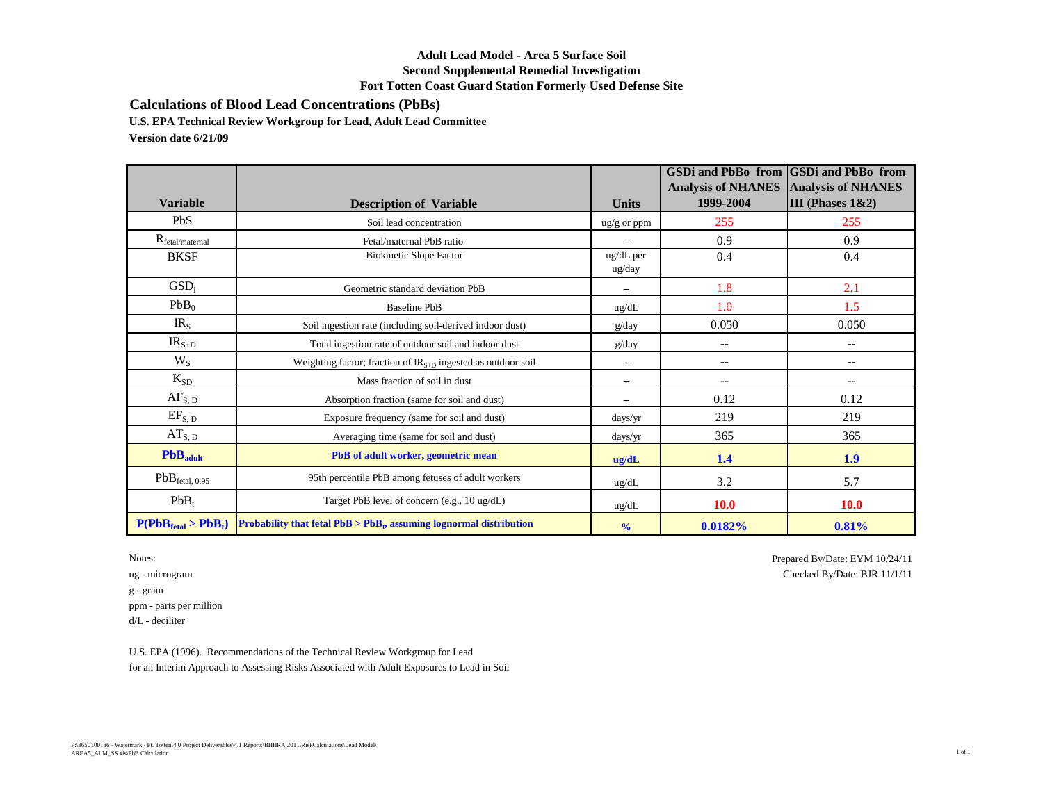**Adult Lead Model - Area 5 Surface Soil**
**Second Supplemental Remedial Investigation**
**Fort Totten Coast Guard Station Formerly Used Defense Site**

## Calculations of Blood Lead Concentrations (PbBs)

**U.S. EPA Technical Review Workgroup for Lead, Adult Lead Committee**

**Version date 6/21/09**

| Variable | Description of Variable | Units | GSDi and PbBo from Analysis of NHANES 1999-2004 | GSDi and PbBo from Analysis of NHANES III (Phases 1&2) |
|---|---|---|---|---|
| PbS | Soil lead concentration | ug/g or ppm | 255 | 255 |
| $R_{fetal/maternal}$ | Fetal/maternal PbB ratio | -- | 0.9 | 0.9 |
| BKSF | Biokinetic Slope Factor | ug/dL per ug/day | 0.4 | 0.4 |
| $GSD_i$ | Geometric standard deviation PbB | -- | 1.8 | 2.1 |
| $PbB_0$ | Baseline PbB | ug/dL | 1.0 | 1.5 |
| $IR_S$ | Soil ingestion rate (including soil-derived indoor dust) | g/day | 0.050 | 0.050 |
| $IR_{S+D}$ | Total ingestion rate of outdoor soil and indoor dust | g/day | -- | -- |
| $W_S$ | Weighting factor; fraction of $IR_{S+D}$ ingested as outdoor soil | -- | -- | -- |
| $K_{SD}$ | Mass fraction of soil in dust | -- | -- | -- |
| $AF_{S,D}$ | Absorption fraction (same for soil and dust) | -- | 0.12 | 0.12 |
| $EF_{S,D}$ | Exposure frequency (same for soil and dust) | days/yr | 219 | 219 |
| $AT_{S,D}$ | Averaging time (same for soil and dust) | days/yr | 365 | 365 |
| **$PbB_{adult}$** | **PbB of adult worker, geometric mean** | **ug/dL** | **1.4** | **1.9** |
| $PbB_{fetal,\ 0.95}$ | 95th percentile PbB among fetuses of adult workers | ug/dL | 3.2 | 5.7 |
| $PbB_t$ | Target PbB level of concern (e.g., 10 ug/dL) | ug/dL | **10.0** | **10.0** |
| **$P(PbB_{fetal} > PbB_t)$** | **Probability that fetal PbB > $PbB_t$, assuming lognormal distribution** | **%** | **0.0182%** | **0.81%** |

Notes:
ug - microgram
g - gram
ppm - parts per million
d/L - deciliter

Prepared By/Date: EYM 10/24/11
Checked By/Date: BJR 11/1/11

U.S. EPA (1996). Recommendations of the Technical Review Workgroup for Lead for an Interim Approach to Assessing Risks Associated with Adult Exposures to Lead in Soil

P:\3650100186 - Watermark - Ft. Totten\4.0 Project Deliverables\4.1 Reports\BHHRA 2011\RiskCalculations\Lead Model\AREA5_ALM_SS.xls\PbB Calculation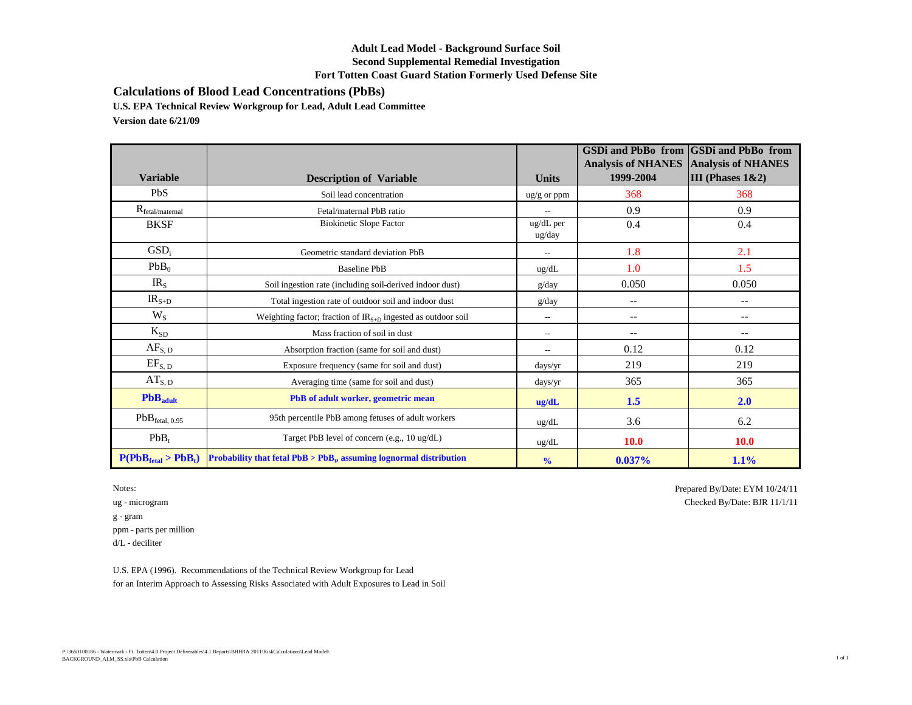**Adult Lead Model - Background Surface Soil**
**Second Supplemental Remedial Investigation**
**Fort Totten Coast Guard Station Formerly Used Defense Site**

## Calculations of Blood Lead Concentrations (PbBs)

**U.S. EPA Technical Review Workgroup for Lead, Adult Lead Committee**

**Version date 6/21/09**

| Variable | Description of Variable | Units | GSDi and PbBo from Analysis of NHANES 1999-2004 | GSDi and PbBo from Analysis of NHANES III (Phases 1&2) |
|---|---|---|---|---|
| PbS | Soil lead concentration | ug/g or ppm | 368 | 368 |
| $R_{fetal/maternal}$ | Fetal/maternal PbB ratio | -- | 0.9 | 0.9 |
| BKSF | Biokinetic Slope Factor | ug/dL per ug/day | 0.4 | 0.4 |
| $GSD_i$ | Geometric standard deviation PbB | -- | 1.8 | 2.1 |
| $PbB_0$ | Baseline PbB | ug/dL | 1.0 | 1.5 |
| $IR_S$ | Soil ingestion rate (including soil-derived indoor dust) | g/day | 0.050 | 0.050 |
| $IR_{S+D}$ | Total ingestion rate of outdoor soil and indoor dust | g/day | -- | -- |
| $W_S$ | Weighting factor; fraction of $IR_{S+D}$ ingested as outdoor soil | -- | -- | -- |
| $K_{SD}$ | Mass fraction of soil in dust | -- | -- | -- |
| $AF_{S, D}$ | Absorption fraction (same for soil and dust) | -- | 0.12 | 0.12 |
| $EF_{S, D}$ | Exposure frequency (same for soil and dust) | days/yr | 219 | 219 |
| $AT_{S, D}$ | Averaging time (same for soil and dust) | days/yr | 365 | 365 |
| **$PbB_{adult}$** | **PbB of adult worker, geometric mean** | **ug/dL** | **1.5** | **2.0** |
| $PbB_{fetal, 0.95}$ | 95th percentile PbB among fetuses of adult workers | ug/dL | 3.6 | 6.2 |
| $PbB_t$ | Target PbB level of concern (e.g., 10 ug/dL) | ug/dL | **10.0** | **10.0** |
| **$P(PbB_{fetal} > PbB_t)$** | **Probability that fetal PbB > $PbB_t$, assuming lognormal distribution** | **%** | **0.037%** | **1.1%** |

Notes:
ug - microgram
g - gram
ppm - parts per million
d/L - deciliter

Prepared By/Date: EYM 10/24/11
Checked By/Date: BJR 11/1/11

U.S. EPA (1996). Recommendations of the Technical Review Workgroup for Lead for an Interim Approach to Assessing Risks Associated with Adult Exposures to Lead in Soil

P:\3650100186 - Watermark - Ft. Totten\4.0 Project Deliverables\4.1 Reports\BHHRA 2011\RiskCalculations\Lead Model\BACKGROUND_ALM_SS.xls\PbB Calculation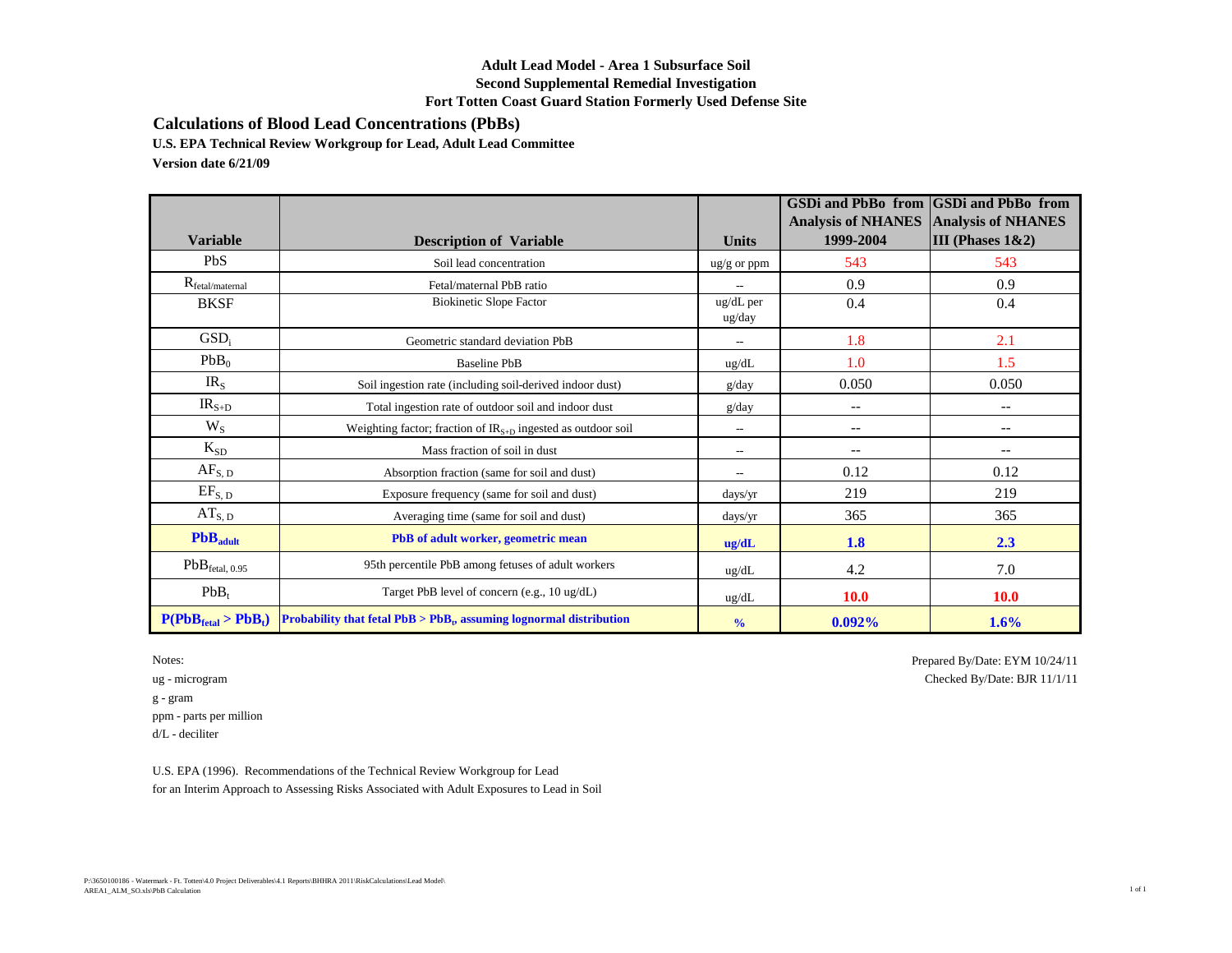**Adult Lead Model - Area 1 Subsurface Soil**
**Second Supplemental Remedial Investigation**
**Fort Totten Coast Guard Station Formerly Used Defense Site**

## Calculations of Blood Lead Concentrations (PbBs)

**U.S. EPA Technical Review Workgroup for Lead, Adult Lead Committee**

**Version date 6/21/09**

| Variable | Description of Variable | Units | GSDi and PbBo from Analysis of NHANES 1999-2004 | GSDi and PbBo from Analysis of NHANES III (Phases 1&2) |
|---|---|---|---|---|
| PbS | Soil lead concentration | ug/g or ppm | 543 | 543 |
| $R_{fetal/maternal}$ | Fetal/maternal PbB ratio | -- | 0.9 | 0.9 |
| BKSF | Biokinetic Slope Factor | ug/dL per ug/day | 0.4 | 0.4 |
| $GSD_i$ | Geometric standard deviation PbB | -- | 1.8 | 2.1 |
| $PbB_0$ | Baseline PbB | ug/dL | 1.0 | 1.5 |
| $IR_S$ | Soil ingestion rate (including soil-derived indoor dust) | g/day | 0.050 | 0.050 |
| $IR_{S+D}$ | Total ingestion rate of outdoor soil and indoor dust | g/day | -- | -- |
| $W_S$ | Weighting factor; fraction of $IR_{S+D}$ ingested as outdoor soil | -- | -- | -- |
| $K_{SD}$ | Mass fraction of soil in dust | -- | -- | -- |
| $AF_{S, D}$ | Absorption fraction (same for soil and dust) | -- | 0.12 | 0.12 |
| $EF_{S, D}$ | Exposure frequency (same for soil and dust) | days/yr | 219 | 219 |
| $AT_{S, D}$ | Averaging time (same for soil and dust) | days/yr | 365 | 365 |
| **$PbB_{adult}$** | **PbB of adult worker, geometric mean** | **ug/dL** | **1.8** | **2.3** |
| $PbB_{fetal, 0.95}$ | 95th percentile PbB among fetuses of adult workers | ug/dL | 4.2 | 7.0 |
| $PbB_t$ | Target PbB level of concern (e.g., 10 ug/dL) | ug/dL | **10.0** | **10.0** |
| **$P(PbB_{fetal} > PbB_t)$** | **Probability that fetal PbB > $PbB_t$, assuming lognormal distribution** | **%** | **0.092%** | **1.6%** |

Notes:
ug - microgram
g - gram
ppm - parts per million
d/L - deciliter

Prepared By/Date: EYM 10/24/11
Checked By/Date: BJR 11/1/11

U.S. EPA (1996). Recommendations of the Technical Review Workgroup for Lead for an Interim Approach to Assessing Risks Associated with Adult Exposures to Lead in Soil

P:\3650100186 - Watermark - Ft. Totten\4.0 Project Deliverables\4.1 Reports\BHHRA 2011\RiskCalculations\Lead Model\AREA1_ALM_SO.xls\PbB Calculation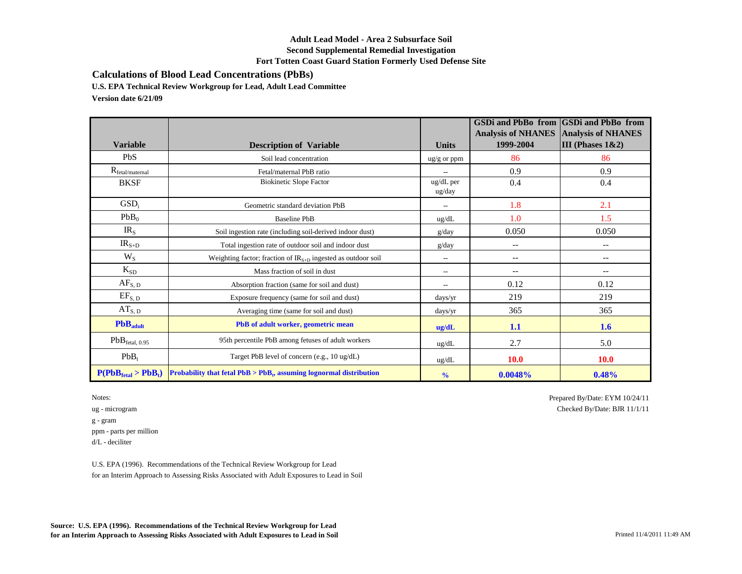**Adult Lead Model - Area 2 Subsurface Soil**
**Second Supplemental Remedial Investigation**
**Fort Totten Coast Guard Station Formerly Used Defense Site**

## Calculations of Blood Lead Concentrations (PbBs)

**U.S. EPA Technical Review Workgroup for Lead, Adult Lead Committee**

**Version date 6/21/09**

| Variable | Description of Variable | Units | GSDi and PbBo from Analysis of NHANES 1999-2004 | GSDi and PbBo from Analysis of NHANES III (Phases 1&2) |
|---|---|---|---|---|
| PbS | Soil lead concentration | ug/g or ppm | 86 | 86 |
| $R_{fetal/maternal}$ | Fetal/maternal PbB ratio | -- | 0.9 | 0.9 |
| BKSF | Biokinetic Slope Factor | ug/dL per ug/day | 0.4 | 0.4 |
| $GSD_i$ | Geometric standard deviation PbB | -- | 1.8 | 2.1 |
| $PbB_0$ | Baseline PbB | ug/dL | 1.0 | 1.5 |
| $IR_S$ | Soil ingestion rate (including soil-derived indoor dust) | g/day | 0.050 | 0.050 |
| $IR_{S+D}$ | Total ingestion rate of outdoor soil and indoor dust | g/day | -- | -- |
| $W_S$ | Weighting factor; fraction of $IR_{S+D}$ ingested as outdoor soil | -- | -- | -- |
| $K_{SD}$ | Mass fraction of soil in dust | -- | -- | -- |
| $AF_{S, D}$ | Absorption fraction (same for soil and dust) | -- | 0.12 | 0.12 |
| $EF_{S, D}$ | Exposure frequency (same for soil and dust) | days/yr | 219 | 219 |
| $AT_{S, D}$ | Averaging time (same for soil and dust) | days/yr | 365 | 365 |
| **$PbB_{adult}$** | **PbB of adult worker, geometric mean** | **ug/dL** | **1.1** | **1.6** |
| $PbB_{fetal, 0.95}$ | 95th percentile PbB among fetuses of adult workers | ug/dL | 2.7 | 5.0 |
| $PbB_t$ | Target PbB level of concern (e.g., 10 ug/dL) | ug/dL | **10.0** | **10.0** |
| **$P(PbB_{fetal} > PbB_t)$** | **Probability that fetal PbB > $PbB_t$, assuming lognormal distribution** | **%** | **0.0048%** | **0.48%** |

Notes:
ug - microgram
g - gram
ppm - parts per million
d/L - deciliter

U.S. EPA (1996). Recommendations of the Technical Review Workgroup for Lead for an Interim Approach to Assessing Risks Associated with Adult Exposures to Lead in Soil

Prepared By/Date: EYM 10/24/11
Checked By/Date: BJR 11/1/11

**Source: U.S. EPA (1996). Recommendations of the Technical Review Workgroup for Lead for an Interim Approach to Assessing Risks Associated with Adult Exposures to Lead in Soil**

Printed 11/4/2011 11:49 AM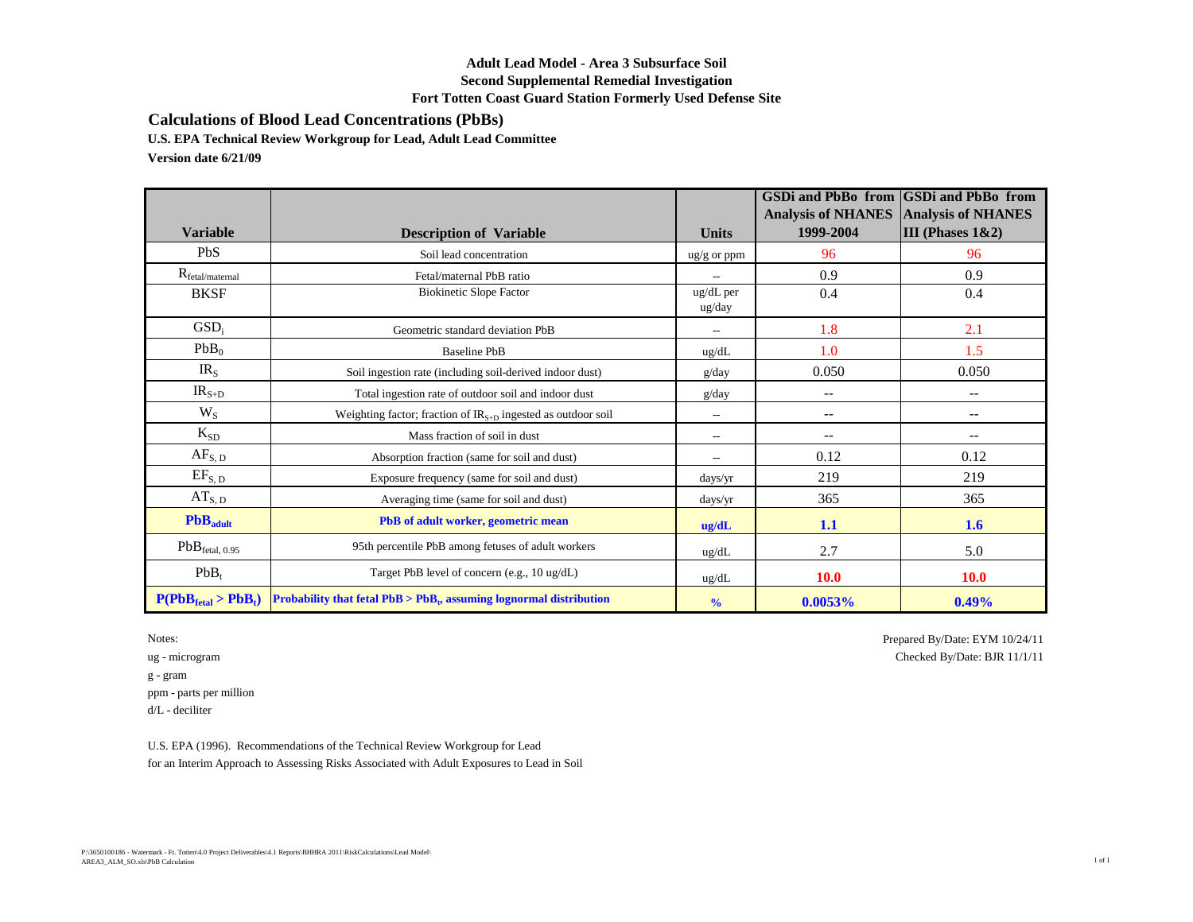**Adult Lead Model - Area 3 Subsurface Soil**
**Second Supplemental Remedial Investigation**
**Fort Totten Coast Guard Station Formerly Used Defense Site**

## Calculations of Blood Lead Concentrations (PbBs)

**U.S. EPA Technical Review Workgroup for Lead, Adult Lead Committee**

**Version date 6/21/09**

| Variable | Description of Variable | Units | GSDi and PbBo from Analysis of NHANES 1999-2004 | GSDi and PbBo from Analysis of NHANES III (Phases 1&2) |
|---|---|---|---|---|
| PbS | Soil lead concentration | ug/g or ppm | 96 | 96 |
| $R_{fetal/maternal}$ | Fetal/maternal PbB ratio | -- | 0.9 | 0.9 |
| BKSF | Biokinetic Slope Factor | ug/dL per ug/day | 0.4 | 0.4 |
| $GSD_i$ | Geometric standard deviation PbB | -- | 1.8 | 2.1 |
| $PbB_0$ | Baseline PbB | ug/dL | 1.0 | 1.5 |
| $IR_S$ | Soil ingestion rate (including soil-derived indoor dust) | g/day | 0.050 | 0.050 |
| $IR_{S+D}$ | Total ingestion rate of outdoor soil and indoor dust | g/day | -- | -- |
| $W_S$ | Weighting factor; fraction of $IR_{S+D}$ ingested as outdoor soil | -- | -- | -- |
| $K_{SD}$ | Mass fraction of soil in dust | -- | -- | -- |
| $AF_{S, D}$ | Absorption fraction (same for soil and dust) | -- | 0.12 | 0.12 |
| $EF_{S, D}$ | Exposure frequency (same for soil and dust) | days/yr | 219 | 219 |
| $AT_{S, D}$ | Averaging time (same for soil and dust) | days/yr | 365 | 365 |
| **$PbB_{adult}$** | **PbB of adult worker, geometric mean** | **ug/dL** | **1.1** | **1.6** |
| $PbB_{fetal, 0.95}$ | 95th percentile PbB among fetuses of adult workers | ug/dL | 2.7 | 5.0 |
| $PbB_t$ | Target PbB level of concern (e.g., 10 ug/dL) | ug/dL | **10.0** | **10.0** |
| **$P(PbB_{fetal} > PbB_t)$** | **Probability that fetal PbB > $PbB_t$, assuming lognormal distribution** | **%** | **0.0053%** | **0.49%** |

Notes:
ug - microgram
g - gram
ppm - parts per million
d/L - deciliter

Prepared By/Date: EYM 10/24/11
Checked By/Date: BJR 11/1/11

U.S. EPA (1996). Recommendations of the Technical Review Workgroup for Lead for an Interim Approach to Assessing Risks Associated with Adult Exposures to Lead in Soil

P:\3650100186 - Watermark - Ft. Totten\4.0 Project Deliverables\4.1 Reports\BHHRA 2011\RiskCalculations\Lead Model\AREA3_ALM_SO.xls\PbB Calculation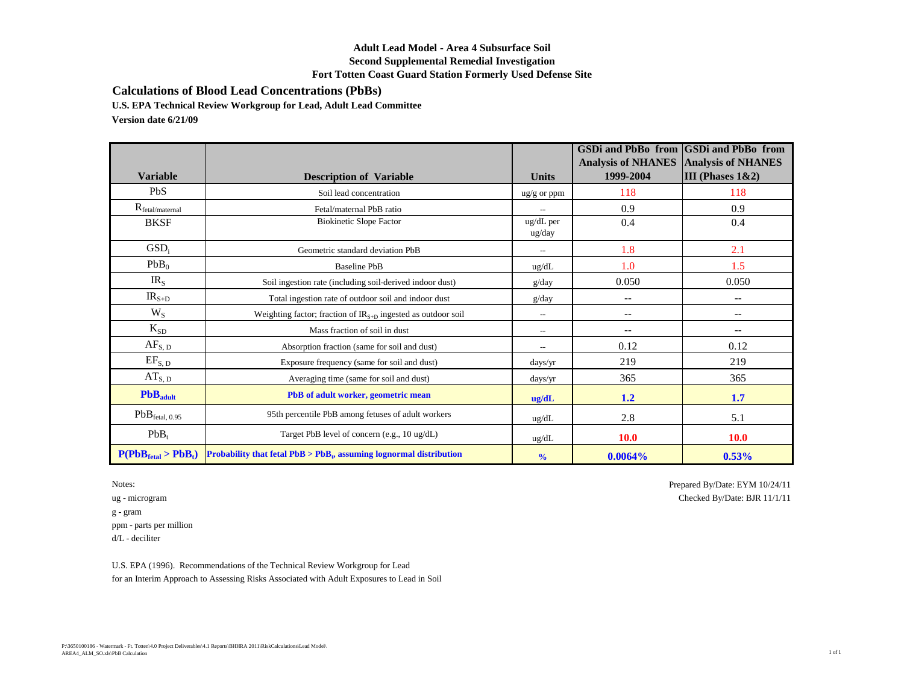**Adult Lead Model - Area 4 Subsurface Soil**
**Second Supplemental Remedial Investigation**
**Fort Totten Coast Guard Station Formerly Used Defense Site**

## Calculations of Blood Lead Concentrations (PbBs)

**U.S. EPA Technical Review Workgroup for Lead, Adult Lead Committee**

**Version date 6/21/09**

| Variable | Description of Variable | Units | GSDi and PbBo from Analysis of NHANES 1999-2004 | GSDi and PbBo from Analysis of NHANES III (Phases 1&2) |
|---|---|---|---|---|
| PbS | Soil lead concentration | ug/g or ppm | 118 | 118 |
| $R_{fetal/maternal}$ | Fetal/maternal PbB ratio | -- | 0.9 | 0.9 |
| BKSF | Biokinetic Slope Factor | ug/dL per ug/day | 0.4 | 0.4 |
| $GSD_i$ | Geometric standard deviation PbB | -- | 1.8 | 2.1 |
| $PbB_0$ | Baseline PbB | ug/dL | 1.0 | 1.5 |
| $IR_S$ | Soil ingestion rate (including soil-derived indoor dust) | g/day | 0.050 | 0.050 |
| $IR_{S+D}$ | Total ingestion rate of outdoor soil and indoor dust | g/day | -- | -- |
| $W_S$ | Weighting factor; fraction of $IR_{S+D}$ ingested as outdoor soil | -- | -- | -- |
| $K_{SD}$ | Mass fraction of soil in dust | -- | -- | -- |
| $AF_{S, D}$ | Absorption fraction (same for soil and dust) | -- | 0.12 | 0.12 |
| $EF_{S, D}$ | Exposure frequency (same for soil and dust) | days/yr | 219 | 219 |
| $AT_{S, D}$ | Averaging time (same for soil and dust) | days/yr | 365 | 365 |
| **$PbB_{adult}$** | **PbB of adult worker, geometric mean** | **ug/dL** | **1.2** | **1.7** |
| $PbB_{fetal, 0.95}$ | 95th percentile PbB among fetuses of adult workers | ug/dL | 2.8 | 5.1 |
| $PbB_t$ | Target PbB level of concern (e.g., 10 ug/dL) | ug/dL | **10.0** | **10.0** |
| **$P(PbB_{fetal} > PbB_t)$** | **Probability that fetal PbB > $PbB_t$, assuming lognormal distribution** | **%** | **0.0064%** | **0.53%** |

Notes:
ug - microgram
g - gram
ppm - parts per million
d/L - deciliter

Prepared By/Date: EYM 10/24/11
Checked By/Date: BJR 11/1/11

U.S. EPA (1996). Recommendations of the Technical Review Workgroup for Lead for an Interim Approach to Assessing Risks Associated with Adult Exposures to Lead in Soil

P:\3650100186 - Watermark - Ft. Totten\4.0 Project Deliverables\4.1 Reports\BHHRA 2011\RiskCalculations\Lead Model\AREA4_ALM_SO.xls\PbB Calculation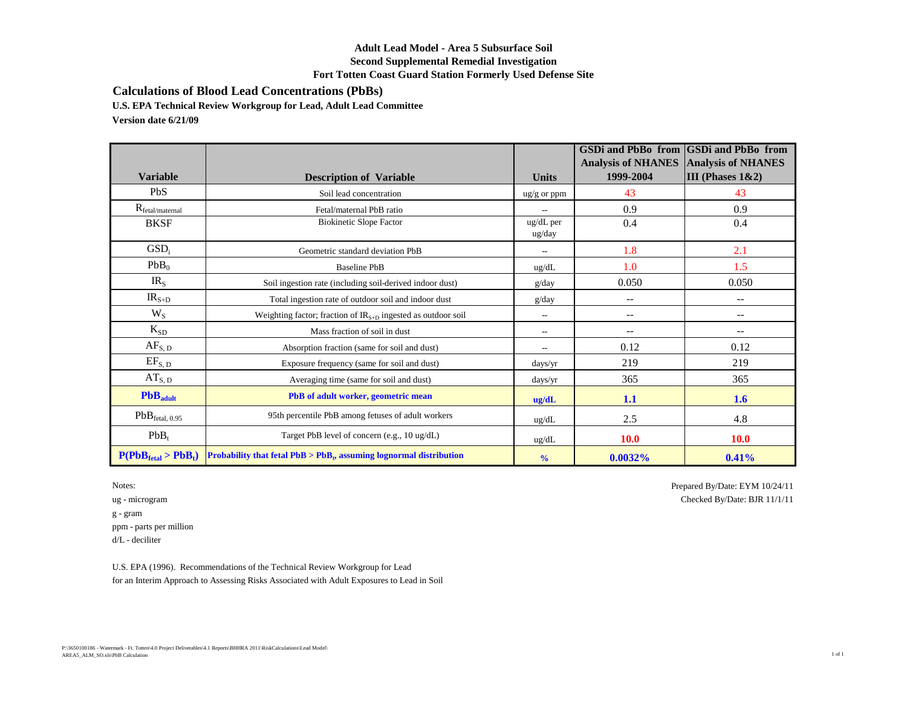**Adult Lead Model - Area 5 Subsurface Soil**
**Second Supplemental Remedial Investigation**
**Fort Totten Coast Guard Station Formerly Used Defense Site**

## Calculations of Blood Lead Concentrations (PbBs)

**U.S. EPA Technical Review Workgroup for Lead, Adult Lead Committee**

**Version date 6/21/09**

| Variable | Description of Variable | Units | GSDi and PbBo from Analysis of NHANES 1999-2004 | GSDi and PbBo from Analysis of NHANES III (Phases 1&2) |
|---|---|---|---|---|
| PbS | Soil lead concentration | ug/g or ppm | 43 | 43 |
| $R_{fetal/maternal}$ | Fetal/maternal PbB ratio | -- | 0.9 | 0.9 |
| BKSF | Biokinetic Slope Factor | ug/dL per ug/day | 0.4 | 0.4 |
| $GSD_i$ | Geometric standard deviation PbB | -- | 1.8 | 2.1 |
| $PbB_0$ | Baseline PbB | ug/dL | 1.0 | 1.5 |
| $IR_S$ | Soil ingestion rate (including soil-derived indoor dust) | g/day | 0.050 | 0.050 |
| $IR_{S+D}$ | Total ingestion rate of outdoor soil and indoor dust | g/day | -- | -- |
| $W_S$ | Weighting factor; fraction of $IR_{S+D}$ ingested as outdoor soil | -- | -- | -- |
| $K_{SD}$ | Mass fraction of soil in dust | -- | -- | -- |
| $AF_{S,D}$ | Absorption fraction (same for soil and dust) | -- | 0.12 | 0.12 |
| $EF_{S,D}$ | Exposure frequency (same for soil and dust) | days/yr | 219 | 219 |
| $AT_{S,D}$ | Averaging time (same for soil and dust) | days/yr | 365 | 365 |
| **$PbB_{adult}$** | **PbB of adult worker, geometric mean** | **ug/dL** | **1.1** | **1.6** |
| $PbB_{fetal, 0.95}$ | 95th percentile PbB among fetuses of adult workers | ug/dL | 2.5 | 4.8 |
| $PbB_t$ | Target PbB level of concern (e.g., 10 ug/dL) | ug/dL | **10.0** | **10.0** |
| **$P(PbB_{fetal} > PbB_t)$** | **Probability that fetal PbB > $PbB_t$, assuming lognormal distribution** | **%** | **0.0032%** | **0.41%** |

Notes:
ug - microgram
g - gram
ppm - parts per million
d/L - deciliter

Prepared By/Date: EYM 10/24/11
Checked By/Date: BJR 11/1/11

U.S. EPA (1996). Recommendations of the Technical Review Workgroup for Lead for an Interim Approach to Assessing Risks Associated with Adult Exposures to Lead in Soil

P:\3650100186 - Watermark - Ft. Totten\4.0 Project Deliverables\4.1 Reports\BHHRA 2011\RiskCalculations\Lead Model\AREA5_ALM_SO.xls\PbB Calculation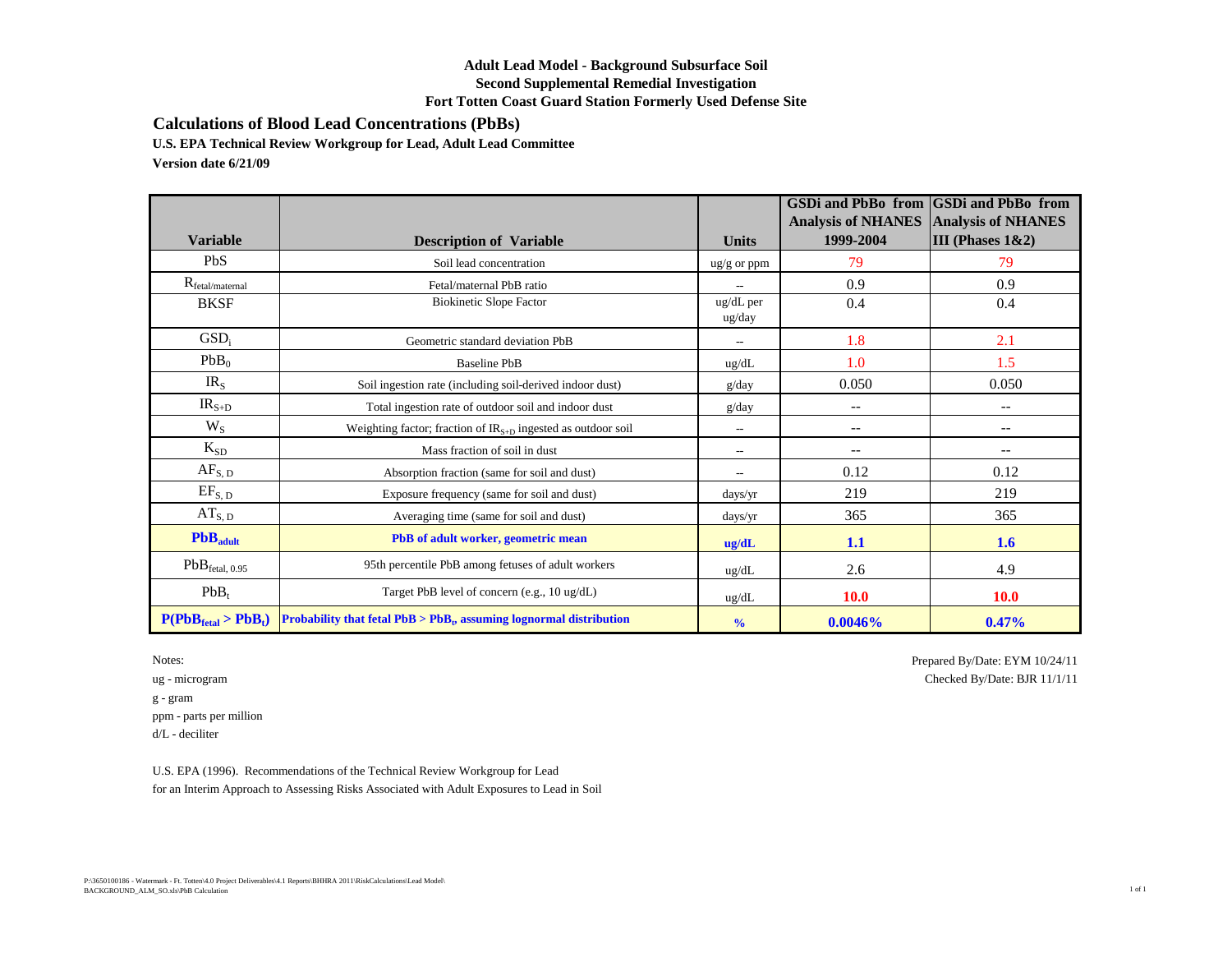**Adult Lead Model - Background Subsurface Soil**
**Second Supplemental Remedial Investigation**
**Fort Totten Coast Guard Station Formerly Used Defense Site**

## Calculations of Blood Lead Concentrations (PbBs)

**U.S. EPA Technical Review Workgroup for Lead, Adult Lead Committee**

**Version date 6/21/09**

| Variable | Description of Variable | Units | GSDi and PbBo from Analysis of NHANES 1999-2004 | GSDi and PbBo from Analysis of NHANES III (Phases 1&2) |
|---|---|---|---|---|
| PbS | Soil lead concentration | ug/g or ppm | 79 | 79 |
| $R_{fetal/maternal}$ | Fetal/maternal PbB ratio | -- | 0.9 | 0.9 |
| BKSF | Biokinetic Slope Factor | ug/dL per ug/day | 0.4 | 0.4 |
| $GSD_i$ | Geometric standard deviation PbB | -- | 1.8 | 2.1 |
| $PbB_0$ | Baseline PbB | ug/dL | 1.0 | 1.5 |
| $IR_S$ | Soil ingestion rate (including soil-derived indoor dust) | g/day | 0.050 | 0.050 |
| $IR_{S+D}$ | Total ingestion rate of outdoor soil and indoor dust | g/day | -- | -- |
| $W_S$ | Weighting factor; fraction of $IR_{S+D}$ ingested as outdoor soil | -- | -- | -- |
| $K_{SD}$ | Mass fraction of soil in dust | -- | -- | -- |
| $AF_{S,D}$ | Absorption fraction (same for soil and dust) | -- | 0.12 | 0.12 |
| $EF_{S,D}$ | Exposure frequency (same for soil and dust) | days/yr | 219 | 219 |
| $AT_{S,D}$ | Averaging time (same for soil and dust) | days/yr | 365 | 365 |
| **$PbB_{adult}$** | **PbB of adult worker, geometric mean** | **ug/dL** | **1.1** | **1.6** |
| $PbB_{fetal,\ 0.95}$ | 95th percentile PbB among fetuses of adult workers | ug/dL | 2.6 | 4.9 |
| $PbB_t$ | Target PbB level of concern (e.g., 10 ug/dL) | ug/dL | **10.0** | **10.0** |
| **$P(PbB_{fetal} > PbB_t)$** | **Probability that fetal PbB > $PbB_t$, assuming lognormal distribution** | **%** | **0.0046%** | **0.47%** |

Notes:
ug - microgram
g - gram
ppm - parts per million
d/L - deciliter

Prepared By/Date: EYM 10/24/11
Checked By/Date: BJR 11/1/11

U.S. EPA (1996). Recommendations of the Technical Review Workgroup for Lead for an Interim Approach to Assessing Risks Associated with Adult Exposures to Lead in Soil

P:\3650100186 - Watermark - Ft. Totten\4.0 Project Deliverables\4.1 Reports\BHHRA 2011\RiskCalculations\Lead Model\BACKGROUND_ALM_SO.xls\PbB Calculation